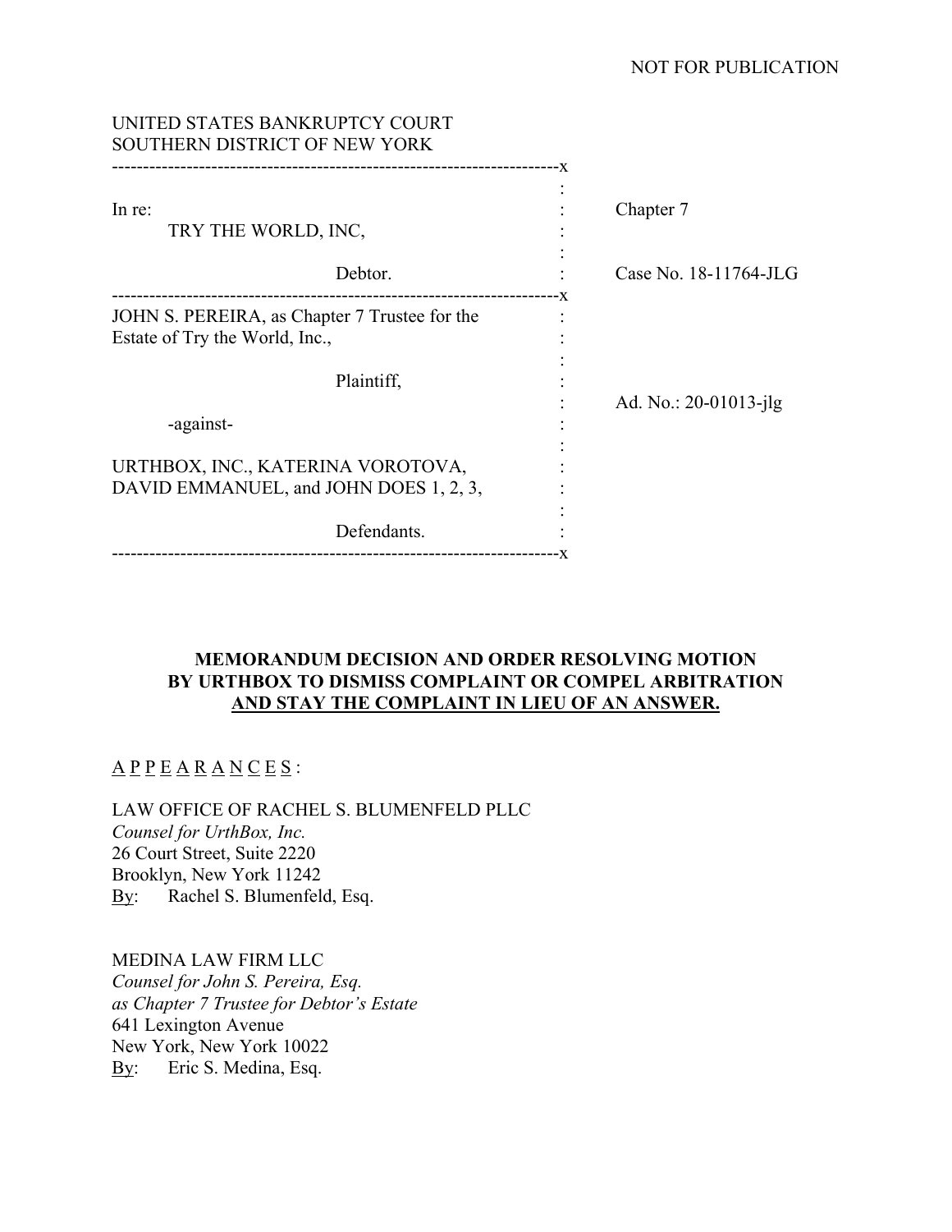NOT FOR PUBLICATION

UNITED STATES BANKRUPTCY COURT
SOUTHERN DISTRICT OF NEW YORK

| | |
|---|---|
| In re:<br>TRY THE WORLD, INC,<br><br>Debtor. | Chapter 7<br><br>Case No. 18-11764-JLG |
| JOHN S. PEREIRA, as Chapter 7 Trustee for the Estate of Try the World, Inc.,<br><br>Plaintiff,<br><br>-against-<br><br>URTHBOX, INC., KATERINA VOROTOVA, DAVID EMMANUEL, and JOHN DOES 1, 2, 3,<br><br>Defendants. | Ad. No.: 20-01013-jlg |

**MEMORANDUM DECISION AND ORDER RESOLVING MOTION BY URTHBOX TO DISMISS COMPLAINT OR COMPEL ARBITRATION AND STAY THE COMPLAINT IN LIEU OF AN ANSWER.**

A P P E A R A N C E S :

LAW OFFICE OF RACHEL S. BLUMENFELD PLLC
*Counsel for UrthBox, Inc.*
26 Court Street, Suite 2220
Brooklyn, New York 11242
By: Rachel S. Blumenfeld, Esq.

MEDINA LAW FIRM LLC
*Counsel for John S. Pereira, Esq.*
*as Chapter 7 Trustee for Debtor's Estate*
641 Lexington Avenue
New York, New York 10022
By: Eric S. Medina, Esq.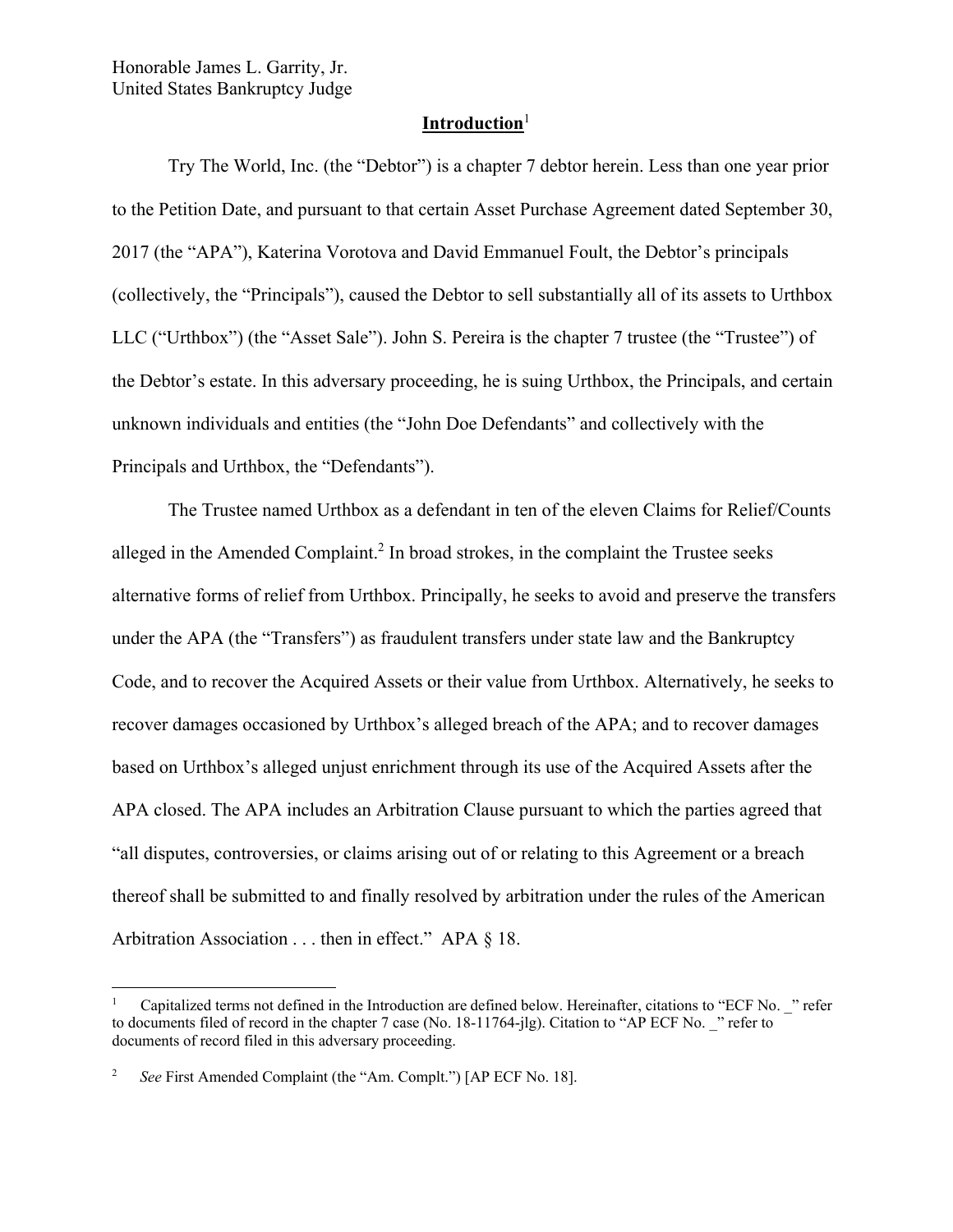Honorable James L. Garrity, Jr.
United States Bankruptcy Judge

## Introduction[1]

Try The World, Inc. (the "Debtor") is a chapter 7 debtor herein. Less than one year prior to the Petition Date, and pursuant to that certain Asset Purchase Agreement dated September 30, 2017 (the "APA"), Katerina Vorotova and David Emmanuel Foult, the Debtor's principals (collectively, the "Principals"), caused the Debtor to sell substantially all of its assets to Urthbox LLC ("Urthbox") (the "Asset Sale"). John S. Pereira is the chapter 7 trustee (the "Trustee") of the Debtor's estate. In this adversary proceeding, he is suing Urthbox, the Principals, and certain unknown individuals and entities (the "John Doe Defendants" and collectively with the Principals and Urthbox, the "Defendants").

The Trustee named Urthbox as a defendant in ten of the eleven Claims for Relief/Counts alleged in the Amended Complaint.[2] In broad strokes, in the complaint the Trustee seeks alternative forms of relief from Urthbox. Principally, he seeks to avoid and preserve the transfers under the APA (the "Transfers") as fraudulent transfers under state law and the Bankruptcy Code, and to recover the Acquired Assets or their value from Urthbox. Alternatively, he seeks to recover damages occasioned by Urthbox's alleged breach of the APA; and to recover damages based on Urthbox's alleged unjust enrichment through its use of the Acquired Assets after the APA closed. The APA includes an Arbitration Clause pursuant to which the parties agreed that "all disputes, controversies, or claims arising out of or relating to this Agreement or a breach thereof shall be submitted to and finally resolved by arbitration under the rules of the American Arbitration Association . . . then in effect." APA § 18.

---

[1] Capitalized terms not defined in the Introduction are defined below. Hereinafter, citations to "ECF No. _" refer to documents filed of record in the chapter 7 case (No. 18-11764-jlg). Citation to "AP ECF No. _" refer to documents of record filed in this adversary proceeding.

[2] *See* First Amended Complaint (the "Am. Complt.") [AP ECF No. 18].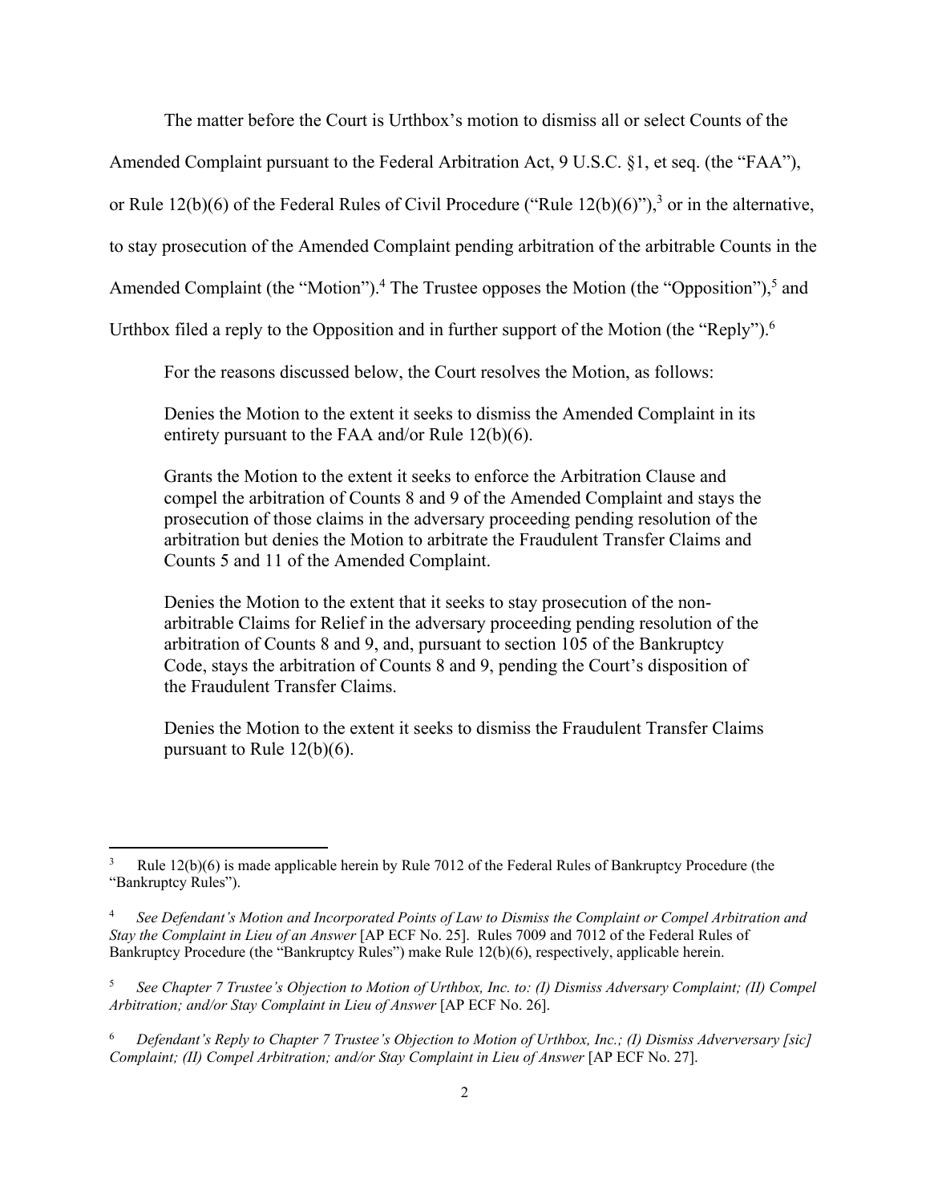The matter before the Court is Urthbox's motion to dismiss all or select Counts of the Amended Complaint pursuant to the Federal Arbitration Act, 9 U.S.C. §1, et seq. (the "FAA"), or Rule 12(b)(6) of the Federal Rules of Civil Procedure ("Rule 12(b)(6)"),[3] or in the alternative, to stay prosecution of the Amended Complaint pending arbitration of the arbitrable Counts in the Amended Complaint (the "Motion").[4] The Trustee opposes the Motion (the "Opposition"),[5] and Urthbox filed a reply to the Opposition and in further support of the Motion (the "Reply").[6]

For the reasons discussed below, the Court resolves the Motion, as follows:

> Denies the Motion to the extent it seeks to dismiss the Amended Complaint in its entirety pursuant to the FAA and/or Rule 12(b)(6).
>
> Grants the Motion to the extent it seeks to enforce the Arbitration Clause and compel the arbitration of Counts 8 and 9 of the Amended Complaint and stays the prosecution of those claims in the adversary proceeding pending resolution of the arbitration but denies the Motion to arbitrate the Fraudulent Transfer Claims and Counts 5 and 11 of the Amended Complaint.
>
> Denies the Motion to the extent that it seeks to stay prosecution of the non-arbitrable Claims for Relief in the adversary proceeding pending resolution of the arbitration of Counts 8 and 9, and, pursuant to section 105 of the Bankruptcy Code, stays the arbitration of Counts 8 and 9, pending the Court's disposition of the Fraudulent Transfer Claims.
>
> Denies the Motion to the extent it seeks to dismiss the Fraudulent Transfer Claims pursuant to Rule 12(b)(6).

---

[3] Rule 12(b)(6) is made applicable herein by Rule 7012 of the Federal Rules of Bankruptcy Procedure (the "Bankruptcy Rules").

[4] *See Defendant's Motion and Incorporated Points of Law to Dismiss the Complaint or Compel Arbitration and Stay the Complaint in Lieu of an Answer* [AP ECF No. 25]. Rules 7009 and 7012 of the Federal Rules of Bankruptcy Procedure (the "Bankruptcy Rules") make Rule 12(b)(6), respectively, applicable herein.

[5] *See Chapter 7 Trustee's Objection to Motion of Urthbox, Inc. to: (I) Dismiss Adversary Complaint; (II) Compel Arbitration; and/or Stay Complaint in Lieu of Answer* [AP ECF No. 26].

[6] *Defendant's Reply to Chapter 7 Trustee's Objection to Motion of Urthbox, Inc.; (I) Dismiss Adverversary [sic] Complaint; (II) Compel Arbitration; and/or Stay Complaint in Lieu of Answer* [AP ECF No. 27].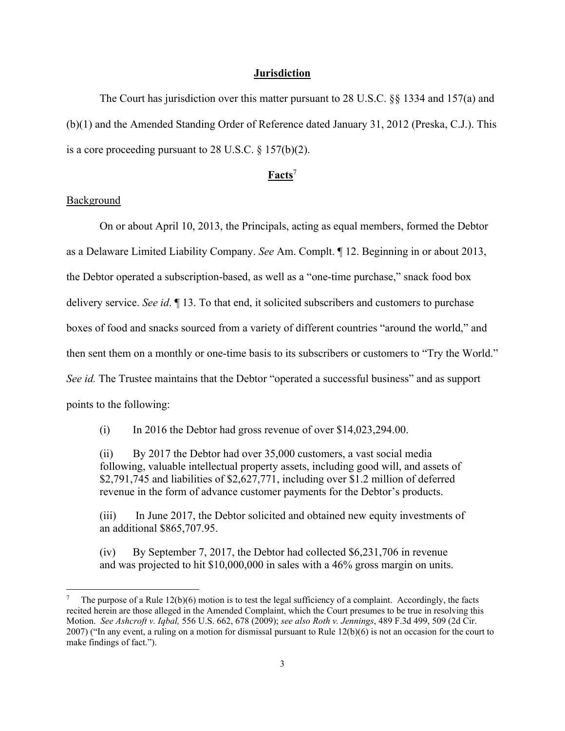## Jurisdiction

The Court has jurisdiction over this matter pursuant to 28 U.S.C. §§ 1334 and 157(a) and (b)(1) and the Amended Standing Order of Reference dated January 31, 2012 (Preska, C.J.). This is a core proceeding pursuant to 28 U.S.C. § 157(b)(2).

## Facts[7]

### Background

On or about April 10, 2013, the Principals, acting as equal members, formed the Debtor as a Delaware Limited Liability Company. *See* Am. Complt. ¶ 12. Beginning in or about 2013, the Debtor operated a subscription-based, as well as a "one-time purchase," snack food box delivery service. *See id*. ¶ 13. To that end, it solicited subscribers and customers to purchase boxes of food and snacks sourced from a variety of different countries "around the world," and then sent them on a monthly or one-time basis to its subscribers or customers to "Try the World." *See id.* The Trustee maintains that the Debtor "operated a successful business" and as support points to the following:

(i) In 2016 the Debtor had gross revenue of over $14,023,294.00.

(ii) By 2017 the Debtor had over 35,000 customers, a vast social media following, valuable intellectual property assets, including good will, and assets of $2,791,745 and liabilities of $2,627,771, including over $1.2 million of deferred revenue in the form of advance customer payments for the Debtor's products.

(iii) In June 2017, the Debtor solicited and obtained new equity investments of an additional $865,707.95.

(iv) By September 7, 2017, the Debtor had collected $6,231,706 in revenue and was projected to hit $10,000,000 in sales with a 46% gross margin on units.

---

[7] The purpose of a Rule 12(b)(6) motion is to test the legal sufficiency of a complaint. Accordingly, the facts recited herein are those alleged in the Amended Complaint, which the Court presumes to be true in resolving this Motion. *See Ashcroft v. Iqbal,* 556 U.S. 662, 678 (2009); *see also Roth v. Jennings*, 489 F.3d 499, 509 (2d Cir. 2007) ("In any event, a ruling on a motion for dismissal pursuant to Rule 12(b)(6) is not an occasion for the court to make findings of fact.").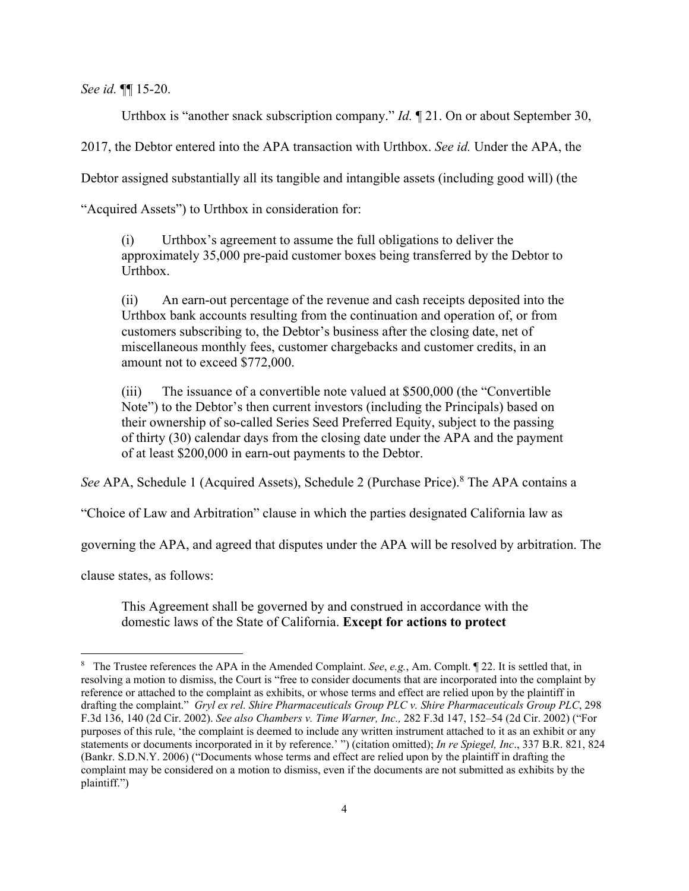*See id.* ¶¶ 15-20.

Urthbox is "another snack subscription company." *Id.* ¶ 21. On or about September 30, 2017, the Debtor entered into the APA transaction with Urthbox. *See id.* Under the APA, the Debtor assigned substantially all its tangible and intangible assets (including good will) (the "Acquired Assets") to Urthbox in consideration for:

> (i) Urthbox's agreement to assume the full obligations to deliver the approximately 35,000 pre-paid customer boxes being transferred by the Debtor to Urthbox.
>
> (ii) An earn-out percentage of the revenue and cash receipts deposited into the Urthbox bank accounts resulting from the continuation and operation of, or from customers subscribing to, the Debtor's business after the closing date, net of miscellaneous monthly fees, customer chargebacks and customer credits, in an amount not to exceed $772,000.
>
> (iii) The issuance of a convertible note valued at $500,000 (the "Convertible Note") to the Debtor's then current investors (including the Principals) based on their ownership of so-called Series Seed Preferred Equity, subject to the passing of thirty (30) calendar days from the closing date under the APA and the payment of at least $200,000 in earn-out payments to the Debtor.

*See* APA, Schedule 1 (Acquired Assets), Schedule 2 (Purchase Price).[8] The APA contains a "Choice of Law and Arbitration" clause in which the parties designated California law as governing the APA, and agreed that disputes under the APA will be resolved by arbitration. The clause states, as follows:

> This Agreement shall be governed by and construed in accordance with the domestic laws of the State of California. **Except for actions to protect**

[8] The Trustee references the APA in the Amended Complaint. *See*, *e.g.*, Am. Complt. ¶ 22. It is settled that, in resolving a motion to dismiss, the Court is "free to consider documents that are incorporated into the complaint by reference or attached to the complaint as exhibits, or whose terms and effect are relied upon by the plaintiff in drafting the complaint." *Gryl ex rel. Shire Pharmaceuticals Group PLC v. Shire Pharmaceuticals Group PLC*, 298 F.3d 136, 140 (2d Cir. 2002). *See also Chambers v. Time Warner, Inc.,* 282 F.3d 147, 152–54 (2d Cir. 2002) ("For purposes of this rule, 'the complaint is deemed to include any written instrument attached to it as an exhibit or any statements or documents incorporated in it by reference.' ") (citation omitted); *In re Spiegel, Inc*., 337 B.R. 821, 824 (Bankr. S.D.N.Y. 2006) ("Documents whose terms and effect are relied upon by the plaintiff in drafting the complaint may be considered on a motion to dismiss, even if the documents are not submitted as exhibits by the plaintiff.")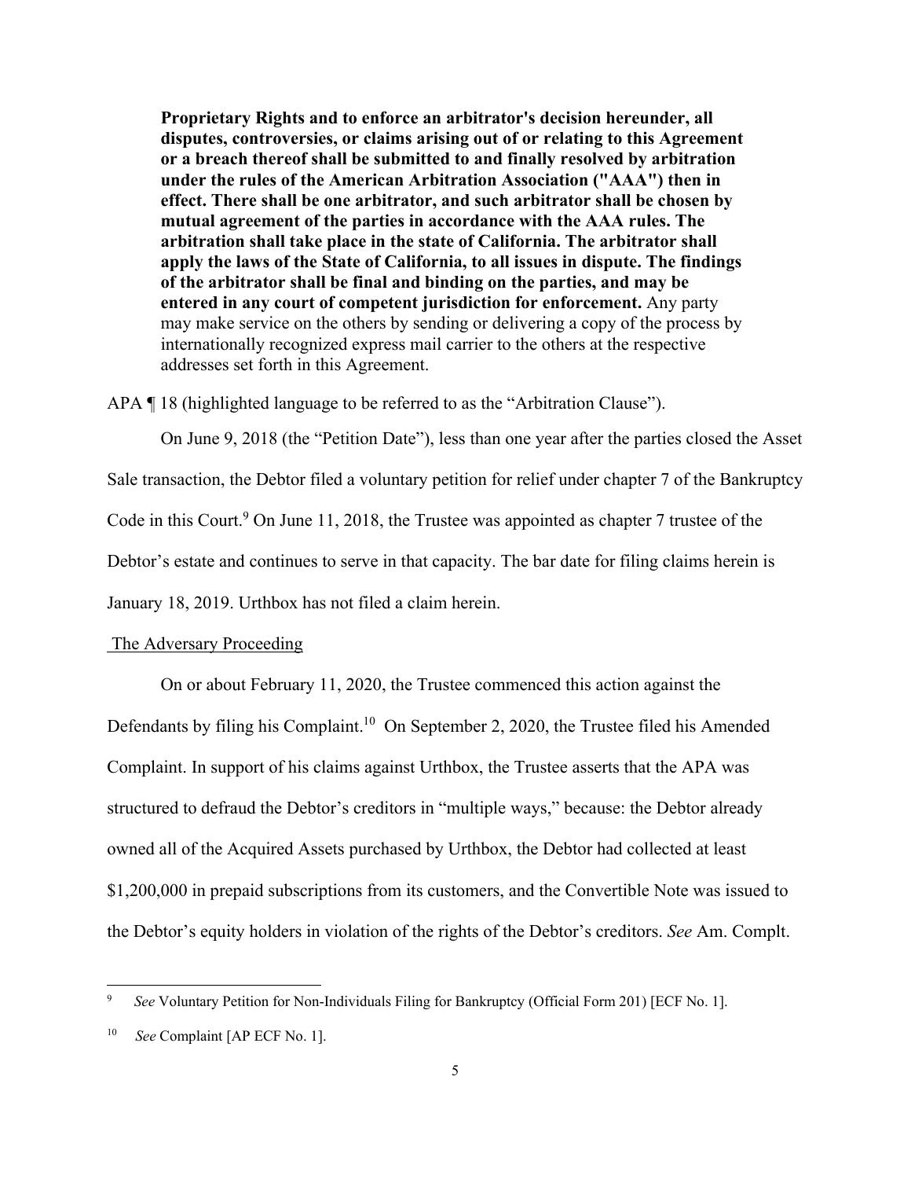> **Proprietary Rights and to enforce an arbitrator's decision hereunder, all disputes, controversies, or claims arising out of or relating to this Agreement or a breach thereof shall be submitted to and finally resolved by arbitration under the rules of the American Arbitration Association ("AAA") then in effect. There shall be one arbitrator, and such arbitrator shall be chosen by mutual agreement of the parties in accordance with the AAA rules. The arbitration shall take place in the state of California. The arbitrator shall apply the laws of the State of California, to all issues in dispute. The findings of the arbitrator shall be final and binding on the parties, and may be entered in any court of competent jurisdiction for enforcement.** Any party may make service on the others by sending or delivering a copy of the process by internationally recognized express mail carrier to the others at the respective addresses set forth in this Agreement.

APA ¶ 18 (highlighted language to be referred to as the "Arbitration Clause").

On June 9, 2018 (the "Petition Date"), less than one year after the parties closed the Asset Sale transaction, the Debtor filed a voluntary petition for relief under chapter 7 of the Bankruptcy Code in this Court.[9] On June 11, 2018, the Trustee was appointed as chapter 7 trustee of the Debtor's estate and continues to serve in that capacity. The bar date for filing claims herein is January 18, 2019. Urthbox has not filed a claim herein.

The Adversary Proceeding

On or about February 11, 2020, the Trustee commenced this action against the Defendants by filing his Complaint.[10] On September 2, 2020, the Trustee filed his Amended Complaint. In support of his claims against Urthbox, the Trustee asserts that the APA was structured to defraud the Debtor's creditors in "multiple ways," because: the Debtor already owned all of the Acquired Assets purchased by Urthbox, the Debtor had collected at least $1,200,000 in prepaid subscriptions from its customers, and the Convertible Note was issued to the Debtor's equity holders in violation of the rights of the Debtor's creditors. *See* Am. Complt.

---

[9] *See* Voluntary Petition for Non-Individuals Filing for Bankruptcy (Official Form 201) [ECF No. 1].

[10] *See* Complaint [AP ECF No. 1].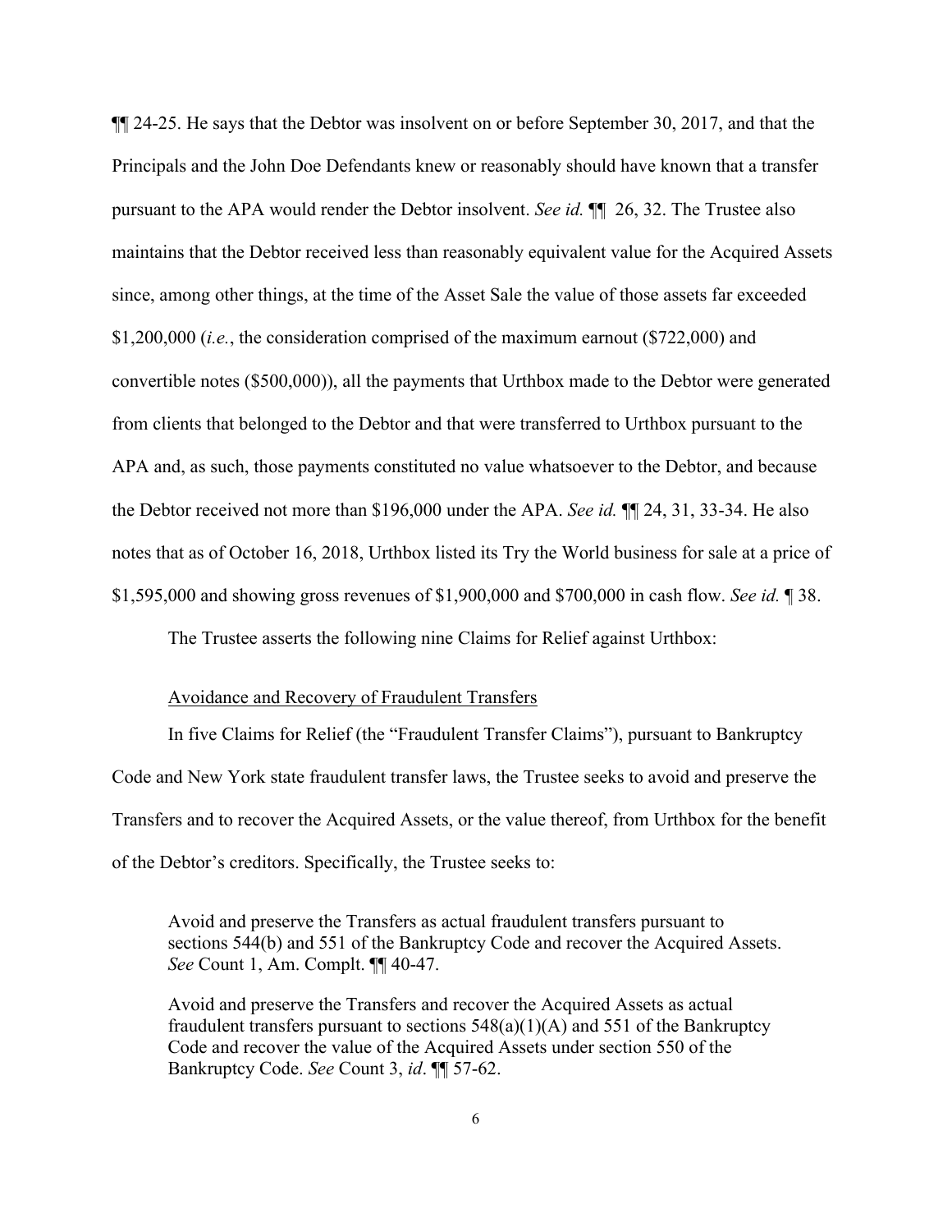¶¶ 24-25. He says that the Debtor was insolvent on or before September 30, 2017, and that the Principals and the John Doe Defendants knew or reasonably should have known that a transfer pursuant to the APA would render the Debtor insolvent. *See id.* ¶¶ 26, 32. The Trustee also maintains that the Debtor received less than reasonably equivalent value for the Acquired Assets since, among other things, at the time of the Asset Sale the value of those assets far exceeded $1,200,000 (*i.e.*, the consideration comprised of the maximum earnout ($722,000) and convertible notes ($500,000)), all the payments that Urthbox made to the Debtor were generated from clients that belonged to the Debtor and that were transferred to Urthbox pursuant to the APA and, as such, those payments constituted no value whatsoever to the Debtor, and because the Debtor received not more than $196,000 under the APA. *See id.* ¶¶ 24, 31, 33-34. He also notes that as of October 16, 2018, Urthbox listed its Try the World business for sale at a price of $1,595,000 and showing gross revenues of $1,900,000 and $700,000 in cash flow. *See id.* ¶ 38.

The Trustee asserts the following nine Claims for Relief against Urthbox:

Avoidance and Recovery of Fraudulent Transfers

In five Claims for Relief (the "Fraudulent Transfer Claims"), pursuant to Bankruptcy Code and New York state fraudulent transfer laws, the Trustee seeks to avoid and preserve the Transfers and to recover the Acquired Assets, or the value thereof, from Urthbox for the benefit of the Debtor's creditors. Specifically, the Trustee seeks to:

> Avoid and preserve the Transfers as actual fraudulent transfers pursuant to sections 544(b) and 551 of the Bankruptcy Code and recover the Acquired Assets. *See* Count 1, Am. Compl. ¶¶ 40-47.
>
> Avoid and preserve the Transfers and recover the Acquired Assets as actual fraudulent transfers pursuant to sections 548(a)(1)(A) and 551 of the Bankruptcy Code and recover the value of the Acquired Assets under section 550 of the Bankruptcy Code. *See* Count 3, *id*. ¶¶ 57-62.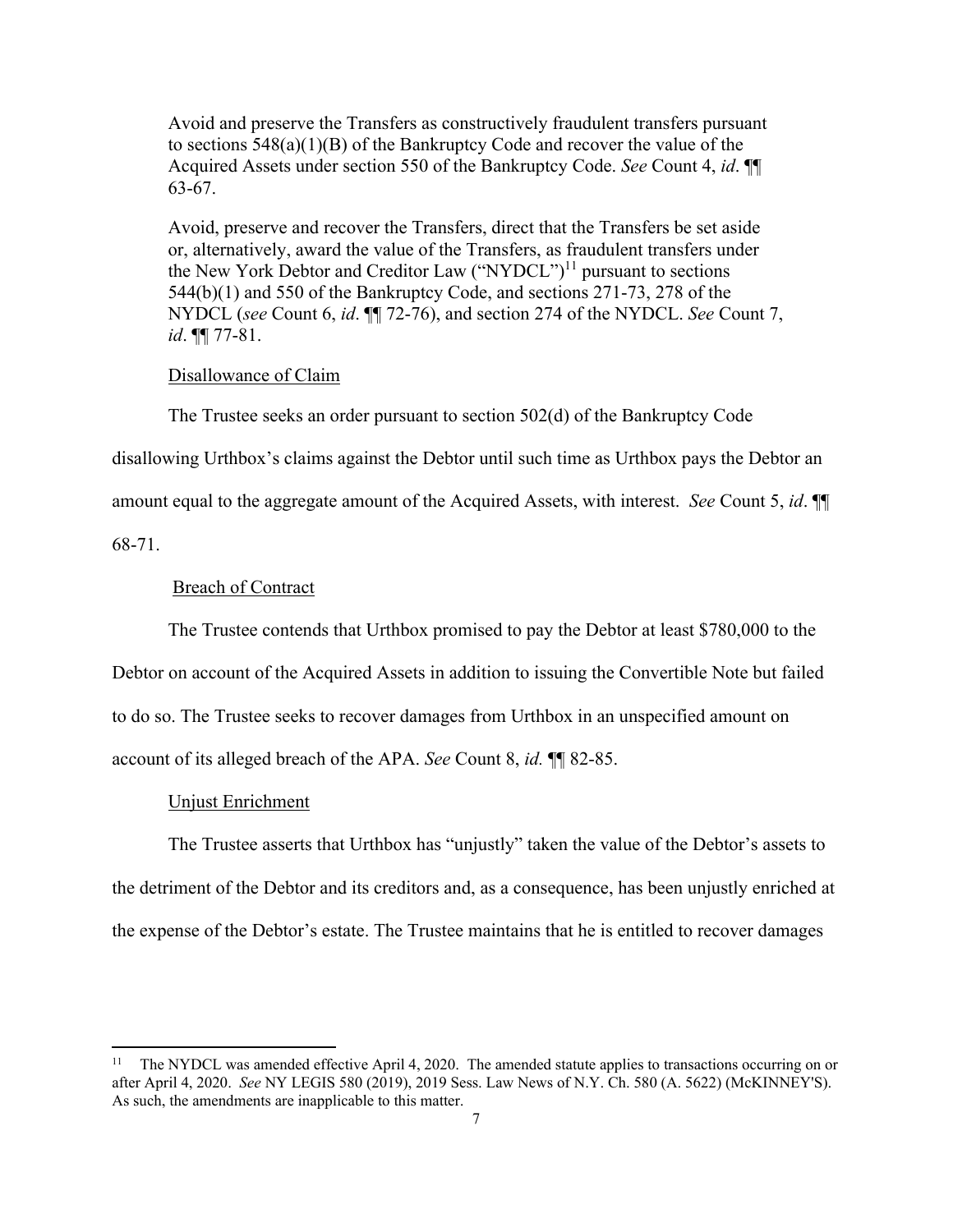Avoid and preserve the Transfers as constructively fraudulent transfers pursuant to sections 548(a)(1)(B) of the Bankruptcy Code and recover the value of the Acquired Assets under section 550 of the Bankruptcy Code. *See* Count 4, *id*. ¶¶ 63-67.

Avoid, preserve and recover the Transfers, direct that the Transfers be set aside or, alternatively, award the value of the Transfers, as fraudulent transfers under the New York Debtor and Creditor Law ("NYDCL")[11] pursuant to sections 544(b)(1) and 550 of the Bankruptcy Code, and sections 271-73, 278 of the NYDCL (*see* Count 6, *id*. ¶¶ 72-76), and section 274 of the NYDCL. *See* Count 7, *id*. ¶¶ 77-81.

Disallowance of Claim

The Trustee seeks an order pursuant to section 502(d) of the Bankruptcy Code disallowing Urthbox's claims against the Debtor until such time as Urthbox pays the Debtor an amount equal to the aggregate amount of the Acquired Assets, with interest. *See* Count 5, *id*. ¶¶ 68-71.

Breach of Contract

The Trustee contends that Urthbox promised to pay the Debtor at least $780,000 to the Debtor on account of the Acquired Assets in addition to issuing the Convertible Note but failed to do so. The Trustee seeks to recover damages from Urthbox in an unspecified amount on account of its alleged breach of the APA. *See* Count 8, *id.* ¶¶ 82-85.

Unjust Enrichment

The Trustee asserts that Urthbox has "unjustly" taken the value of the Debtor's assets to the detriment of the Debtor and its creditors and, as a consequence, has been unjustly enriched at the expense of the Debtor's estate. The Trustee maintains that he is entitled to recover damages

[11] The NYDCL was amended effective April 4, 2020. The amended statute applies to transactions occurring on or after April 4, 2020. *See* NY LEGIS 580 (2019), 2019 Sess. Law News of N.Y. Ch. 580 (A. 5622) (McKINNEY'S). As such, the amendments are inapplicable to this matter.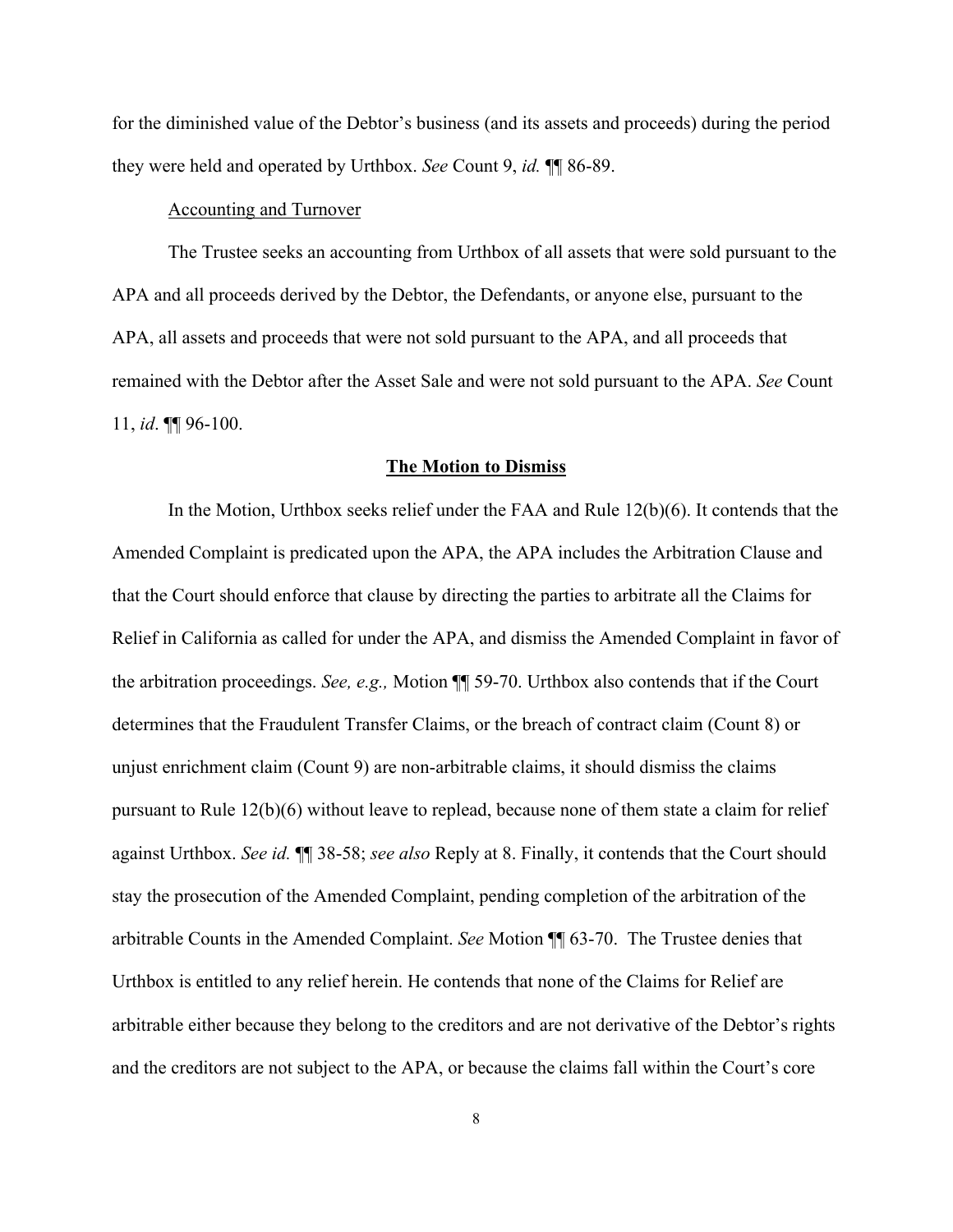for the diminished value of the Debtor's business (and its assets and proceeds) during the period they were held and operated by Urthbox. *See* Count 9, *id.* ¶¶ 86-89.

<u>Accounting and Turnover</u>

The Trustee seeks an accounting from Urthbox of all assets that were sold pursuant to the APA and all proceeds derived by the Debtor, the Defendants, or anyone else, pursuant to the APA, all assets and proceeds that were not sold pursuant to the APA, and all proceeds that remained with the Debtor after the Asset Sale and were not sold pursuant to the APA. *See* Count 11, *id*. ¶¶ 96-100.

## <u>The Motion to Dismiss</u>

In the Motion, Urthbox seeks relief under the FAA and Rule 12(b)(6). It contends that the Amended Complaint is predicated upon the APA, the APA includes the Arbitration Clause and that the Court should enforce that clause by directing the parties to arbitrate all the Claims for Relief in California as called for under the APA, and dismiss the Amended Complaint in favor of the arbitration proceedings. *See, e.g.,* Motion ¶¶ 59-70. Urthbox also contends that if the Court determines that the Fraudulent Transfer Claims, or the breach of contract claim (Count 8) or unjust enrichment claim (Count 9) are non-arbitrable claims, it should dismiss the claims pursuant to Rule 12(b)(6) without leave to replead, because none of them state a claim for relief against Urthbox. *See id.* ¶¶ 38-58; *see also* Reply at 8. Finally, it contends that the Court should stay the prosecution of the Amended Complaint, pending completion of the arbitration of the arbitrable Counts in the Amended Complaint. *See* Motion ¶¶ 63-70. The Trustee denies that Urthbox is entitled to any relief herein. He contends that none of the Claims for Relief are arbitrable either because they belong to the creditors and are not derivative of the Debtor's rights and the creditors are not subject to the APA, or because the claims fall within the Court's core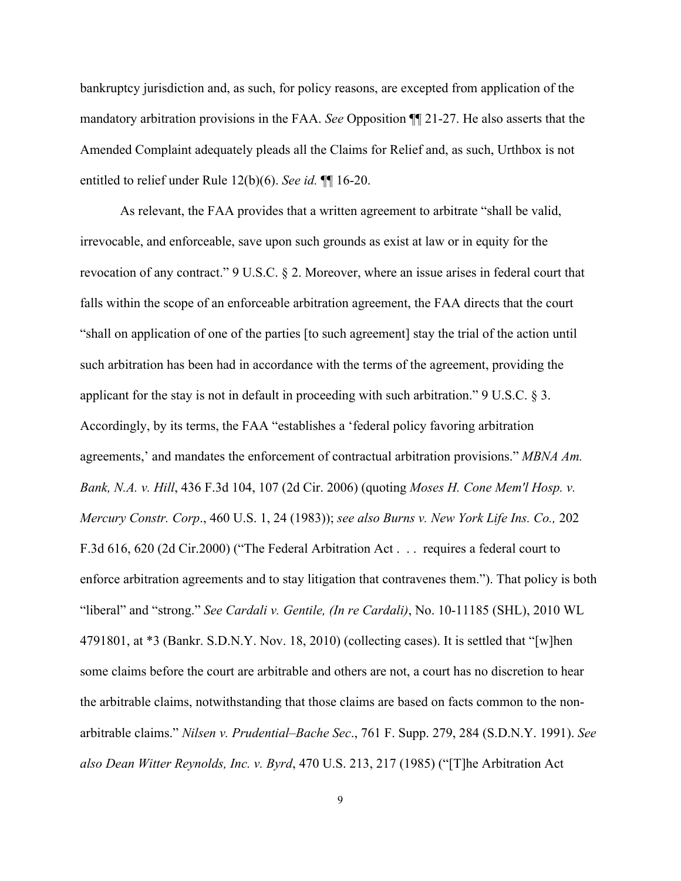bankruptcy jurisdiction and, as such, for policy reasons, are excepted from application of the mandatory arbitration provisions in the FAA. *See* Opposition ¶¶ 21-27. He also asserts that the Amended Complaint adequately pleads all the Claims for Relief and, as such, Urthbox is not entitled to relief under Rule 12(b)(6). *See id.* ¶¶ 16-20.

As relevant, the FAA provides that a written agreement to arbitrate "shall be valid, irrevocable, and enforceable, save upon such grounds as exist at law or in equity for the revocation of any contract." 9 U.S.C. § 2. Moreover, where an issue arises in federal court that falls within the scope of an enforceable arbitration agreement, the FAA directs that the court "shall on application of one of the parties [to such agreement] stay the trial of the action until such arbitration has been had in accordance with the terms of the agreement, providing the applicant for the stay is not in default in proceeding with such arbitration." 9 U.S.C. § 3. Accordingly, by its terms, the FAA "establishes a 'federal policy favoring arbitration agreements,' and mandates the enforcement of contractual arbitration provisions." *MBNA Am. Bank, N.A. v. Hill*, 436 F.3d 104, 107 (2d Cir. 2006) (quoting *Moses H. Cone Mem'l Hosp. v. Mercury Constr. Corp*., 460 U.S. 1, 24 (1983)); *see also Burns v. New York Life Ins. Co.,* 202 F.3d 616, 620 (2d Cir.2000) ("The Federal Arbitration Act . . . requires a federal court to enforce arbitration agreements and to stay litigation that contravenes them."). That policy is both "liberal" and "strong." *See Cardali v. Gentile, (In re Cardali)*, No. 10-11185 (SHL), 2010 WL 4791801, at *3 (Bankr. S.D.N.Y. Nov. 18, 2010) (collecting cases). It is settled that "[w]hen some claims before the court are arbitrable and others are not, a court has no discretion to hear the arbitrable claims, notwithstanding that those claims are based on facts common to the non-arbitrable claims." *Nilsen v. Prudential–Bache Sec*., 761 F. Supp. 279, 284 (S.D.N.Y. 1991). *See also Dean Witter Reynolds, Inc. v. Byrd*, 470 U.S. 213, 217 (1985) ("[T]he Arbitration Act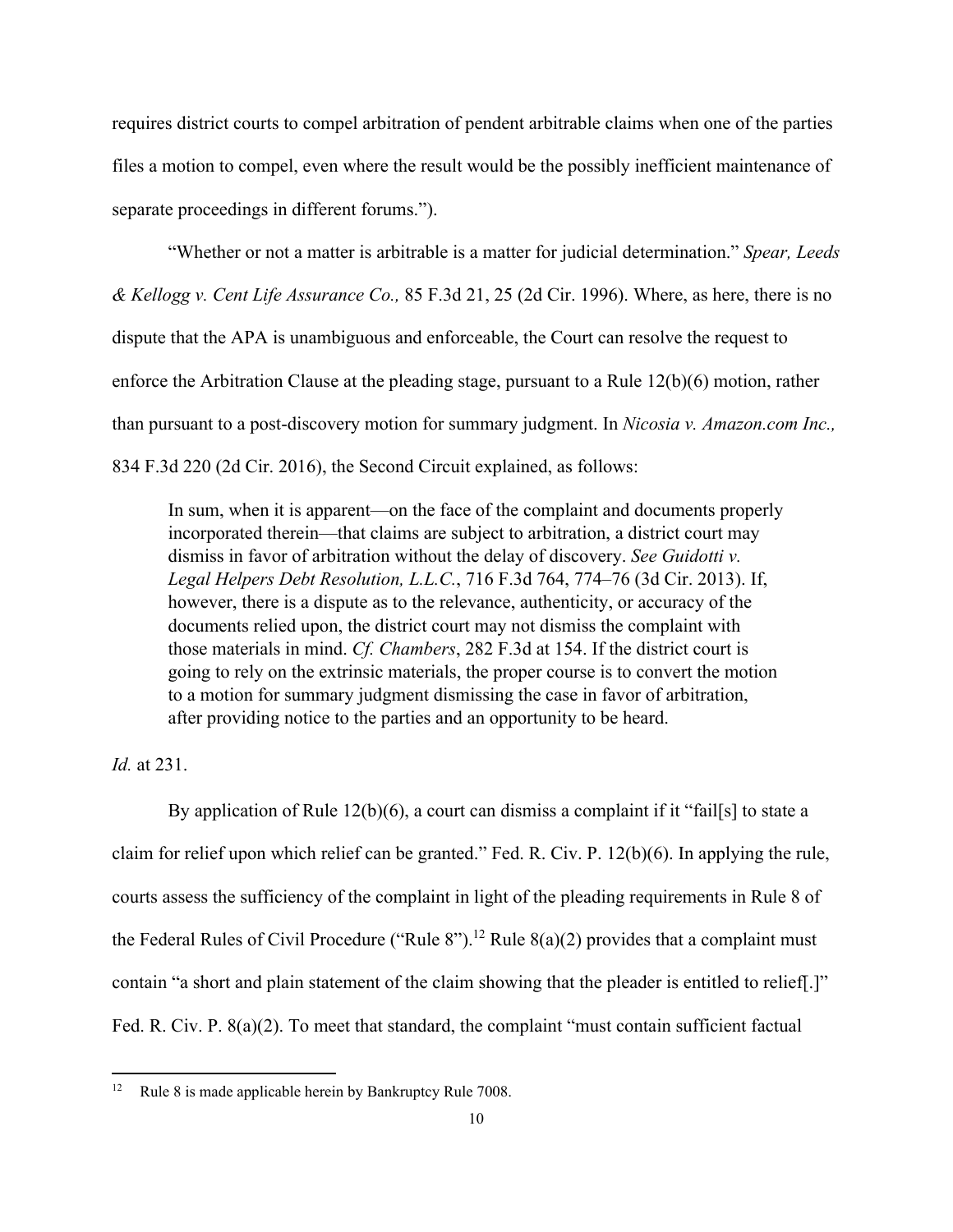requires district courts to compel arbitration of pendent arbitrable claims when one of the parties files a motion to compel, even where the result would be the possibly inefficient maintenance of separate proceedings in different forums.").

"Whether or not a matter is arbitrable is a matter for judicial determination." *Spear, Leeds & Kellogg v. Cent Life Assurance Co.,* 85 F.3d 21, 25 (2d Cir. 1996). Where, as here, there is no dispute that the APA is unambiguous and enforceable, the Court can resolve the request to enforce the Arbitration Clause at the pleading stage, pursuant to a Rule 12(b)(6) motion, rather than pursuant to a post-discovery motion for summary judgment. In *Nicosia v. Amazon.com Inc.,* 834 F.3d 220 (2d Cir. 2016), the Second Circuit explained, as follows:

> In sum, when it is apparent—on the face of the complaint and documents properly incorporated therein—that claims are subject to arbitration, a district court may dismiss in favor of arbitration without the delay of discovery. *See Guidotti v. Legal Helpers Debt Resolution, L.L.C.*, 716 F.3d 764, 774–76 (3d Cir. 2013). If, however, there is a dispute as to the relevance, authenticity, or accuracy of the documents relied upon, the district court may not dismiss the complaint with those materials in mind. *Cf. Chambers*, 282 F.3d at 154. If the district court is going to rely on the extrinsic materials, the proper course is to convert the motion to a motion for summary judgment dismissing the case in favor of arbitration, after providing notice to the parties and an opportunity to be heard.

*Id.* at 231.

By application of Rule 12(b)(6), a court can dismiss a complaint if it "fail[s] to state a claim for relief upon which relief can be granted." Fed. R. Civ. P. 12(b)(6). In applying the rule, courts assess the sufficiency of the complaint in light of the pleading requirements in Rule 8 of the Federal Rules of Civil Procedure ("Rule 8").[12] Rule 8(a)(2) provides that a complaint must contain "a short and plain statement of the claim showing that the pleader is entitled to relief[.]" Fed. R. Civ. P. 8(a)(2). To meet that standard, the complaint "must contain sufficient factual

[12] Rule 8 is made applicable herein by Bankruptcy Rule 7008.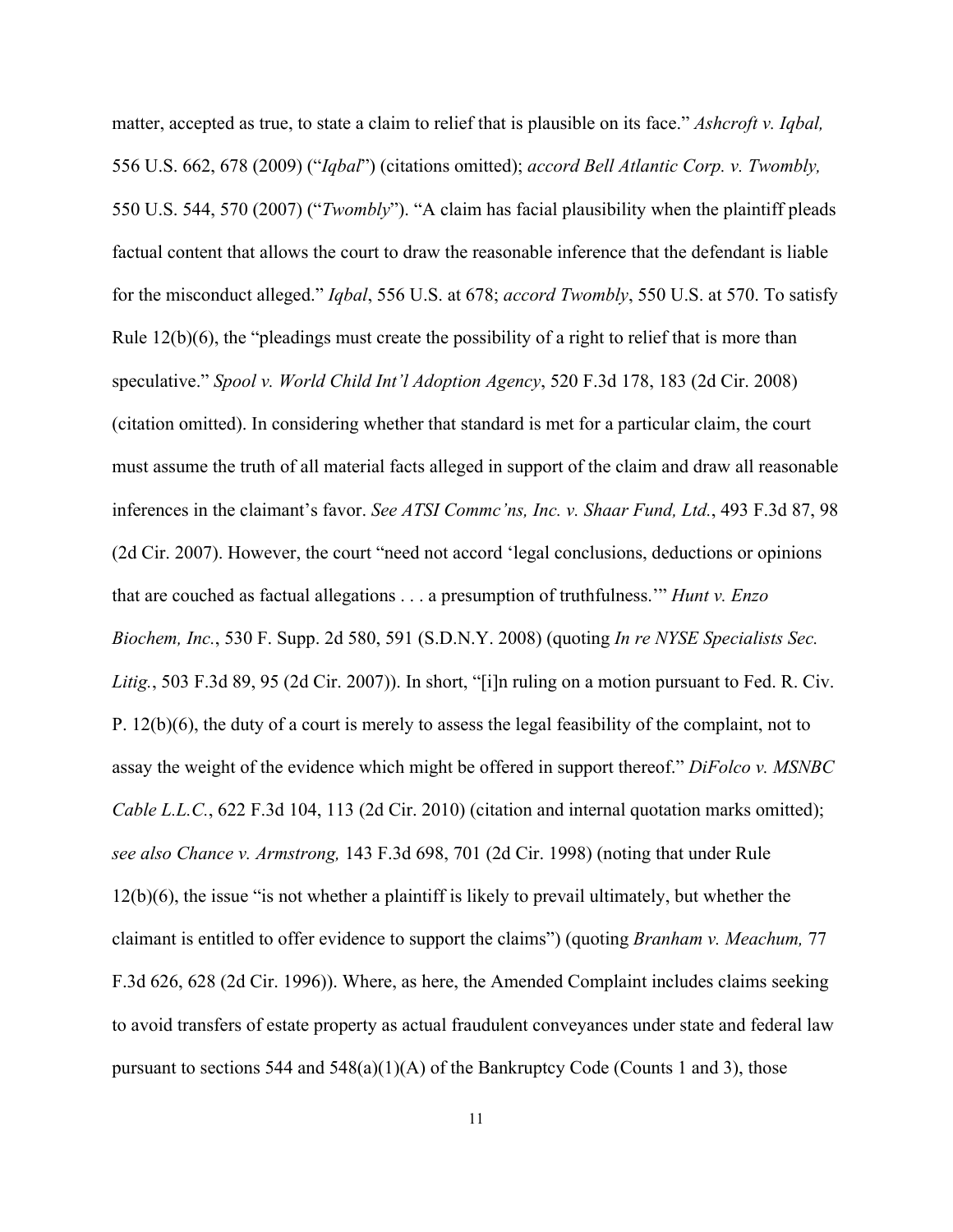matter, accepted as true, to state a claim to relief that is plausible on its face." *Ashcroft v. Iqbal,* 556 U.S. 662, 678 (2009) ("*Iqbal*") (citations omitted); *accord Bell Atlantic Corp. v. Twombly,* 550 U.S. 544, 570 (2007) ("*Twombly*"). "A claim has facial plausibility when the plaintiff pleads factual content that allows the court to draw the reasonable inference that the defendant is liable for the misconduct alleged." *Iqbal*, 556 U.S. at 678; *accord Twombly*, 550 U.S. at 570. To satisfy Rule 12(b)(6), the "pleadings must create the possibility of a right to relief that is more than speculative." *Spool v. World Child Int'l Adoption Agency*, 520 F.3d 178, 183 (2d Cir. 2008) (citation omitted). In considering whether that standard is met for a particular claim, the court must assume the truth of all material facts alleged in support of the claim and draw all reasonable inferences in the claimant's favor. *See ATSI Commc'ns, Inc. v. Shaar Fund, Ltd.*, 493 F.3d 87, 98 (2d Cir. 2007). However, the court "need not accord 'legal conclusions, deductions or opinions that are couched as factual allegations . . . a presumption of truthfulness.'" *Hunt v. Enzo Biochem, Inc.*, 530 F. Supp. 2d 580, 591 (S.D.N.Y. 2008) (quoting *In re NYSE Specialists Sec. Litig.*, 503 F.3d 89, 95 (2d Cir. 2007)). In short, "[i]n ruling on a motion pursuant to Fed. R. Civ. P. 12(b)(6), the duty of a court is merely to assess the legal feasibility of the complaint, not to assay the weight of the evidence which might be offered in support thereof." *DiFolco v. MSNBC Cable L.L.C.*, 622 F.3d 104, 113 (2d Cir. 2010) (citation and internal quotation marks omitted); *see also Chance v. Armstrong,* 143 F.3d 698, 701 (2d Cir. 1998) (noting that under Rule 12(b)(6), the issue "is not whether a plaintiff is likely to prevail ultimately, but whether the claimant is entitled to offer evidence to support the claims") (quoting *Branham v. Meachum,* 77 F.3d 626, 628 (2d Cir. 1996)). Where, as here, the Amended Complaint includes claims seeking to avoid transfers of estate property as actual fraudulent conveyances under state and federal law pursuant to sections 544 and 548(a)(1)(A) of the Bankruptcy Code (Counts 1 and 3), those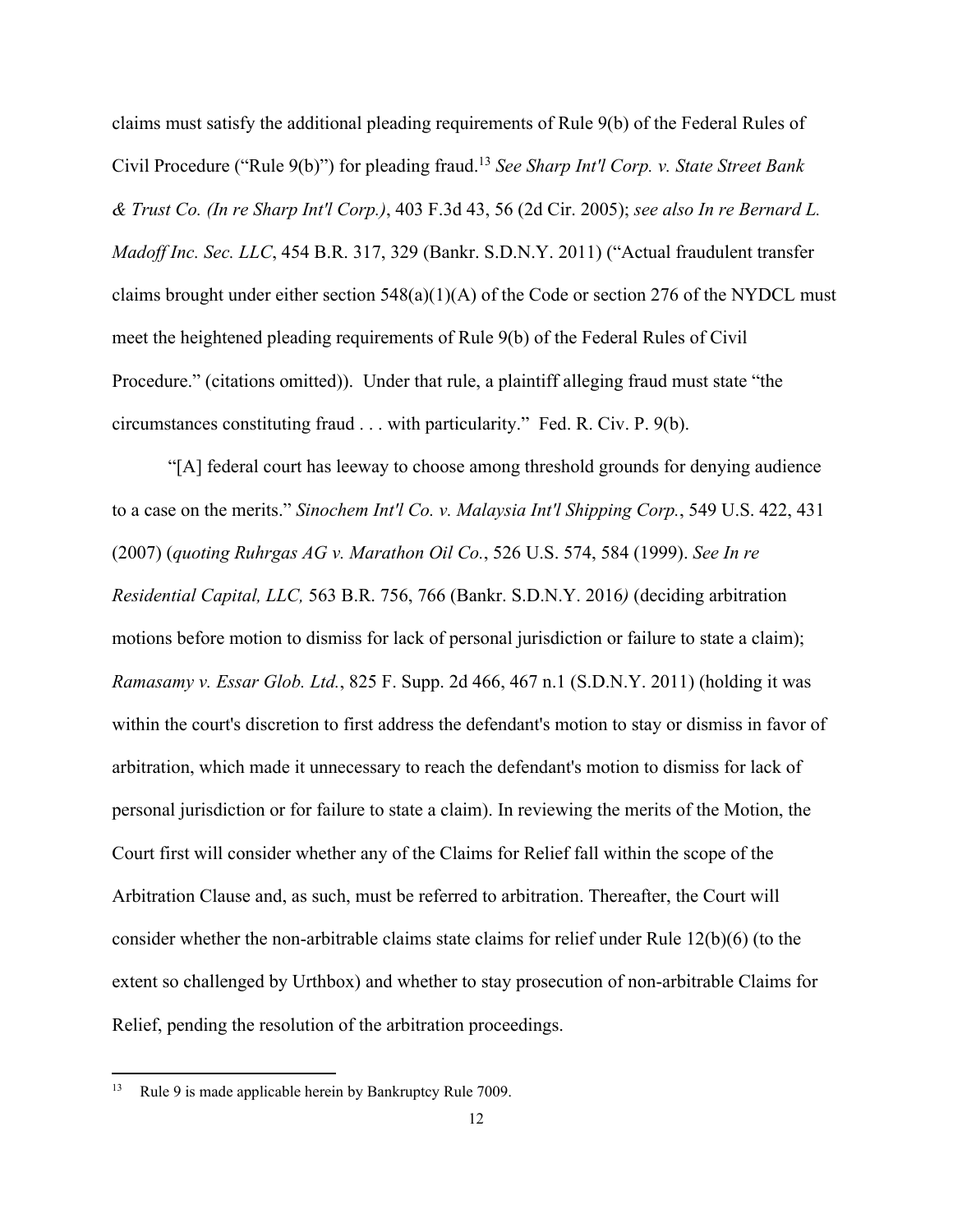claims must satisfy the additional pleading requirements of Rule 9(b) of the Federal Rules of Civil Procedure ("Rule 9(b)") for pleading fraud.[13] *See Sharp Int'l Corp. v. State Street Bank & Trust Co. (In re Sharp Int'l Corp.)*, 403 F.3d 43, 56 (2d Cir. 2005); *see also In re Bernard L. Madoff Inc. Sec. LLC*, 454 B.R. 317, 329 (Bankr. S.D.N.Y. 2011) ("Actual fraudulent transfer claims brought under either section 548(a)(1)(A) of the Code or section 276 of the NYDCL must meet the heightened pleading requirements of Rule 9(b) of the Federal Rules of Civil Procedure." (citations omitted)). Under that rule, a plaintiff alleging fraud must state "the circumstances constituting fraud . . . with particularity." Fed. R. Civ. P. 9(b).

"[A] federal court has leeway to choose among threshold grounds for denying audience to a case on the merits." *Sinochem Int'l Co. v. Malaysia Int'l Shipping Corp.*, 549 U.S. 422, 431 (2007) (*quoting Ruhrgas AG v. Marathon Oil Co.*, 526 U.S. 574, 584 (1999). *See In re Residential Capital, LLC,* 563 B.R. 756, 766 (Bankr. S.D.N.Y. 2016) (deciding arbitration motions before motion to dismiss for lack of personal jurisdiction or failure to state a claim); *Ramasamy v. Essar Glob. Ltd.*, 825 F. Supp. 2d 466, 467 n.1 (S.D.N.Y. 2011) (holding it was within the court's discretion to first address the defendant's motion to stay or dismiss in favor of arbitration, which made it unnecessary to reach the defendant's motion to dismiss for lack of personal jurisdiction or for failure to state a claim). In reviewing the merits of the Motion, the Court first will consider whether any of the Claims for Relief fall within the scope of the Arbitration Clause and, as such, must be referred to arbitration. Thereafter, the Court will consider whether the non-arbitrable claims state claims for relief under Rule 12(b)(6) (to the extent so challenged by Urthbox) and whether to stay prosecution of non-arbitrable Claims for Relief, pending the resolution of the arbitration proceedings.

---

[13] Rule 9 is made applicable herein by Bankruptcy Rule 7009.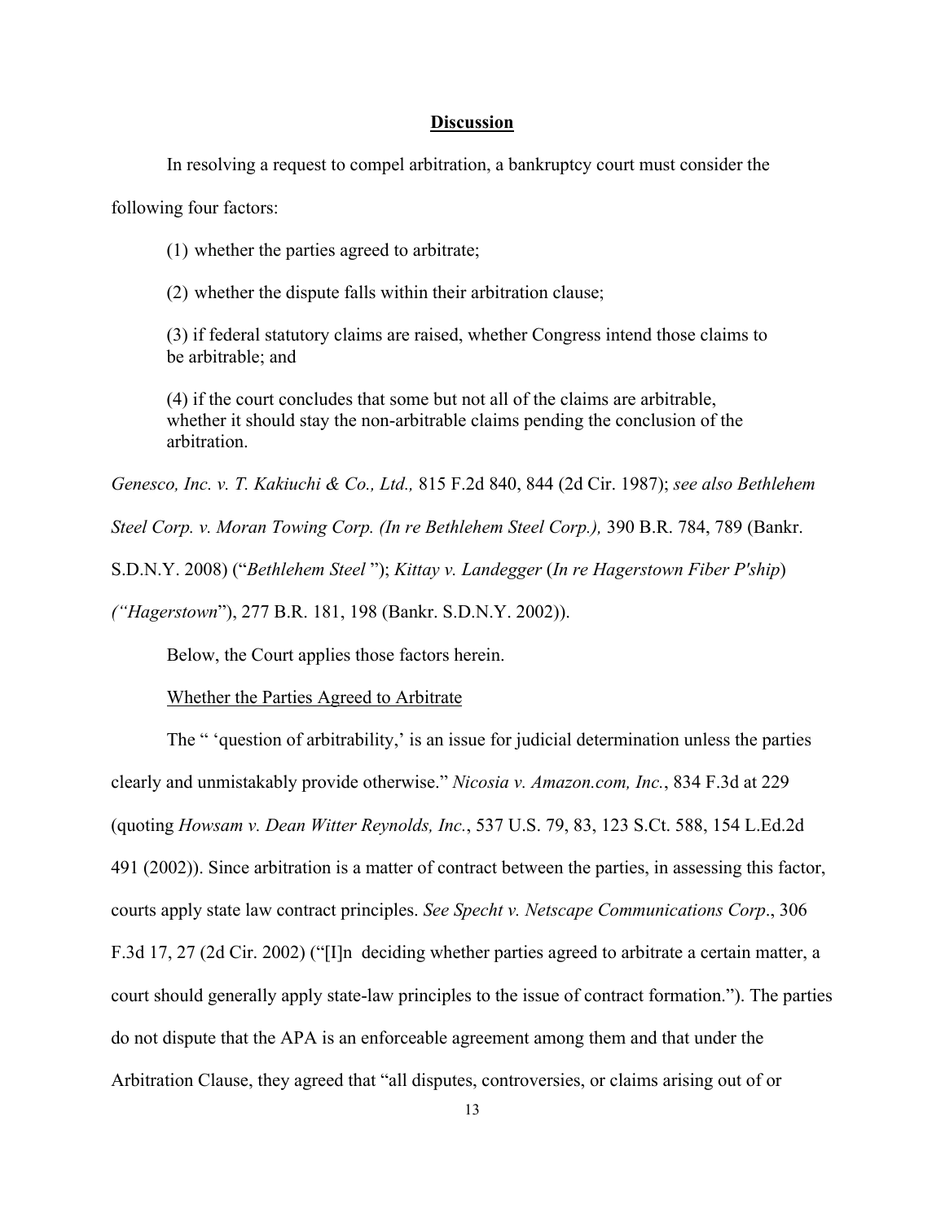## **Discussion**

In resolving a request to compel arbitration, a bankruptcy court must consider the following four factors:

> (1) whether the parties agreed to arbitrate;
>
> (2) whether the dispute falls within their arbitration clause;
>
> (3) if federal statutory claims are raised, whether Congress intend those claims to be arbitrable; and
>
> (4) if the court concludes that some but not all of the claims are arbitrable, whether it should stay the non-arbitrable claims pending the conclusion of the arbitration.

*Genesco, Inc. v. T. Kakiuchi & Co., Ltd.,* 815 F.2d 840, 844 (2d Cir. 1987); *see also Bethlehem Steel Corp. v. Moran Towing Corp. (In re Bethlehem Steel Corp.),* 390 B.R. 784, 789 (Bankr. S.D.N.Y. 2008) ("*Bethlehem Steel* "); *Kittay v. Landegger* (*In re Hagerstown Fiber P'ship*) *("Hagerstown*"), 277 B.R. 181, 198 (Bankr. S.D.N.Y. 2002)).

Below, the Court applies those factors herein.

Whether the Parties Agreed to Arbitrate

The " 'question of arbitrability,' is an issue for judicial determination unless the parties clearly and unmistakably provide otherwise." *Nicosia v. Amazon.com, Inc.*, 834 F.3d at 229 (quoting *Howsam v. Dean Witter Reynolds, Inc.*, 537 U.S. 79, 83, 123 S.Ct. 588, 154 L.Ed.2d 491 (2002)). Since arbitration is a matter of contract between the parties, in assessing this factor, courts apply state law contract principles. *See Specht v. Netscape Communications Corp*., 306 F.3d 17, 27 (2d Cir. 2002) ("[I]n deciding whether parties agreed to arbitrate a certain matter, a court should generally apply state-law principles to the issue of contract formation."). The parties do not dispute that the APA is an enforceable agreement among them and that under the Arbitration Clause, they agreed that "all disputes, controversies, or claims arising out of or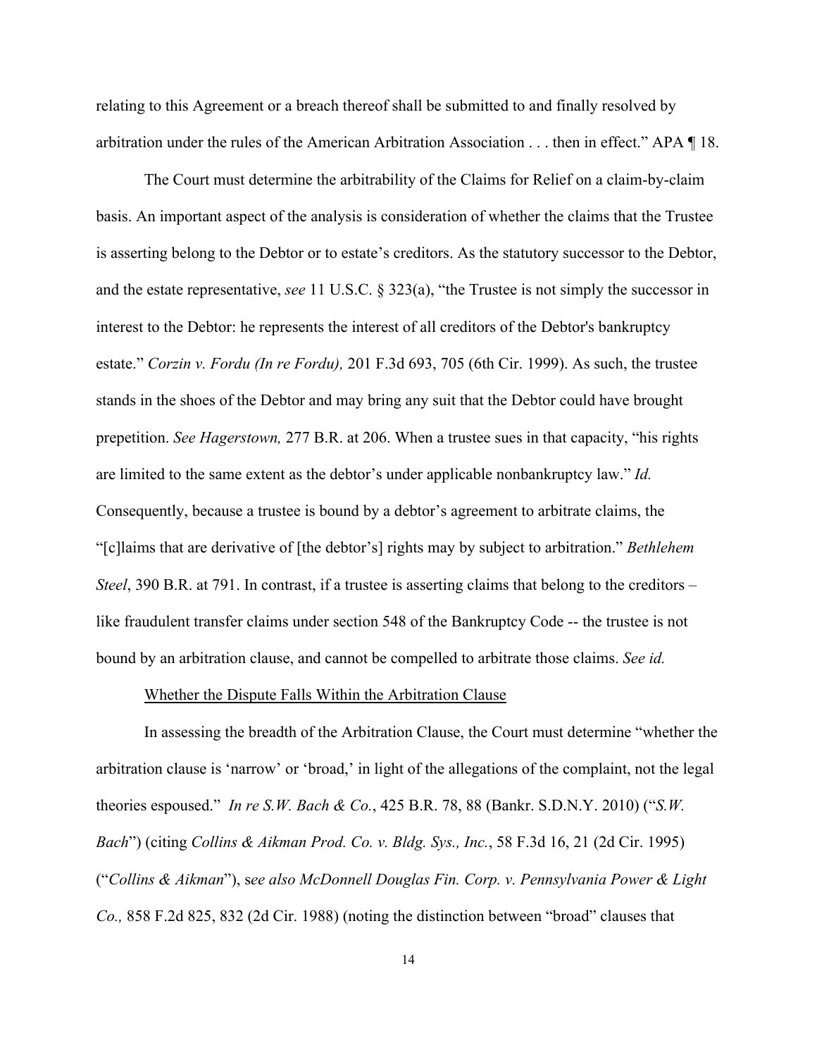relating to this Agreement or a breach thereof shall be submitted to and finally resolved by arbitration under the rules of the American Arbitration Association . . . then in effect." APA ¶ 18.

The Court must determine the arbitrability of the Claims for Relief on a claim-by-claim basis. An important aspect of the analysis is consideration of whether the claims that the Trustee is asserting belong to the Debtor or to estate's creditors. As the statutory successor to the Debtor, and the estate representative, *see* 11 U.S.C. § 323(a), "the Trustee is not simply the successor in interest to the Debtor: he represents the interest of all creditors of the Debtor's bankruptcy estate." *Corzin v. Fordu (In re Fordu),* 201 F.3d 693, 705 (6th Cir. 1999). As such, the trustee stands in the shoes of the Debtor and may bring any suit that the Debtor could have brought prepetition. *See Hagerstown,* 277 B.R. at 206. When a trustee sues in that capacity, "his rights are limited to the same extent as the debtor's under applicable nonbankruptcy law." *Id.* Consequently, because a trustee is bound by a debtor's agreement to arbitrate claims, the "[c]laims that are derivative of [the debtor's] rights may by subject to arbitration." *Bethlehem Steel*, 390 B.R. at 791. In contrast, if a trustee is asserting claims that belong to the creditors – like fraudulent transfer claims under section 548 of the Bankruptcy Code -- the trustee is not bound by an arbitration clause, and cannot be compelled to arbitrate those claims. *See id.*

<u>Whether the Dispute Falls Within the Arbitration Clause</u>

In assessing the breadth of the Arbitration Clause, the Court must determine "whether the arbitration clause is 'narrow' or 'broad,' in light of the allegations of the complaint, not the legal theories espoused." *In re S.W. Bach & Co.*, 425 B.R. 78, 88 (Bankr. S.D.N.Y. 2010) ("*S.W. Bach*") (citing *Collins & Aikman Prod. Co. v. Bldg. Sys., Inc.*, 58 F.3d 16, 21 (2d Cir. 1995) ("*Collins & Aikman*"), s*ee also McDonnell Douglas Fin. Corp. v. Pennsylvania Power & Light Co.,* 858 F.2d 825, 832 (2d Cir. 1988) (noting the distinction between "broad" clauses that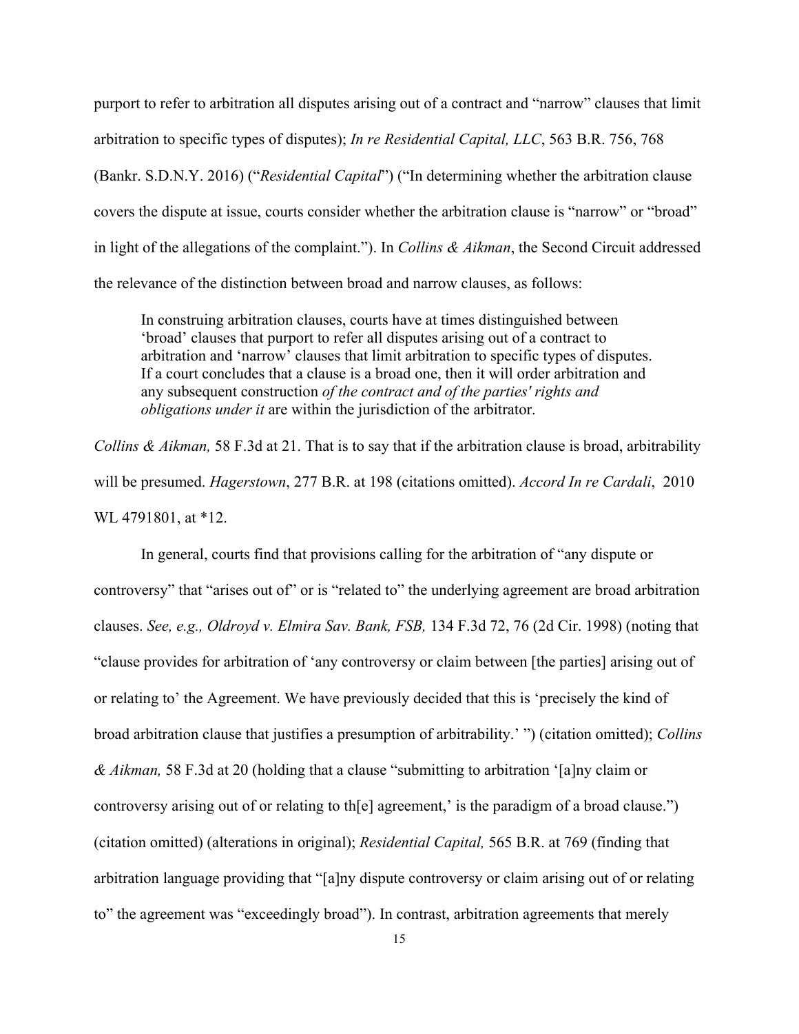purport to refer to arbitration all disputes arising out of a contract and "narrow" clauses that limit arbitration to specific types of disputes); *In re Residential Capital, LLC*, 563 B.R. 756, 768 (Bankr. S.D.N.Y. 2016) ("*Residential Capital*") ("In determining whether the arbitration clause covers the dispute at issue, courts consider whether the arbitration clause is "narrow" or "broad" in light of the allegations of the complaint."). In *Collins & Aikman*, the Second Circuit addressed the relevance of the distinction between broad and narrow clauses, as follows:

> In construing arbitration clauses, courts have at times distinguished between 'broad' clauses that purport to refer all disputes arising out of a contract to arbitration and 'narrow' clauses that limit arbitration to specific types of disputes. If a court concludes that a clause is a broad one, then it will order arbitration and any subsequent construction *of the contract and of the parties' rights and obligations under it* are within the jurisdiction of the arbitrator.

*Collins & Aikman,* 58 F.3d at 21. That is to say that if the arbitration clause is broad, arbitrability will be presumed. *Hagerstown*, 277 B.R. at 198 (citations omitted). *Accord In re Cardali*, 2010 WL 4791801, at *12.

In general, courts find that provisions calling for the arbitration of "any dispute or controversy" that "arises out of" or is "related to" the underlying agreement are broad arbitration clauses. *See, e.g., Oldroyd v. Elmira Sav. Bank, FSB,* 134 F.3d 72, 76 (2d Cir. 1998) (noting that "clause provides for arbitration of 'any controversy or claim between [the parties] arising out of or relating to' the Agreement. We have previously decided that this is 'precisely the kind of broad arbitration clause that justifies a presumption of arbitrability.' ") (citation omitted); *Collins & Aikman,* 58 F.3d at 20 (holding that a clause "submitting to arbitration '[a]ny claim or controversy arising out of or relating to th[e] agreement,' is the paradigm of a broad clause.") (citation omitted) (alterations in original); *Residential Capital,* 565 B.R. at 769 (finding that arbitration language providing that "[a]ny dispute controversy or claim arising out of or relating to" the agreement was "exceedingly broad"). In contrast, arbitration agreements that merely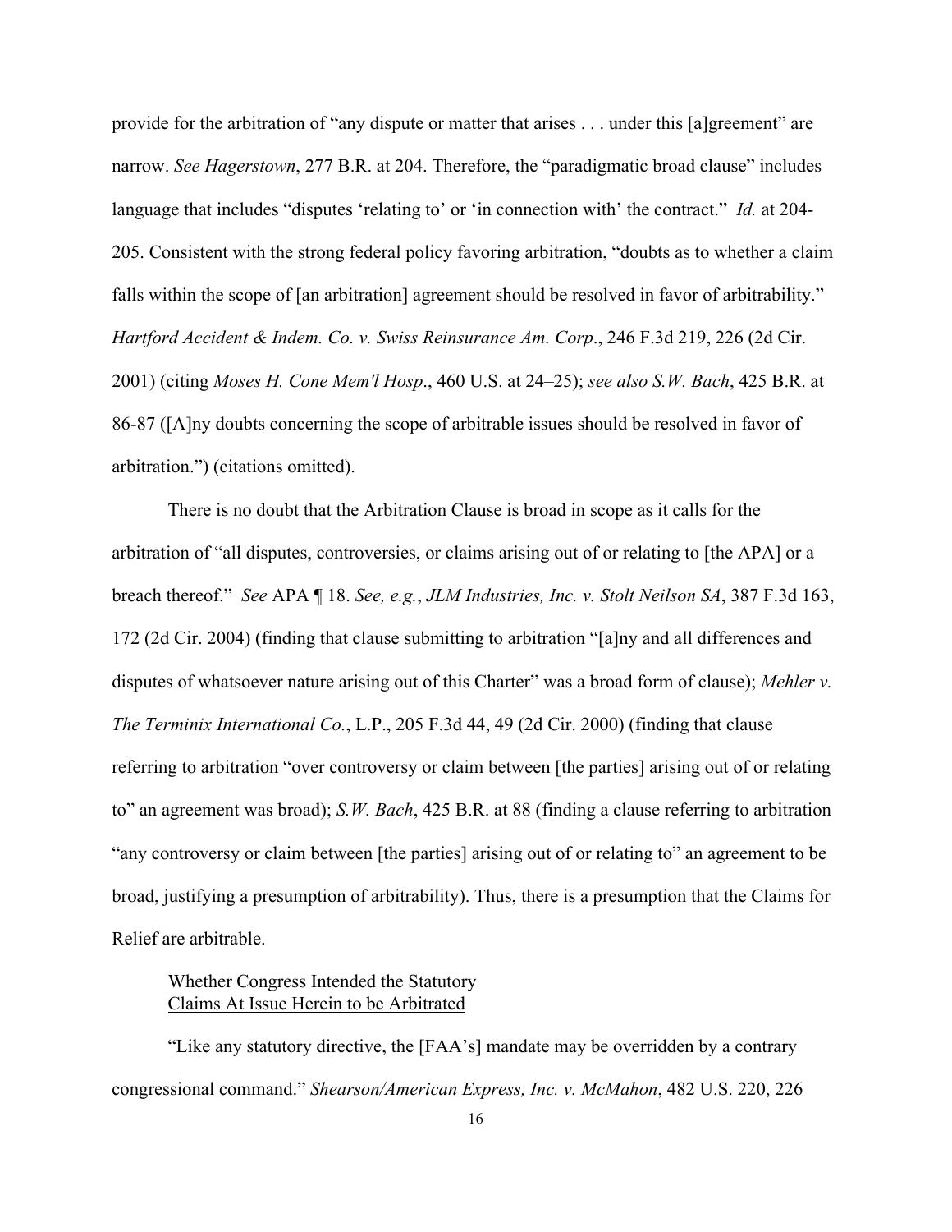provide for the arbitration of "any dispute or matter that arises . . . under this [a]greement" are narrow. *See Hagerstown*, 277 B.R. at 204. Therefore, the "paradigmatic broad clause" includes language that includes "disputes 'relating to' or 'in connection with' the contract." *Id.* at 204-205. Consistent with the strong federal policy favoring arbitration, "doubts as to whether a claim falls within the scope of [an arbitration] agreement should be resolved in favor of arbitrability." *Hartford Accident & Indem. Co. v. Swiss Reinsurance Am. Corp*., 246 F.3d 219, 226 (2d Cir. 2001) (citing *Moses H. Cone Mem'l Hosp*., 460 U.S. at 24–25); *see also S.W. Bach*, 425 B.R. at 86-87 ([A]ny doubts concerning the scope of arbitrable issues should be resolved in favor of arbitration.") (citations omitted).

There is no doubt that the Arbitration Clause is broad in scope as it calls for the arbitration of "all disputes, controversies, or claims arising out of or relating to [the APA] or a breach thereof." *See* APA ¶ 18. *See, e.g.*, *JLM Industries, Inc. v. Stolt Neilson SA*, 387 F.3d 163, 172 (2d Cir. 2004) (finding that clause submitting to arbitration "[a]ny and all differences and disputes of whatsoever nature arising out of this Charter" was a broad form of clause); *Mehler v. The Terminix International Co.*, L.P., 205 F.3d 44, 49 (2d Cir. 2000) (finding that clause referring to arbitration "over controversy or claim between [the parties] arising out of or relating to" an agreement was broad); *S.W. Bach*, 425 B.R. at 88 (finding a clause referring to arbitration "any controversy or claim between [the parties] arising out of or relating to" an agreement to be broad, justifying a presumption of arbitrability). Thus, there is a presumption that the Claims for Relief are arbitrable.

Whether Congress Intended the Statutory <u>Claims At Issue Herein to be Arbitrated</u>

"Like any statutory directive, the [FAA's] mandate may be overridden by a contrary congressional command." *Shearson/American Express, Inc. v. McMahon*, 482 U.S. 220, 226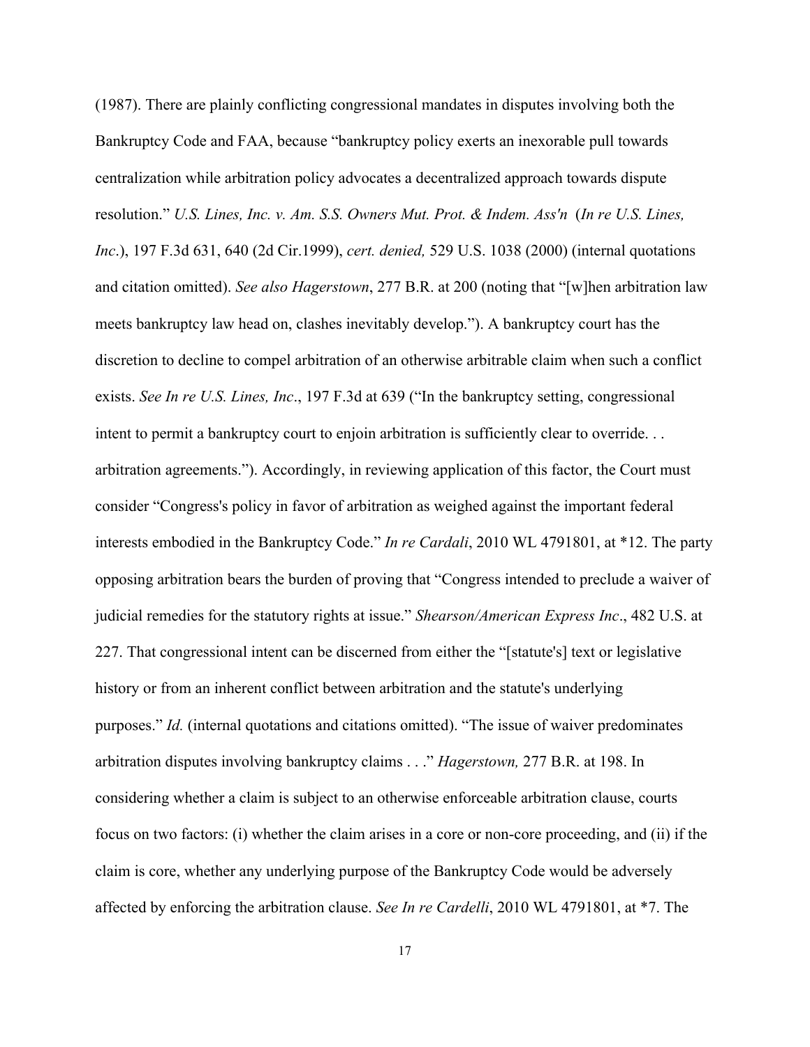(1987). There are plainly conflicting congressional mandates in disputes involving both the Bankruptcy Code and FAA, because "bankruptcy policy exerts an inexorable pull towards centralization while arbitration policy advocates a decentralized approach towards dispute resolution." *U.S. Lines, Inc. v. Am. S.S. Owners Mut. Prot. & Indem. Ass'n* (*In re U.S. Lines, Inc*.), 197 F.3d 631, 640 (2d Cir.1999), *cert. denied,* 529 U.S. 1038 (2000) (internal quotations and citation omitted). *See also Hagerstown*, 277 B.R. at 200 (noting that "[w]hen arbitration law meets bankruptcy law head on, clashes inevitably develop."). A bankruptcy court has the discretion to decline to compel arbitration of an otherwise arbitrable claim when such a conflict exists. *See In re U.S. Lines, Inc*., 197 F.3d at 639 ("In the bankruptcy setting, congressional intent to permit a bankruptcy court to enjoin arbitration is sufficiently clear to override. . . arbitration agreements."). Accordingly, in reviewing application of this factor, the Court must consider "Congress's policy in favor of arbitration as weighed against the important federal interests embodied in the Bankruptcy Code." *In re Cardali*, 2010 WL 4791801, at *12. The party opposing arbitration bears the burden of proving that "Congress intended to preclude a waiver of judicial remedies for the statutory rights at issue." *Shearson/American Express Inc*., 482 U.S. at 227. That congressional intent can be discerned from either the "[statute's] text or legislative history or from an inherent conflict between arbitration and the statute's underlying purposes." *Id.* (internal quotations and citations omitted). "The issue of waiver predominates arbitration disputes involving bankruptcy claims . . ." *Hagerstown,* 277 B.R. at 198. In considering whether a claim is subject to an otherwise enforceable arbitration clause, courts focus on two factors: (i) whether the claim arises in a core or non-core proceeding, and (ii) if the claim is core, whether any underlying purpose of the Bankruptcy Code would be adversely affected by enforcing the arbitration clause. *See In re Cardelli*, 2010 WL 4791801, at *7. The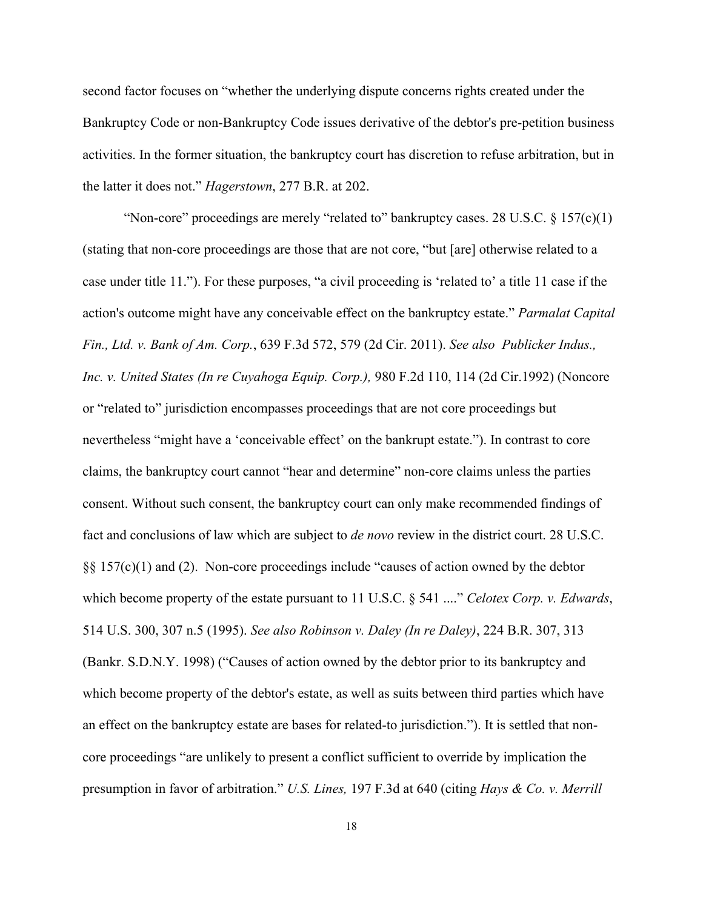second factor focuses on "whether the underlying dispute concerns rights created under the Bankruptcy Code or non-Bankruptcy Code issues derivative of the debtor's pre-petition business activities. In the former situation, the bankruptcy court has discretion to refuse arbitration, but in the latter it does not." *Hagerstown*, 277 B.R. at 202.

"Non-core" proceedings are merely "related to" bankruptcy cases. 28 U.S.C. § 157(c)(1) (stating that non-core proceedings are those that are not core, "but [are] otherwise related to a case under title 11."). For these purposes, "a civil proceeding is 'related to' a title 11 case if the action's outcome might have any conceivable effect on the bankruptcy estate." *Parmalat Capital Fin., Ltd. v. Bank of Am. Corp.*, 639 F.3d 572, 579 (2d Cir. 2011). *See also Publicker Indus., Inc. v. United States (In re Cuyahoga Equip. Corp.),* 980 F.2d 110, 114 (2d Cir.1992) (Noncore or "related to" jurisdiction encompasses proceedings that are not core proceedings but nevertheless "might have a 'conceivable effect' on the bankrupt estate."). In contrast to core claims, the bankruptcy court cannot "hear and determine" non-core claims unless the parties consent. Without such consent, the bankruptcy court can only make recommended findings of fact and conclusions of law which are subject to *de novo* review in the district court. 28 U.S.C. §§ 157(c)(1) and (2). Non-core proceedings include "causes of action owned by the debtor which become property of the estate pursuant to 11 U.S.C. § 541 ...." *Celotex Corp. v. Edwards*, 514 U.S. 300, 307 n.5 (1995). *See also Robinson v. Daley (In re Daley)*, 224 B.R. 307, 313 (Bankr. S.D.N.Y. 1998) ("Causes of action owned by the debtor prior to its bankruptcy and which become property of the debtor's estate, as well as suits between third parties which have an effect on the bankruptcy estate are bases for related-to jurisdiction."). It is settled that non-core proceedings "are unlikely to present a conflict sufficient to override by implication the presumption in favor of arbitration." *U.S. Lines,* 197 F.3d at 640 (citing *Hays & Co. v. Merrill*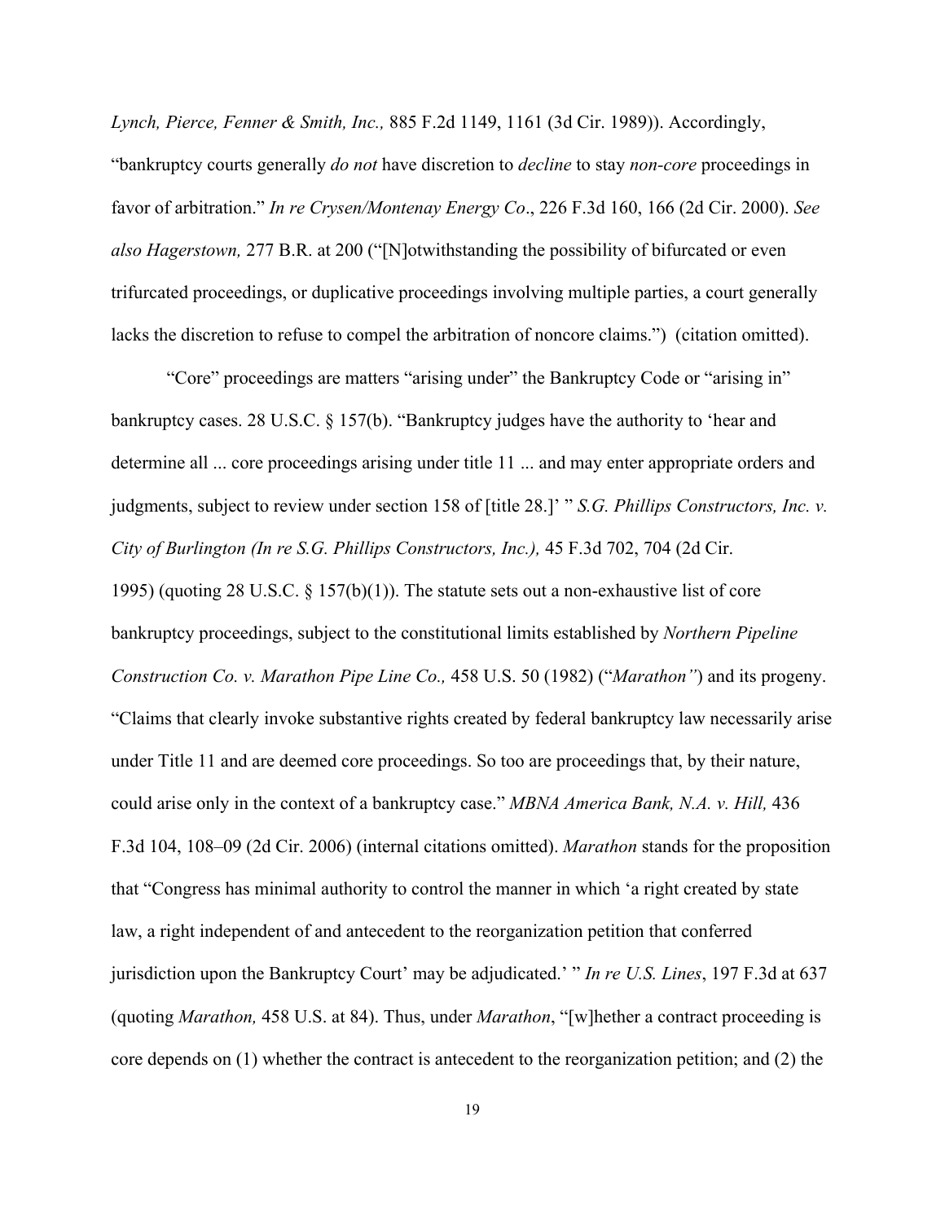*Lynch, Pierce, Fenner & Smith, Inc.,* 885 F.2d 1149, 1161 (3d Cir. 1989)). Accordingly, "bankruptcy courts generally *do not* have discretion to *decline* to stay *non-core* proceedings in favor of arbitration." *In re Crysen/Montenay Energy Co*., 226 F.3d 160, 166 (2d Cir. 2000). *See also Hagerstown,* 277 B.R. at 200 ("[N]otwithstanding the possibility of bifurcated or even trifurcated proceedings, or duplicative proceedings involving multiple parties, a court generally lacks the discretion to refuse to compel the arbitration of noncore claims.") (citation omitted).

"Core" proceedings are matters "arising under" the Bankruptcy Code or "arising in" bankruptcy cases. 28 U.S.C. § 157(b). "Bankruptcy judges have the authority to 'hear and determine all ... core proceedings arising under title 11 ... and may enter appropriate orders and judgments, subject to review under section 158 of [title 28.]' " *S.G. Phillips Constructors, Inc. v. City of Burlington (In re S.G. Phillips Constructors, Inc.),* 45 F.3d 702, 704 (2d Cir. 1995) (quoting 28 U.S.C. § 157(b)(1)). The statute sets out a non-exhaustive list of core bankruptcy proceedings, subject to the constitutional limits established by *Northern Pipeline Construction Co. v. Marathon Pipe Line Co.,* 458 U.S. 50 (1982) ("*Marathon"*) and its progeny. "Claims that clearly invoke substantive rights created by federal bankruptcy law necessarily arise under Title 11 and are deemed core proceedings. So too are proceedings that, by their nature, could arise only in the context of a bankruptcy case." *MBNA America Bank, N.A. v. Hill,* 436 F.3d 104, 108–09 (2d Cir. 2006) (internal citations omitted). *Marathon* stands for the proposition that "Congress has minimal authority to control the manner in which 'a right created by state law, a right independent of and antecedent to the reorganization petition that conferred jurisdiction upon the Bankruptcy Court' may be adjudicated.' " *In re U.S. Lines*, 197 F.3d at 637 (quoting *Marathon,* 458 U.S. at 84). Thus, under *Marathon*, "[w]hether a contract proceeding is core depends on (1) whether the contract is antecedent to the reorganization petition; and (2) the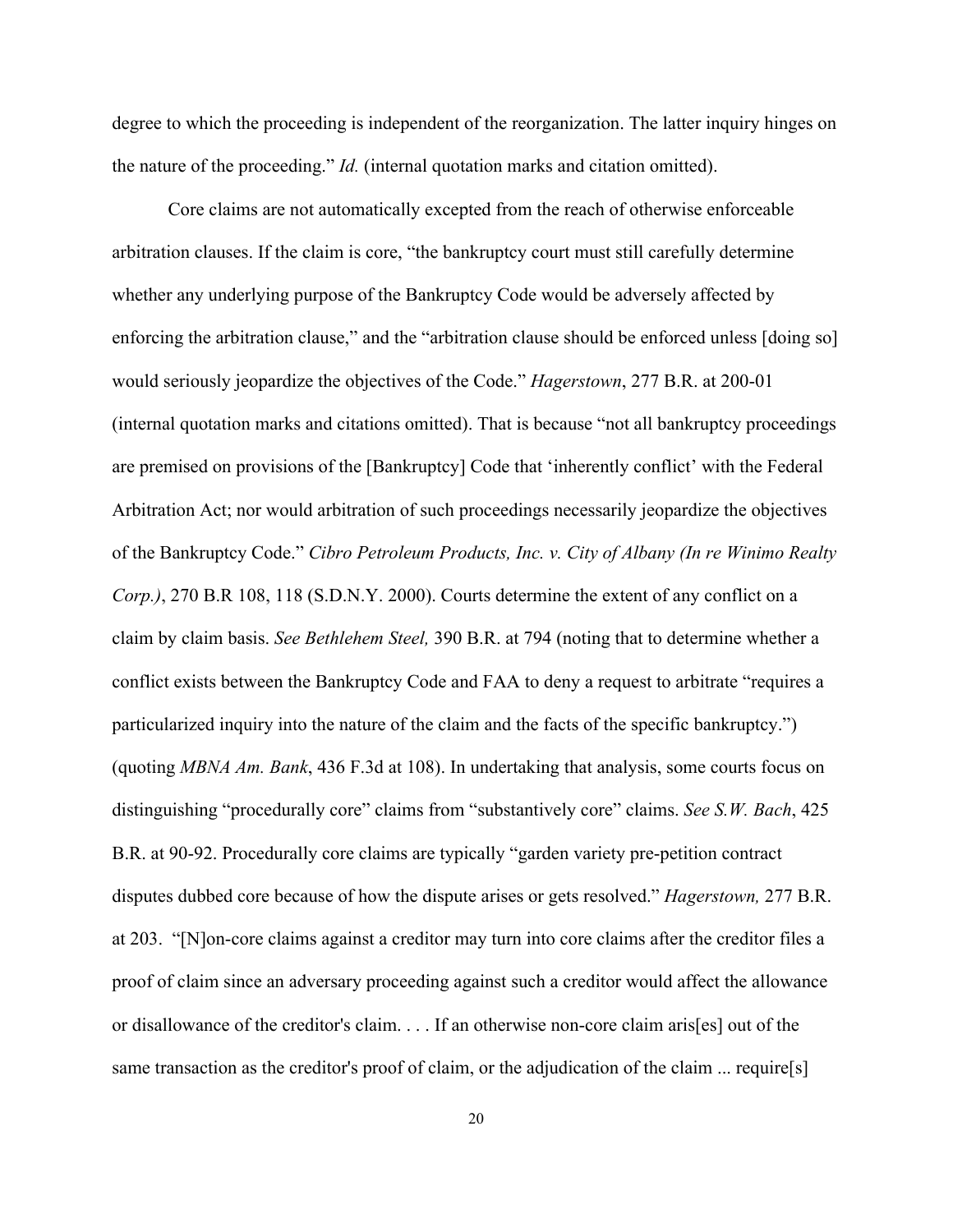degree to which the proceeding is independent of the reorganization. The latter inquiry hinges on the nature of the proceeding." *Id.* (internal quotation marks and citation omitted).

Core claims are not automatically excepted from the reach of otherwise enforceable arbitration clauses. If the claim is core, "the bankruptcy court must still carefully determine whether any underlying purpose of the Bankruptcy Code would be adversely affected by enforcing the arbitration clause," and the "arbitration clause should be enforced unless [doing so] would seriously jeopardize the objectives of the Code." *Hagerstown*, 277 B.R. at 200-01 (internal quotation marks and citations omitted). That is because "not all bankruptcy proceedings are premised on provisions of the [Bankruptcy] Code that 'inherently conflict' with the Federal Arbitration Act; nor would arbitration of such proceedings necessarily jeopardize the objectives of the Bankruptcy Code." *Cibro Petroleum Products, Inc. v. City of Albany (In re Winimo Realty Corp.)*, 270 B.R 108, 118 (S.D.N.Y. 2000). Courts determine the extent of any conflict on a claim by claim basis. *See Bethlehem Steel,* 390 B.R. at 794 (noting that to determine whether a conflict exists between the Bankruptcy Code and FAA to deny a request to arbitrate "requires a particularized inquiry into the nature of the claim and the facts of the specific bankruptcy.") (quoting *MBNA Am. Bank*, 436 F.3d at 108). In undertaking that analysis, some courts focus on distinguishing "procedurally core" claims from "substantively core" claims. *See S.W. Bach*, 425 B.R. at 90-92. Procedurally core claims are typically "garden variety pre-petition contract disputes dubbed core because of how the dispute arises or gets resolved." *Hagerstown,* 277 B.R. at 203. "[N]on-core claims against a creditor may turn into core claims after the creditor files a proof of claim since an adversary proceeding against such a creditor would affect the allowance or disallowance of the creditor's claim. . . . If an otherwise non-core claim aris[es] out of the same transaction as the creditor's proof of claim, or the adjudication of the claim ... require[s]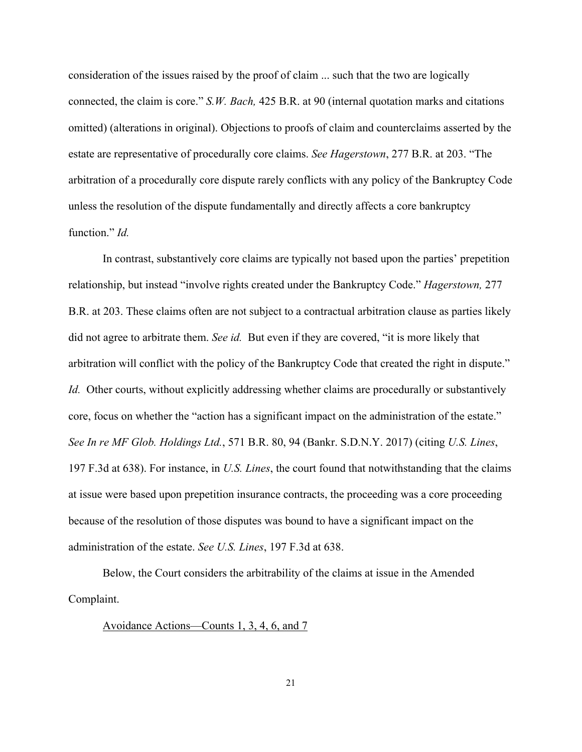consideration of the issues raised by the proof of claim ... such that the two are logically connected, the claim is core." *S.W. Bach,* 425 B.R. at 90 (internal quotation marks and citations omitted) (alterations in original). Objections to proofs of claim and counterclaims asserted by the estate are representative of procedurally core claims. *See Hagerstown*, 277 B.R. at 203. "The arbitration of a procedurally core dispute rarely conflicts with any policy of the Bankruptcy Code unless the resolution of the dispute fundamentally and directly affects a core bankruptcy function." *Id.*

In contrast, substantively core claims are typically not based upon the parties' prepetition relationship, but instead "involve rights created under the Bankruptcy Code." *Hagerstown,* 277 B.R. at 203. These claims often are not subject to a contractual arbitration clause as parties likely did not agree to arbitrate them. *See id.* But even if they are covered, "it is more likely that arbitration will conflict with the policy of the Bankruptcy Code that created the right in dispute." *Id.* Other courts, without explicitly addressing whether claims are procedurally or substantively core, focus on whether the "action has a significant impact on the administration of the estate." *See In re MF Glob. Holdings Ltd.*, 571 B.R. 80, 94 (Bankr. S.D.N.Y. 2017) (citing *U.S. Lines*, 197 F.3d at 638). For instance, in *U.S. Lines*, the court found that notwithstanding that the claims at issue were based upon prepetition insurance contracts, the proceeding was a core proceeding because of the resolution of those disputes was bound to have a significant impact on the administration of the estate. *See U.S. Lines*, 197 F.3d at 638.

Below, the Court considers the arbitrability of the claims at issue in the Amended Complaint.

<u>Avoidance Actions—Counts 1, 3, 4, 6, and 7</u>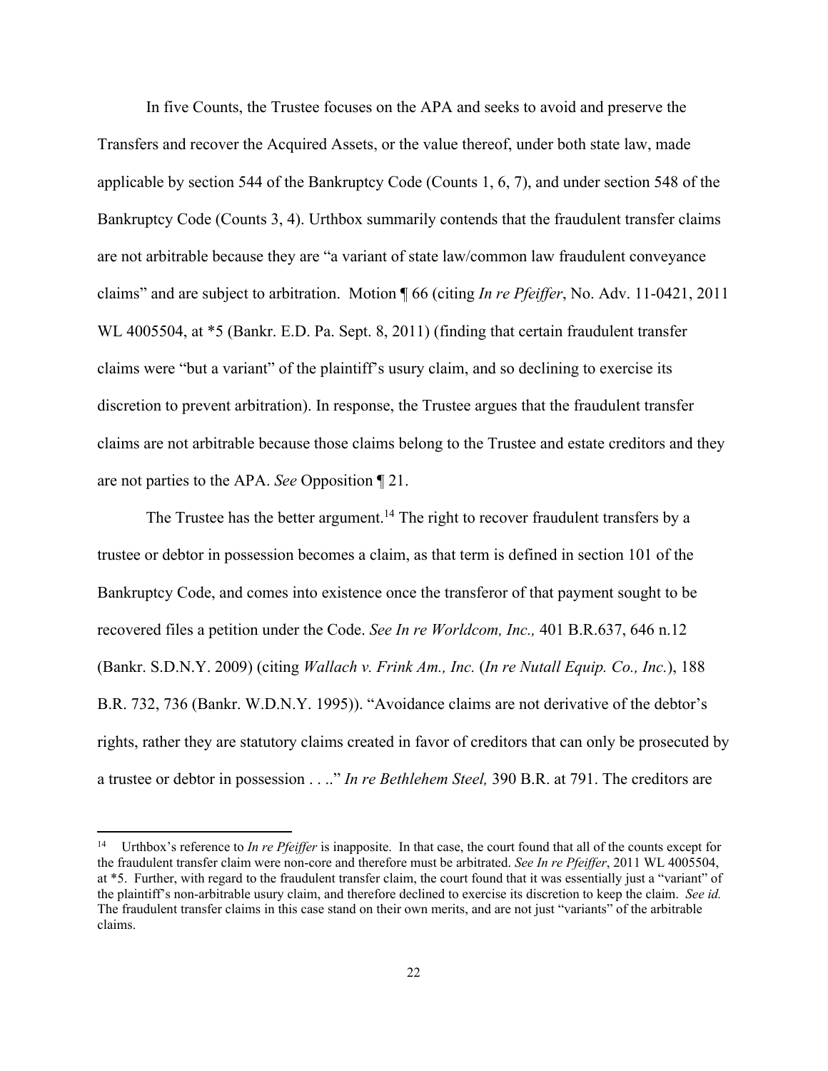In five Counts, the Trustee focuses on the APA and seeks to avoid and preserve the Transfers and recover the Acquired Assets, or the value thereof, under both state law, made applicable by section 544 of the Bankruptcy Code (Counts 1, 6, 7), and under section 548 of the Bankruptcy Code (Counts 3, 4). Urthbox summarily contends that the fraudulent transfer claims are not arbitrable because they are "a variant of state law/common law fraudulent conveyance claims" and are subject to arbitration. Motion ¶ 66 (citing *In re Pfeiffer*, No. Adv. 11-0421, 2011 WL 4005504, at *5 (Bankr. E.D. Pa. Sept. 8, 2011) (finding that certain fraudulent transfer claims were "but a variant" of the plaintiff's usury claim, and so declining to exercise its discretion to prevent arbitration). In response, the Trustee argues that the fraudulent transfer claims are not arbitrable because those claims belong to the Trustee and estate creditors and they are not parties to the APA. *See* Opposition ¶ 21.

The Trustee has the better argument.[14] The right to recover fraudulent transfers by a trustee or debtor in possession becomes a claim, as that term is defined in section 101 of the Bankruptcy Code, and comes into existence once the transferor of that payment sought to be recovered files a petition under the Code. *See In re Worldcom, Inc.,* 401 B.R.637, 646 n.12 (Bankr. S.D.N.Y. 2009) (citing *Wallach v. Frink Am., Inc.* (*In re Nutall Equip. Co., Inc.*), 188 B.R. 732, 736 (Bankr. W.D.N.Y. 1995)). "Avoidance claims are not derivative of the debtor's rights, rather they are statutory claims created in favor of creditors that can only be prosecuted by a trustee or debtor in possession . . .." *In re Bethlehem Steel,* 390 B.R. at 791. The creditors are

---

[14] Urthbox's reference to *In re Pfeiffer* is inapposite. In that case, the court found that all of the counts except for the fraudulent transfer claim were non-core and therefore must be arbitrated. *See In re Pfeiffer*, 2011 WL 4005504, at *5. Further, with regard to the fraudulent transfer claim, the court found that it was essentially just a "variant" of the plaintiff's non-arbitrable usury claim, and therefore declined to exercise its discretion to keep the claim. *See id.* The fraudulent transfer claims in this case stand on their own merits, and are not just "variants" of the arbitrable claims.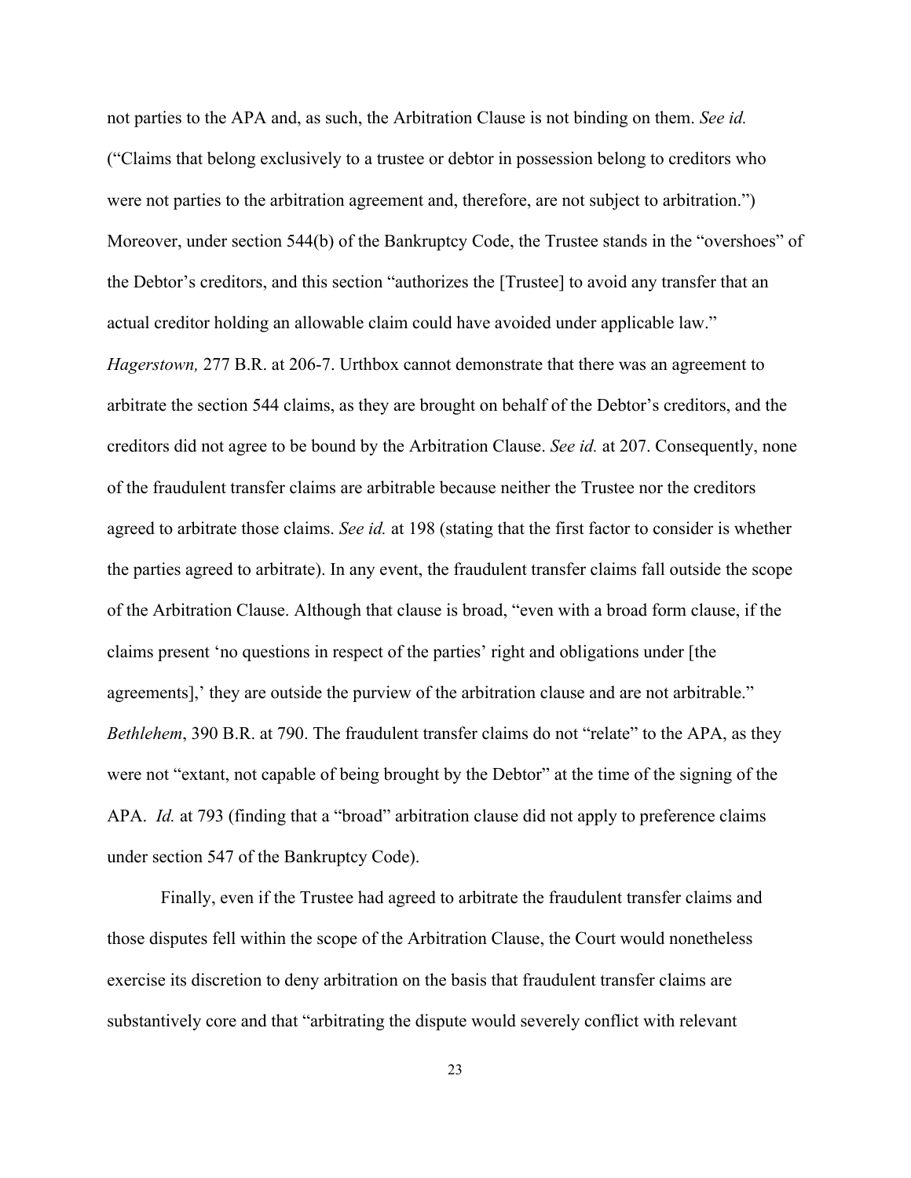not parties to the APA and, as such, the Arbitration Clause is not binding on them. *See id.* ("Claims that belong exclusively to a trustee or debtor in possession belong to creditors who were not parties to the arbitration agreement and, therefore, are not subject to arbitration.") Moreover, under section 544(b) of the Bankruptcy Code, the Trustee stands in the "overshoes" of the Debtor's creditors, and this section "authorizes the [Trustee] to avoid any transfer that an actual creditor holding an allowable claim could have avoided under applicable law." *Hagerstown,* 277 B.R. at 206-7. Urthbox cannot demonstrate that there was an agreement to arbitrate the section 544 claims, as they are brought on behalf of the Debtor's creditors, and the creditors did not agree to be bound by the Arbitration Clause. *See id.* at 207. Consequently, none of the fraudulent transfer claims are arbitrable because neither the Trustee nor the creditors agreed to arbitrate those claims. *See id.* at 198 (stating that the first factor to consider is whether the parties agreed to arbitrate). In any event, the fraudulent transfer claims fall outside the scope of the Arbitration Clause. Although that clause is broad, "even with a broad form clause, if the claims present 'no questions in respect of the parties' right and obligations under [the agreements],' they are outside the purview of the arbitration clause and are not arbitrable." *Bethlehem*, 390 B.R. at 790. The fraudulent transfer claims do not "relate" to the APA, as they were not "extant, not capable of being brought by the Debtor" at the time of the signing of the APA. *Id.* at 793 (finding that a "broad" arbitration clause did not apply to preference claims under section 547 of the Bankruptcy Code).

Finally, even if the Trustee had agreed to arbitrate the fraudulent transfer claims and those disputes fell within the scope of the Arbitration Clause, the Court would nonetheless exercise its discretion to deny arbitration on the basis that fraudulent transfer claims are substantively core and that "arbitrating the dispute would severely conflict with relevant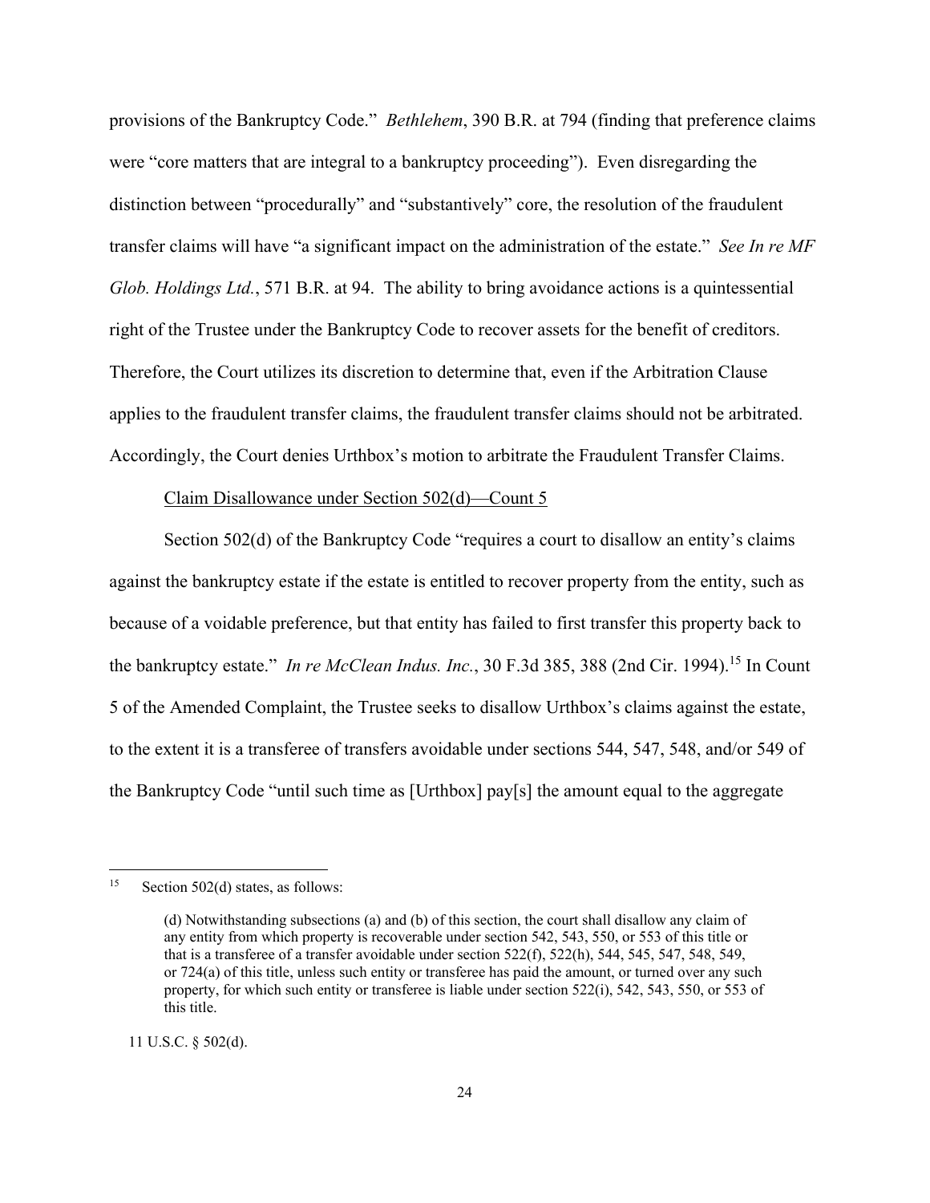provisions of the Bankruptcy Code." *Bethlehem*, 390 B.R. at 794 (finding that preference claims were "core matters that are integral to a bankruptcy proceeding"). Even disregarding the distinction between "procedurally" and "substantively" core, the resolution of the fraudulent transfer claims will have "a significant impact on the administration of the estate." *See In re MF Glob. Holdings Ltd.*, 571 B.R. at 94. The ability to bring avoidance actions is a quintessential right of the Trustee under the Bankruptcy Code to recover assets for the benefit of creditors. Therefore, the Court utilizes its discretion to determine that, even if the Arbitration Clause applies to the fraudulent transfer claims, the fraudulent transfer claims should not be arbitrated. Accordingly, the Court denies Urthbox's motion to arbitrate the Fraudulent Transfer Claims.

<u>Claim Disallowance under Section 502(d)—Count 5</u>

Section 502(d) of the Bankruptcy Code "requires a court to disallow an entity's claims against the bankruptcy estate if the estate is entitled to recover property from the entity, such as because of a voidable preference, but that entity has failed to first transfer this property back to the bankruptcy estate." *In re McClean Indus. Inc.*, 30 F.3d 385, 388 (2nd Cir. 1994).[15] In Count 5 of the Amended Complaint, the Trustee seeks to disallow Urthbox's claims against the estate, to the extent it is a transferee of transfers avoidable under sections 544, 547, 548, and/or 549 of the Bankruptcy Code "until such time as [Urthbox] pay[s] the amount equal to the aggregate

---

[15] Section 502(d) states, as follows:

> (d) Notwithstanding subsections (a) and (b) of this section, the court shall disallow any claim of any entity from which property is recoverable under section 542, 543, 550, or 553 of this title or that is a transferee of a transfer avoidable under section 522(f), 522(h), 544, 545, 547, 548, 549, or 724(a) of this title, unless such entity or transferee has paid the amount, or turned over any such property, for which such entity or transferee is liable under section 522(i), 542, 543, 550, or 553 of this title.

11 U.S.C. § 502(d).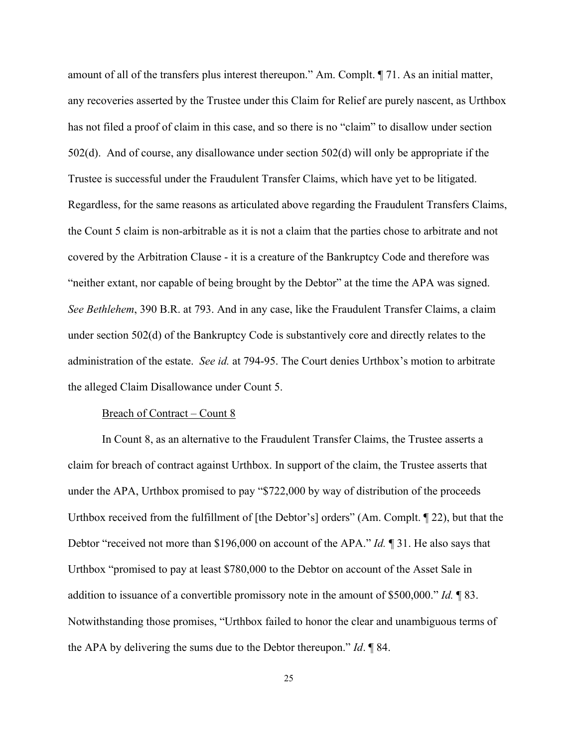amount of all of the transfers plus interest thereupon." Am. Complt. ¶ 71. As an initial matter, any recoveries asserted by the Trustee under this Claim for Relief are purely nascent, as Urthbox has not filed a proof of claim in this case, and so there is no "claim" to disallow under section 502(d). And of course, any disallowance under section 502(d) will only be appropriate if the Trustee is successful under the Fraudulent Transfer Claims, which have yet to be litigated. Regardless, for the same reasons as articulated above regarding the Fraudulent Transfers Claims, the Count 5 claim is non-arbitrable as it is not a claim that the parties chose to arbitrate and not covered by the Arbitration Clause - it is a creature of the Bankruptcy Code and therefore was "neither extant, nor capable of being brought by the Debtor" at the time the APA was signed. *See Bethlehem*, 390 B.R. at 793. And in any case, like the Fraudulent Transfer Claims, a claim under section 502(d) of the Bankruptcy Code is substantively core and directly relates to the administration of the estate. *See id.* at 794-95. The Court denies Urthbox's motion to arbitrate the alleged Claim Disallowance under Count 5.

<u>Breach of Contract – Count 8</u>

In Count 8, as an alternative to the Fraudulent Transfer Claims, the Trustee asserts a claim for breach of contract against Urthbox. In support of the claim, the Trustee asserts that under the APA, Urthbox promised to pay "$722,000 by way of distribution of the proceeds Urthbox received from the fulfillment of [the Debtor's] orders" (Am. Complt. ¶ 22), but that the Debtor "received not more than $196,000 on account of the APA." *Id.* ¶ 31. He also says that Urthbox "promised to pay at least $780,000 to the Debtor on account of the Asset Sale in addition to issuance of a convertible promissory note in the amount of $500,000." *Id.* ¶ 83. Notwithstanding those promises, "Urthbox failed to honor the clear and unambiguous terms of the APA by delivering the sums due to the Debtor thereupon." *Id*. ¶ 84.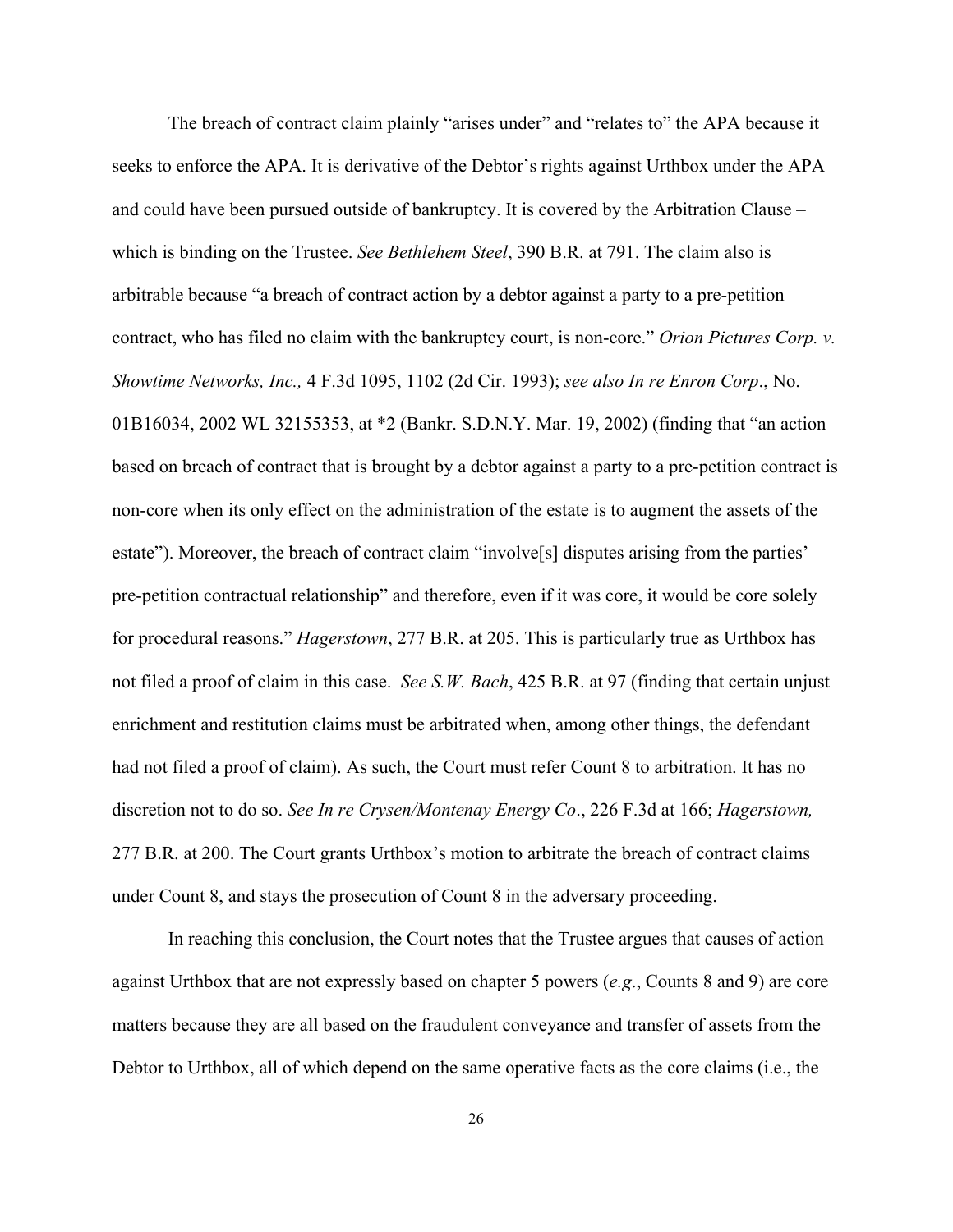The breach of contract claim plainly "arises under" and "relates to" the APA because it seeks to enforce the APA. It is derivative of the Debtor's rights against Urthbox under the APA and could have been pursued outside of bankruptcy. It is covered by the Arbitration Clause – which is binding on the Trustee. *See Bethlehem Steel*, 390 B.R. at 791. The claim also is arbitrable because "a breach of contract action by a debtor against a party to a pre-petition contract, who has filed no claim with the bankruptcy court, is non-core." *Orion Pictures Corp. v. Showtime Networks, Inc.,* 4 F.3d 1095, 1102 (2d Cir. 1993); *see also In re Enron Corp*., No. 01B16034, 2002 WL 32155353, at *2 (Bankr. S.D.N.Y. Mar. 19, 2002) (finding that "an action based on breach of contract that is brought by a debtor against a party to a pre-petition contract is non-core when its only effect on the administration of the estate is to augment the assets of the estate"). Moreover, the breach of contract claim "involve[s] disputes arising from the parties' pre-petition contractual relationship" and therefore, even if it was core, it would be core solely for procedural reasons." *Hagerstown*, 277 B.R. at 205. This is particularly true as Urthbox has not filed a proof of claim in this case. *See S.W. Bach*, 425 B.R. at 97 (finding that certain unjust enrichment and restitution claims must be arbitrated when, among other things, the defendant had not filed a proof of claim). As such, the Court must refer Count 8 to arbitration. It has no discretion not to do so. *See In re Crysen/Montenay Energy Co*., 226 F.3d at 166; *Hagerstown,* 277 B.R. at 200. The Court grants Urthbox's motion to arbitrate the breach of contract claims under Count 8, and stays the prosecution of Count 8 in the adversary proceeding.

In reaching this conclusion, the Court notes that the Trustee argues that causes of action against Urthbox that are not expressly based on chapter 5 powers (*e.g*., Counts 8 and 9) are core matters because they are all based on the fraudulent conveyance and transfer of assets from the Debtor to Urthbox, all of which depend on the same operative facts as the core claims (i.e., the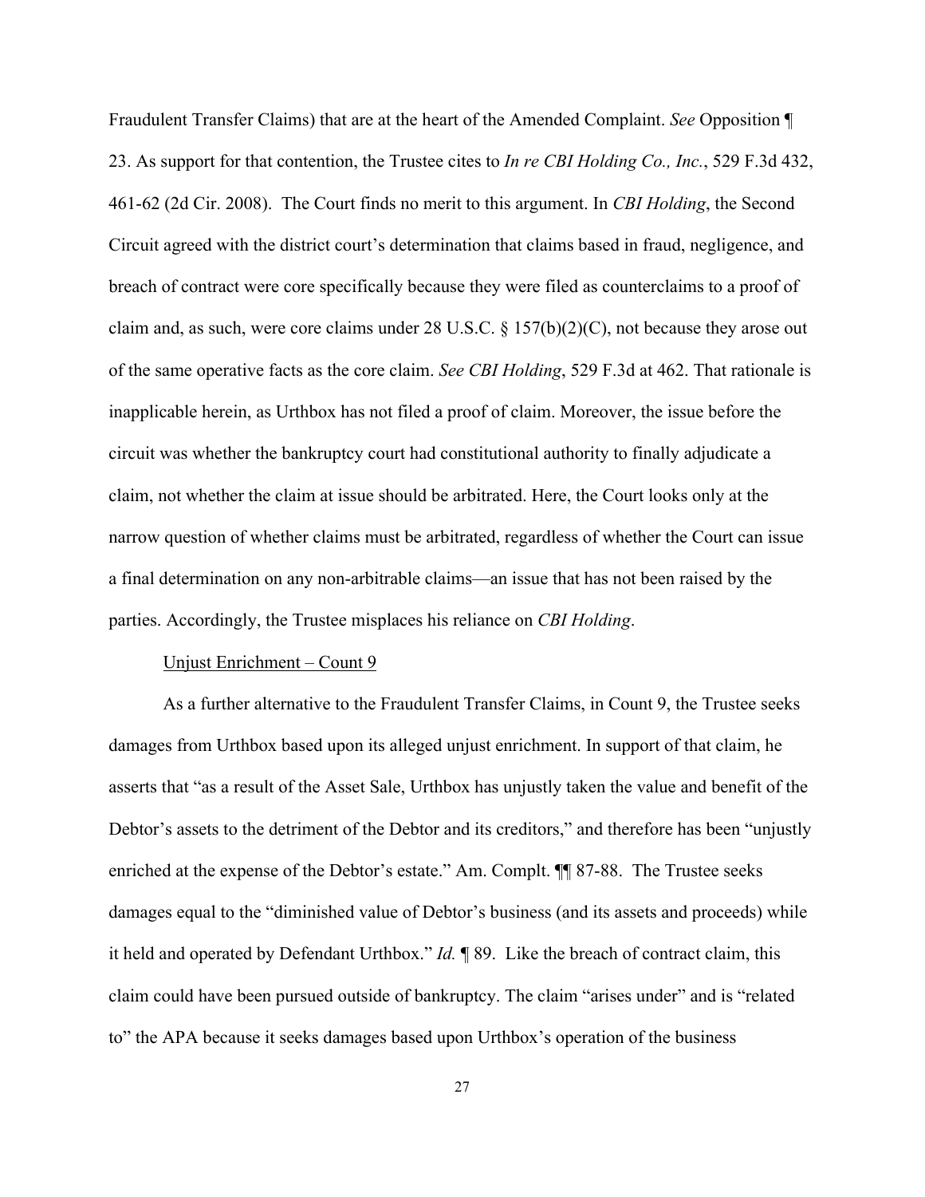Fraudulent Transfer Claims) that are at the heart of the Amended Complaint. *See* Opposition ¶ 23. As support for that contention, the Trustee cites to *In re CBI Holding Co., Inc.*, 529 F.3d 432, 461-62 (2d Cir. 2008). The Court finds no merit to this argument. In *CBI Holding*, the Second Circuit agreed with the district court's determination that claims based in fraud, negligence, and breach of contract were core specifically because they were filed as counterclaims to a proof of claim and, as such, were core claims under 28 U.S.C. § 157(b)(2)(C), not because they arose out of the same operative facts as the core claim. *See CBI Holding*, 529 F.3d at 462. That rationale is inapplicable herein, as Urthbox has not filed a proof of claim. Moreover, the issue before the circuit was whether the bankruptcy court had constitutional authority to finally adjudicate a claim, not whether the claim at issue should be arbitrated. Here, the Court looks only at the narrow question of whether claims must be arbitrated, regardless of whether the Court can issue a final determination on any non-arbitrable claims—an issue that has not been raised by the parties. Accordingly, the Trustee misplaces his reliance on *CBI Holding*.

<u>Unjust Enrichment – Count 9</u>

As a further alternative to the Fraudulent Transfer Claims, in Count 9, the Trustee seeks damages from Urthbox based upon its alleged unjust enrichment. In support of that claim, he asserts that "as a result of the Asset Sale, Urthbox has unjustly taken the value and benefit of the Debtor's assets to the detriment of the Debtor and its creditors," and therefore has been "unjustly enriched at the expense of the Debtor's estate." Am. Complt. ¶¶ 87-88. The Trustee seeks damages equal to the "diminished value of Debtor's business (and its assets and proceeds) while it held and operated by Defendant Urthbox." *Id.* ¶ 89. Like the breach of contract claim, this claim could have been pursued outside of bankruptcy. The claim "arises under" and is "related to" the APA because it seeks damages based upon Urthbox's operation of the business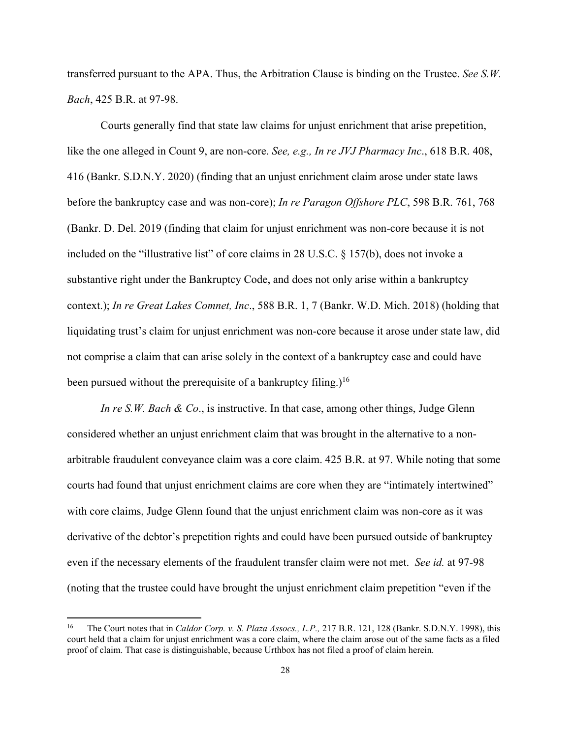transferred pursuant to the APA. Thus, the Arbitration Clause is binding on the Trustee. *See S.W. Bach*, 425 B.R. at 97-98.

Courts generally find that state law claims for unjust enrichment that arise prepetition, like the one alleged in Count 9, are non-core. *See, e.g., In re JVJ Pharmacy Inc*., 618 B.R. 408, 416 (Bankr. S.D.N.Y. 2020) (finding that an unjust enrichment claim arose under state laws before the bankruptcy case and was non-core); *In re Paragon Offshore PLC*, 598 B.R. 761, 768 (Bankr. D. Del. 2019 (finding that claim for unjust enrichment was non-core because it is not included on the "illustrative list" of core claims in 28 U.S.C. § 157(b), does not invoke a substantive right under the Bankruptcy Code, and does not only arise within a bankruptcy context.); *In re Great Lakes Comnet, Inc*., 588 B.R. 1, 7 (Bankr. W.D. Mich. 2018) (holding that liquidating trust's claim for unjust enrichment was non-core because it arose under state law, did not comprise a claim that can arise solely in the context of a bankruptcy case and could have been pursued without the prerequisite of a bankruptcy filing.)[16]

*In re S.W. Bach & Co*., is instructive. In that case, among other things, Judge Glenn considered whether an unjust enrichment claim that was brought in the alternative to a non-arbitrable fraudulent conveyance claim was a core claim. 425 B.R. at 97. While noting that some courts had found that unjust enrichment claims are core when they are "intimately intertwined" with core claims, Judge Glenn found that the unjust enrichment claim was non-core as it was derivative of the debtor's prepetition rights and could have been pursued outside of bankruptcy even if the necessary elements of the fraudulent transfer claim were not met. *See id.* at 97-98 (noting that the trustee could have brought the unjust enrichment claim prepetition "even if the

---

[16] The Court notes that in *Caldor Corp. v. S. Plaza Assocs., L.P.,* 217 B.R. 121, 128 (Bankr. S.D.N.Y. 1998), this court held that a claim for unjust enrichment was a core claim, where the claim arose out of the same facts as a filed proof of claim. That case is distinguishable, because Urthbox has not filed a proof of claim herein.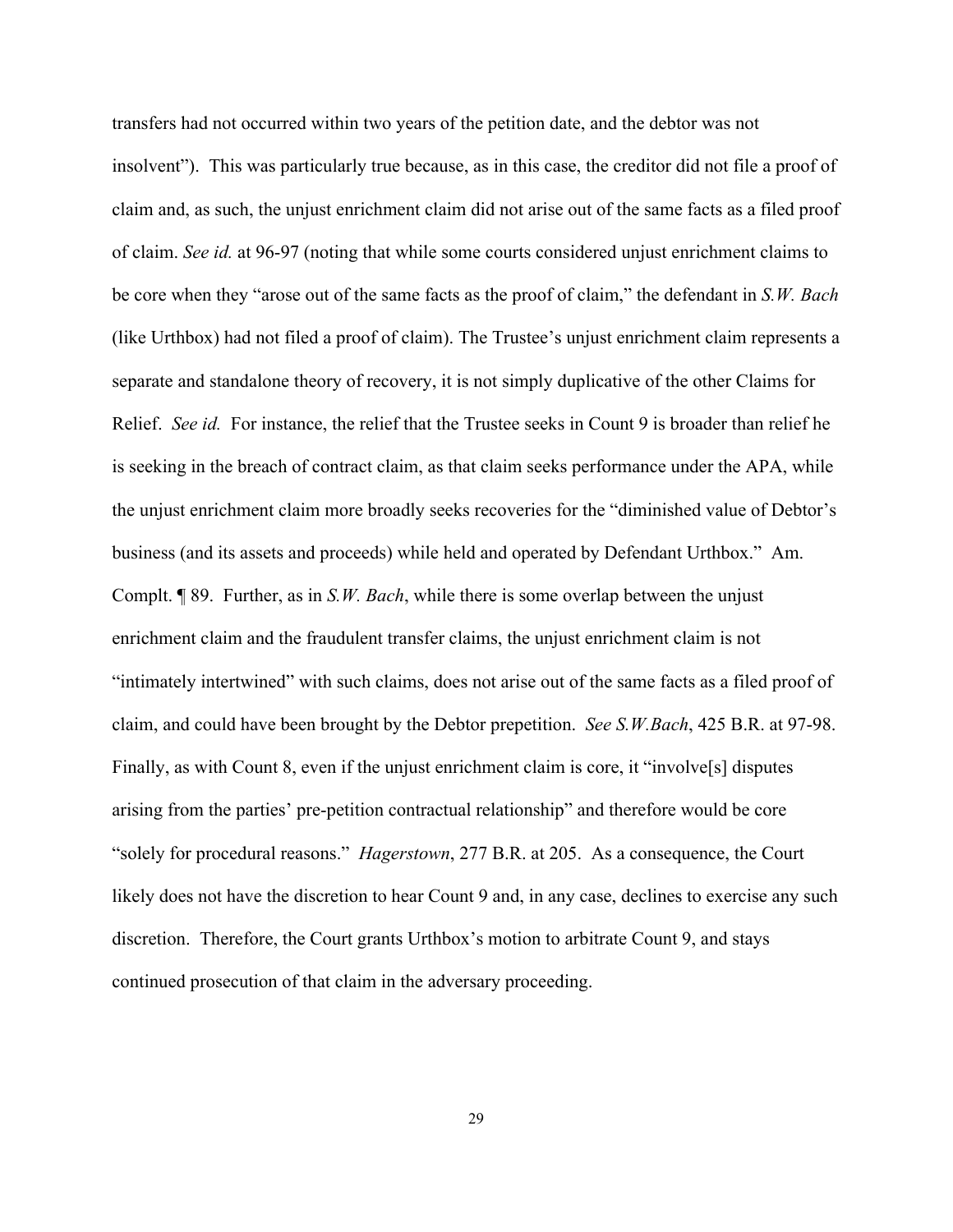transfers had not occurred within two years of the petition date, and the debtor was not insolvent"). This was particularly true because, as in this case, the creditor did not file a proof of claim and, as such, the unjust enrichment claim did not arise out of the same facts as a filed proof of claim. *See id.* at 96-97 (noting that while some courts considered unjust enrichment claims to be core when they "arose out of the same facts as the proof of claim," the defendant in *S.W. Bach* (like Urthbox) had not filed a proof of claim). The Trustee's unjust enrichment claim represents a separate and standalone theory of recovery, it is not simply duplicative of the other Claims for Relief. *See id.* For instance, the relief that the Trustee seeks in Count 9 is broader than relief he is seeking in the breach of contract claim, as that claim seeks performance under the APA, while the unjust enrichment claim more broadly seeks recoveries for the "diminished value of Debtor's business (and its assets and proceeds) while held and operated by Defendant Urthbox." Am. Compl. ¶ 89. Further, as in *S.W. Bach*, while there is some overlap between the unjust enrichment claim and the fraudulent transfer claims, the unjust enrichment claim is not "intimately intertwined" with such claims, does not arise out of the same facts as a filed proof of claim, and could have been brought by the Debtor prepetition. *See S.W.Bach*, 425 B.R. at 97-98. Finally, as with Count 8, even if the unjust enrichment claim is core, it "involve[s] disputes arising from the parties' pre-petition contractual relationship" and therefore would be core "solely for procedural reasons." *Hagerstown*, 277 B.R. at 205. As a consequence, the Court likely does not have the discretion to hear Count 9 and, in any case, declines to exercise any such discretion. Therefore, the Court grants Urthbox's motion to arbitrate Count 9, and stays continued prosecution of that claim in the adversary proceeding.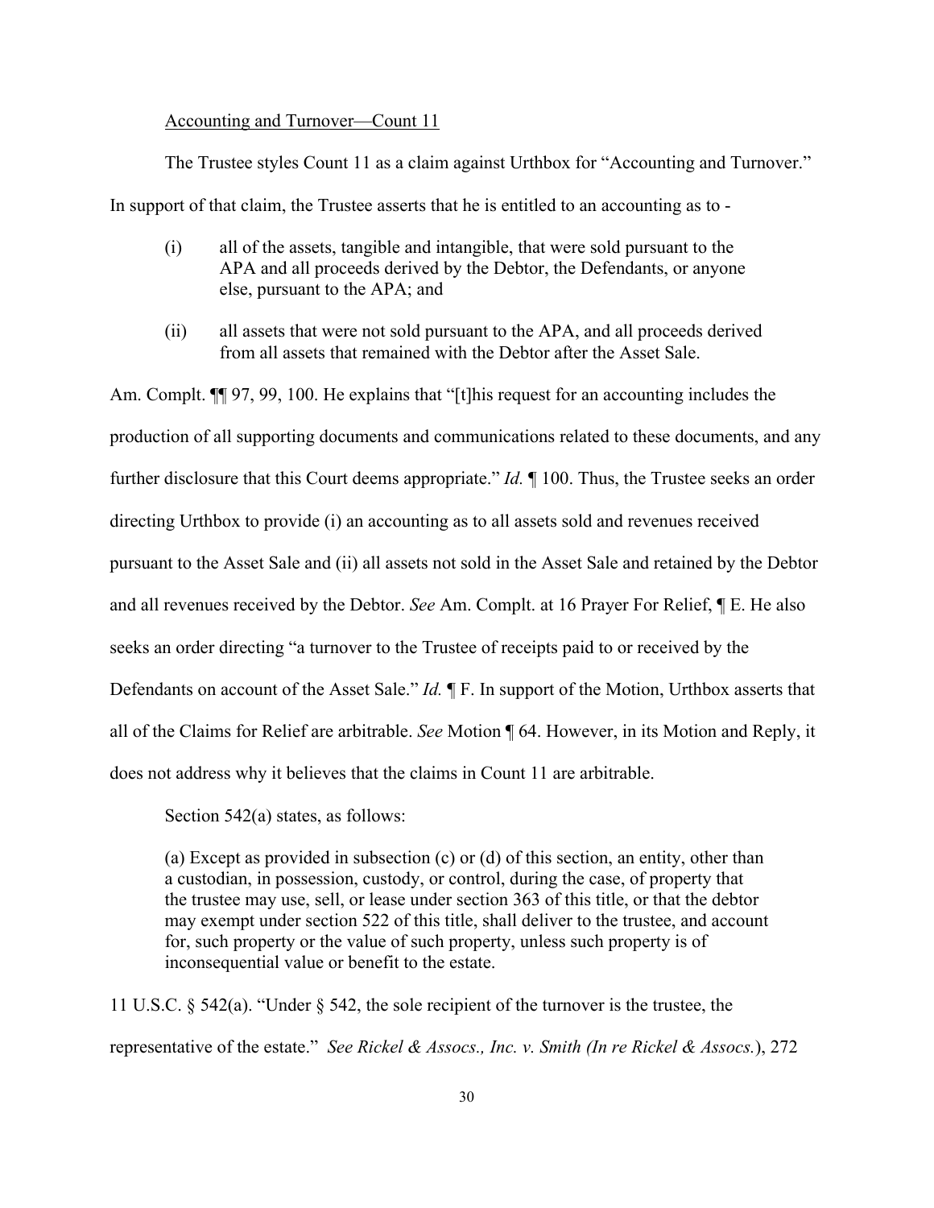Accounting and Turnover—Count 11

The Trustee styles Count 11 as a claim against Urthbox for "Accounting and Turnover." In support of that claim, the Trustee asserts that he is entitled to an accounting as to -

> (i) all of the assets, tangible and intangible, that were sold pursuant to the APA and all proceeds derived by the Debtor, the Defendants, or anyone else, pursuant to the APA; and
>
> (ii) all assets that were not sold pursuant to the APA, and all proceeds derived from all assets that remained with the Debtor after the Asset Sale.

Am. Compl. ¶¶ 97, 99, 100. He explains that "[t]his request for an accounting includes the production of all supporting documents and communications related to these documents, and any further disclosure that this Court deems appropriate." *Id.* ¶ 100. Thus, the Trustee seeks an order directing Urthbox to provide (i) an accounting as to all assets sold and revenues received pursuant to the Asset Sale and (ii) all assets not sold in the Asset Sale and retained by the Debtor and all revenues received by the Debtor. *See* Am. Compl. at 16 Prayer For Relief, ¶ E. He also seeks an order directing "a turnover to the Trustee of receipts paid to or received by the Defendants on account of the Asset Sale." *Id.* ¶ F. In support of the Motion, Urthbox asserts that all of the Claims for Relief are arbitrable. *See* Motion ¶ 64. However, in its Motion and Reply, it does not address why it believes that the claims in Count 11 are arbitrable.

Section 542(a) states, as follows:

> (a) Except as provided in subsection (c) or (d) of this section, an entity, other than a custodian, in possession, custody, or control, during the case, of property that the trustee may use, sell, or lease under section 363 of this title, or that the debtor may exempt under section 522 of this title, shall deliver to the trustee, and account for, such property or the value of such property, unless such property is of inconsequential value or benefit to the estate.

11 U.S.C. § 542(a). "Under § 542, the sole recipient of the turnover is the trustee, the representative of the estate." *See Rickel & Assocs., Inc. v. Smith (In re Rickel & Assocs.)*, 272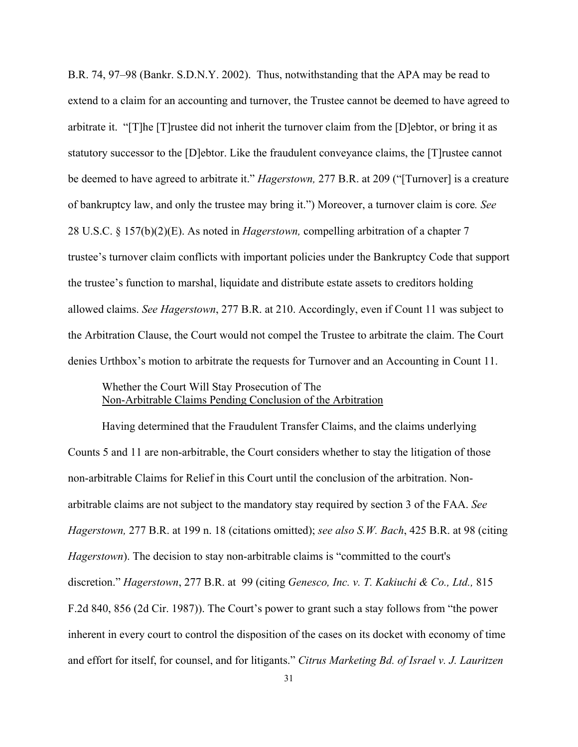B.R. 74, 97–98 (Bankr. S.D.N.Y. 2002). Thus, notwithstanding that the APA may be read to extend to a claim for an accounting and turnover, the Trustee cannot be deemed to have agreed to arbitrate it. "[T]he [T]rustee did not inherit the turnover claim from the [D]ebtor, or bring it as statutory successor to the [D]ebtor. Like the fraudulent conveyance claims, the [T]rustee cannot be deemed to have agreed to arbitrate it." *Hagerstown,* 277 B.R. at 209 ("[Turnover] is a creature of bankruptcy law, and only the trustee may bring it.") Moreover, a turnover claim is core*. See* 28 U.S.C. § 157(b)(2)(E). As noted in *Hagerstown,* compelling arbitration of a chapter 7 trustee's turnover claim conflicts with important policies under the Bankruptcy Code that support the trustee's function to marshal, liquidate and distribute estate assets to creditors holding allowed claims. *See Hagerstown*, 277 B.R. at 210. Accordingly, even if Count 11 was subject to the Arbitration Clause, the Court would not compel the Trustee to arbitrate the claim. The Court denies Urthbox's motion to arbitrate the requests for Turnover and an Accounting in Count 11.

Whether the Court Will Stay Prosecution of The
Non-Arbitrable Claims Pending Conclusion of the Arbitration

Having determined that the Fraudulent Transfer Claims, and the claims underlying Counts 5 and 11 are non-arbitrable, the Court considers whether to stay the litigation of those non-arbitrable Claims for Relief in this Court until the conclusion of the arbitration. Non-arbitrable claims are not subject to the mandatory stay required by section 3 of the FAA. *See Hagerstown,* 277 B.R. at 199 n. 18 (citations omitted); *see also S.W. Bach*, 425 B.R. at 98 (citing *Hagerstown*). The decision to stay non-arbitrable claims is "committed to the court's discretion." *Hagerstown*, 277 B.R. at 99 (citing *Genesco, Inc. v. T. Kakiuchi & Co., Ltd.,* 815 F.2d 840, 856 (2d Cir. 1987)). The Court's power to grant such a stay follows from "the power inherent in every court to control the disposition of the cases on its docket with economy of time and effort for itself, for counsel, and for litigants." *Citrus Marketing Bd. of Israel v. J. Lauritzen*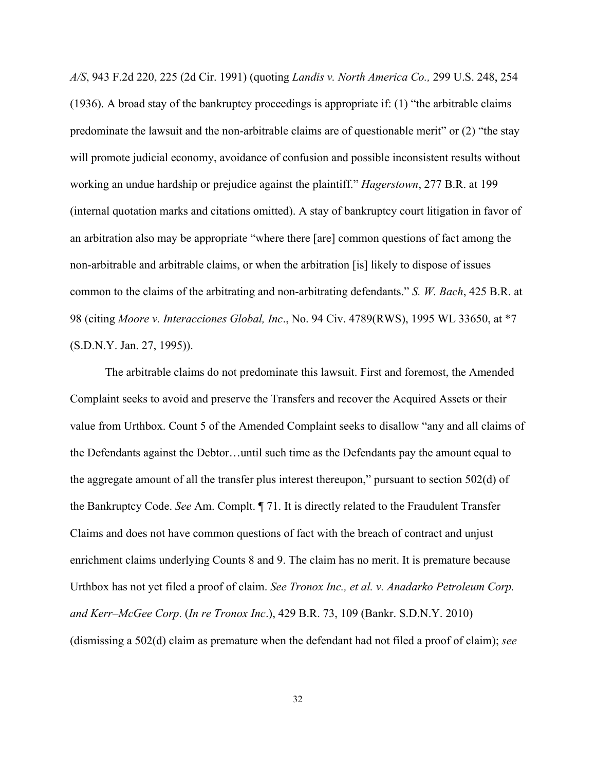*A/S*, 943 F.2d 220, 225 (2d Cir. 1991) (quoting *Landis v. North America Co.,* 299 U.S. 248, 254 (1936). A broad stay of the bankruptcy proceedings is appropriate if: (1) "the arbitrable claims predominate the lawsuit and the non-arbitrable claims are of questionable merit" or (2) "the stay will promote judicial economy, avoidance of confusion and possible inconsistent results without working an undue hardship or prejudice against the plaintiff." *Hagerstown*, 277 B.R. at 199 (internal quotation marks and citations omitted). A stay of bankruptcy court litigation in favor of an arbitration also may be appropriate "where there [are] common questions of fact among the non-arbitrable and arbitrable claims, or when the arbitration [is] likely to dispose of issues common to the claims of the arbitrating and non-arbitrating defendants." *S. W. Bach*, 425 B.R. at 98 (citing *Moore v. Interacciones Global, Inc*., No. 94 Civ. 4789(RWS), 1995 WL 33650, at \*7 (S.D.N.Y. Jan. 27, 1995)).

The arbitrable claims do not predominate this lawsuit. First and foremost, the Amended Complaint seeks to avoid and preserve the Transfers and recover the Acquired Assets or their value from Urthbox. Count 5 of the Amended Complaint seeks to disallow "any and all claims of the Defendants against the Debtor…until such time as the Defendants pay the amount equal to the aggregate amount of all the transfer plus interest thereupon," pursuant to section 502(d) of the Bankruptcy Code. *See* Am. Complt. ¶ 71. It is directly related to the Fraudulent Transfer Claims and does not have common questions of fact with the breach of contract and unjust enrichment claims underlying Counts 8 and 9. The claim has no merit. It is premature because Urthbox has not yet filed a proof of claim. *See Tronox Inc., et al. v. Anadarko Petroleum Corp. and Kerr–McGee Corp*. (*In re Tronox Inc*.), 429 B.R. 73, 109 (Bankr. S.D.N.Y. 2010) (dismissing a 502(d) claim as premature when the defendant had not filed a proof of claim); *see*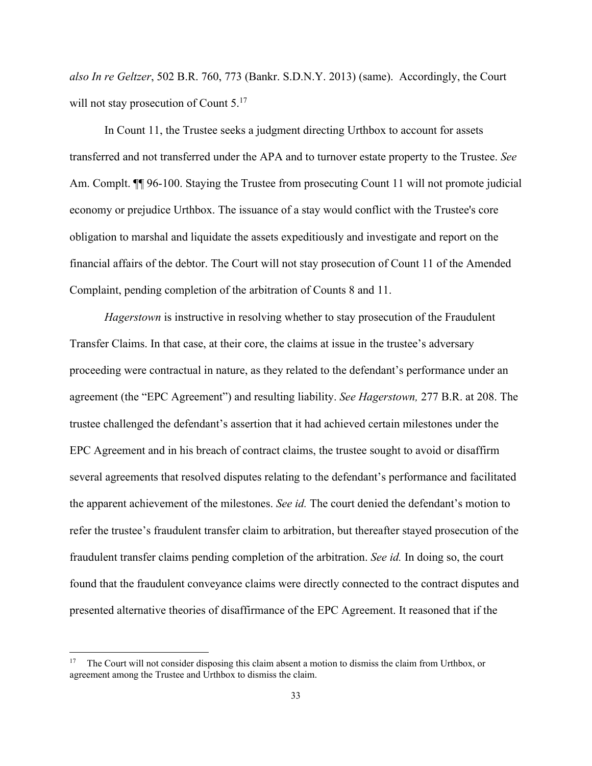*also In re Geltzer*, 502 B.R. 760, 773 (Bankr. S.D.N.Y. 2013) (same). Accordingly, the Court will not stay prosecution of Count 5.[17]

In Count 11, the Trustee seeks a judgment directing Urthbox to account for assets transferred and not transferred under the APA and to turnover estate property to the Trustee. *See* Am. Compl. ¶¶ 96-100. Staying the Trustee from prosecuting Count 11 will not promote judicial economy or prejudice Urthbox. The issuance of a stay would conflict with the Trustee's core obligation to marshal and liquidate the assets expeditiously and investigate and report on the financial affairs of the debtor. The Court will not stay prosecution of Count 11 of the Amended Complaint, pending completion of the arbitration of Counts 8 and 11.

*Hagerstown* is instructive in resolving whether to stay prosecution of the Fraudulent Transfer Claims. In that case, at their core, the claims at issue in the trustee's adversary proceeding were contractual in nature, as they related to the defendant's performance under an agreement (the "EPC Agreement") and resulting liability. *See Hagerstown,* 277 B.R. at 208. The trustee challenged the defendant's assertion that it had achieved certain milestones under the EPC Agreement and in his breach of contract claims, the trustee sought to avoid or disaffirm several agreements that resolved disputes relating to the defendant's performance and facilitated the apparent achievement of the milestones. *See id.* The court denied the defendant's motion to refer the trustee's fraudulent transfer claim to arbitration, but thereafter stayed prosecution of the fraudulent transfer claims pending completion of the arbitration. *See id.* In doing so, the court found that the fraudulent conveyance claims were directly connected to the contract disputes and presented alternative theories of disaffirmance of the EPC Agreement. It reasoned that if the

---

[17] The Court will not consider disposing this claim absent a motion to dismiss the claim from Urthbox, or agreement among the Trustee and Urthbox to dismiss the claim.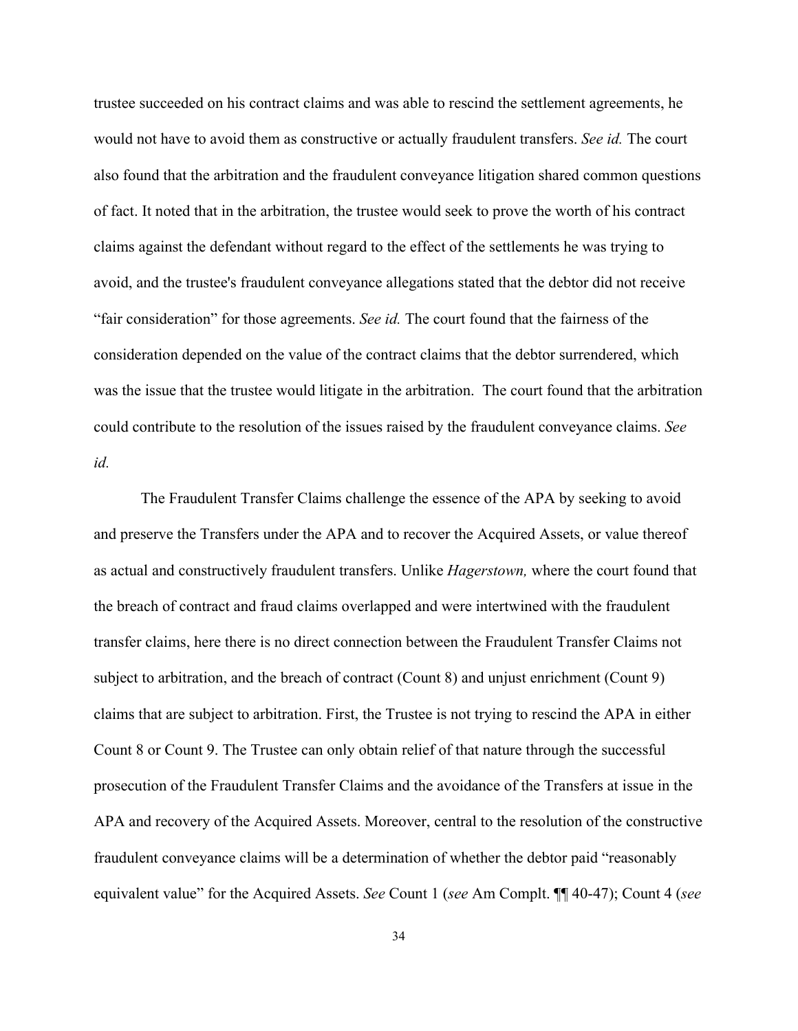trustee succeeded on his contract claims and was able to rescind the settlement agreements, he would not have to avoid them as constructive or actually fraudulent transfers. *See id.* The court also found that the arbitration and the fraudulent conveyance litigation shared common questions of fact. It noted that in the arbitration, the trustee would seek to prove the worth of his contract claims against the defendant without regard to the effect of the settlements he was trying to avoid, and the trustee's fraudulent conveyance allegations stated that the debtor did not receive "fair consideration" for those agreements. *See id.* The court found that the fairness of the consideration depended on the value of the contract claims that the debtor surrendered, which was the issue that the trustee would litigate in the arbitration. The court found that the arbitration could contribute to the resolution of the issues raised by the fraudulent conveyance claims. *See id.*

The Fraudulent Transfer Claims challenge the essence of the APA by seeking to avoid and preserve the Transfers under the APA and to recover the Acquired Assets, or value thereof as actual and constructively fraudulent transfers. Unlike *Hagerstown,* where the court found that the breach of contract and fraud claims overlapped and were intertwined with the fraudulent transfer claims, here there is no direct connection between the Fraudulent Transfer Claims not subject to arbitration, and the breach of contract (Count 8) and unjust enrichment (Count 9) claims that are subject to arbitration. First, the Trustee is not trying to rescind the APA in either Count 8 or Count 9. The Trustee can only obtain relief of that nature through the successful prosecution of the Fraudulent Transfer Claims and the avoidance of the Transfers at issue in the APA and recovery of the Acquired Assets. Moreover, central to the resolution of the constructive fraudulent conveyance claims will be a determination of whether the debtor paid "reasonably equivalent value" for the Acquired Assets. *See* Count 1 (*see* Am Complt. ¶¶ 40-47); Count 4 (*see*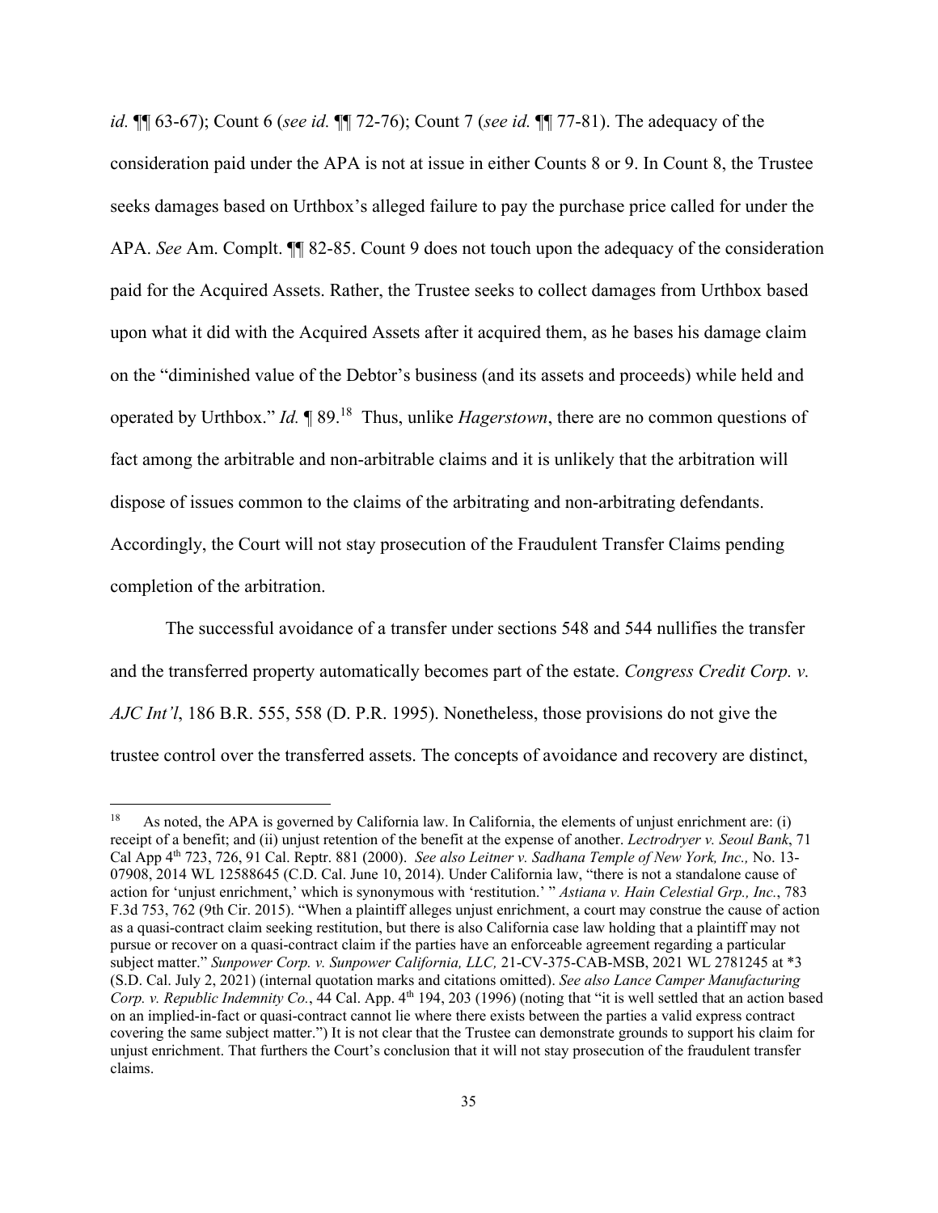*id.* ¶¶ 63-67); Count 6 (*see id.* ¶¶ 72-76); Count 7 (*see id.* ¶¶ 77-81). The adequacy of the consideration paid under the APA is not at issue in either Counts 8 or 9. In Count 8, the Trustee seeks damages based on Urthbox's alleged failure to pay the purchase price called for under the APA. *See* Am. Complt. ¶¶ 82-85. Count 9 does not touch upon the adequacy of the consideration paid for the Acquired Assets. Rather, the Trustee seeks to collect damages from Urthbox based upon what it did with the Acquired Assets after it acquired them, as he bases his damage claim on the "diminished value of the Debtor's business (and its assets and proceeds) while held and operated by Urthbox." *Id.* ¶ 89.[18] Thus, unlike *Hagerstown*, there are no common questions of fact among the arbitrable and non-arbitrable claims and it is unlikely that the arbitration will dispose of issues common to the claims of the arbitrating and non-arbitrating defendants. Accordingly, the Court will not stay prosecution of the Fraudulent Transfer Claims pending completion of the arbitration.

The successful avoidance of a transfer under sections 548 and 544 nullifies the transfer and the transferred property automatically becomes part of the estate. *Congress Credit Corp. v. AJC Int'l*, 186 B.R. 555, 558 (D. P.R. 1995). Nonetheless, those provisions do not give the trustee control over the transferred assets. The concepts of avoidance and recovery are distinct,

---

[18] As noted, the APA is governed by California law. In California, the elements of unjust enrichment are: (i) receipt of a benefit; and (ii) unjust retention of the benefit at the expense of another. *Lectrodryer v. Seoul Bank*, 71 Cal App 4th 723, 726, 91 Cal. Reptr. 881 (2000). *See also Leitner v. Sadhana Temple of New York, Inc.,* No. 13-07908, 2014 WL 12588645 (C.D. Cal. June 10, 2014). Under California law, "there is not a standalone cause of action for 'unjust enrichment,' which is synonymous with 'restitution.' " *Astiana v. Hain Celestial Grp., Inc.*, 783 F.3d 753, 762 (9th Cir. 2015). "When a plaintiff alleges unjust enrichment, a court may construe the cause of action as a quasi-contract claim seeking restitution, but there is also California case law holding that a plaintiff may not pursue or recover on a quasi-contract claim if the parties have an enforceable agreement regarding a particular subject matter." *Sunpower Corp. v. Sunpower California, LLC,* 21-CV-375-CAB-MSB, 2021 WL 2781245 at *3 (S.D. Cal. July 2, 2021) (internal quotation marks and citations omitted). *See also Lance Camper Manufacturing Corp. v. Republic Indemnity Co.*, 44 Cal. App. 4th 194, 203 (1996) (noting that "it is well settled that an action based on an implied-in-fact or quasi-contract cannot lie where there exists between the parties a valid express contract covering the same subject matter.") It is not clear that the Trustee can demonstrate grounds to support his claim for unjust enrichment. That furthers the Court's conclusion that it will not stay prosecution of the fraudulent transfer claims.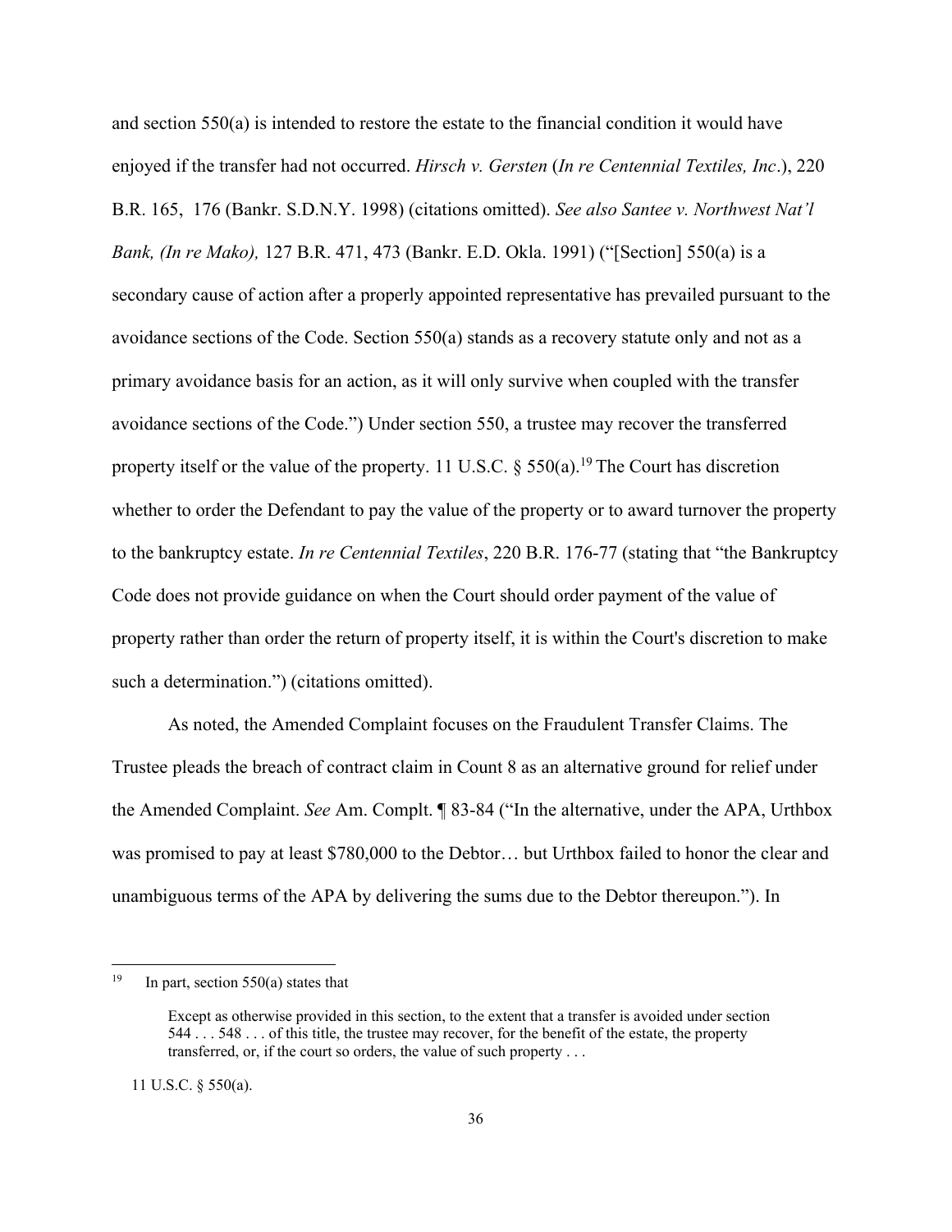and section 550(a) is intended to restore the estate to the financial condition it would have enjoyed if the transfer had not occurred. *Hirsch v. Gersten* (*In re Centennial Textiles, Inc*.), 220 B.R. 165, 176 (Bankr. S.D.N.Y. 1998) (citations omitted). *See also Santee v. Northwest Nat'l Bank, (In re Mako),* 127 B.R. 471, 473 (Bankr. E.D. Okla. 1991) ("[Section] 550(a) is a secondary cause of action after a properly appointed representative has prevailed pursuant to the avoidance sections of the Code. Section 550(a) stands as a recovery statute only and not as a primary avoidance basis for an action, as it will only survive when coupled with the transfer avoidance sections of the Code.") Under section 550, a trustee may recover the transferred property itself or the value of the property. 11 U.S.C. § 550(a).[19] The Court has discretion whether to order the Defendant to pay the value of the property or to award turnover the property to the bankruptcy estate. *In re Centennial Textiles*, 220 B.R. 176-77 (stating that "the Bankruptcy Code does not provide guidance on when the Court should order payment of the value of property rather than order the return of property itself, it is within the Court's discretion to make such a determination.") (citations omitted).

As noted, the Amended Complaint focuses on the Fraudulent Transfer Claims. The Trustee pleads the breach of contract claim in Count 8 as an alternative ground for relief under the Amended Complaint. *See* Am. Compl. ¶ 83-84 ("In the alternative, under the APA, Urthbox was promised to pay at least $780,000 to the Debtor… but Urthbox failed to honor the clear and unambiguous terms of the APA by delivering the sums due to the Debtor thereupon."). In

---

[19] In part, section 550(a) states that

> Except as otherwise provided in this section, to the extent that a transfer is avoided under section 544 . . . 548 . . . of this title, the trustee may recover, for the benefit of the estate, the property transferred, or, if the court so orders, the value of such property . . .

11 U.S.C. § 550(a).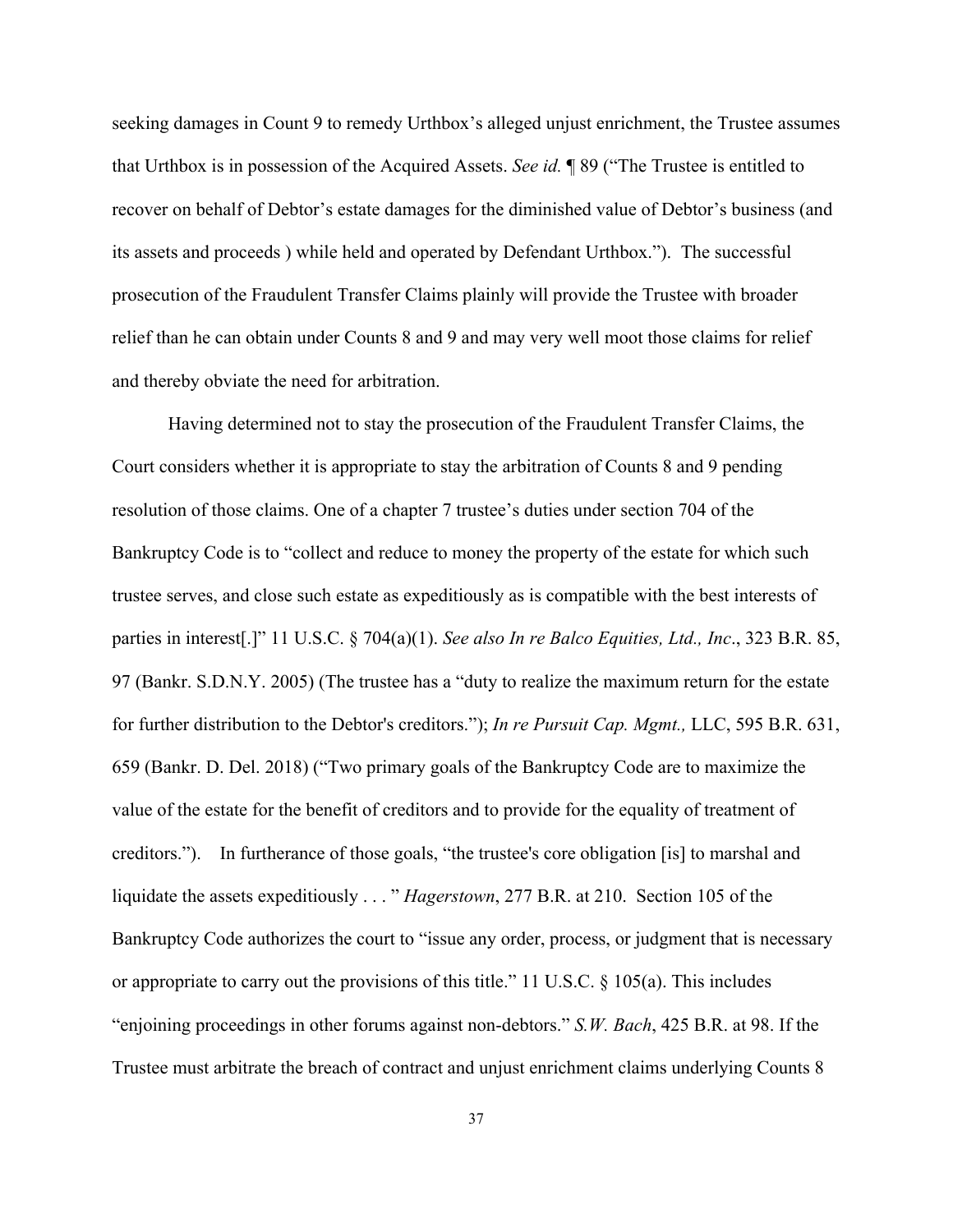seeking damages in Count 9 to remedy Urthbox's alleged unjust enrichment, the Trustee assumes that Urthbox is in possession of the Acquired Assets. *See id.* ¶ 89 ("The Trustee is entitled to recover on behalf of Debtor's estate damages for the diminished value of Debtor's business (and its assets and proceeds ) while held and operated by Defendant Urthbox."). The successful prosecution of the Fraudulent Transfer Claims plainly will provide the Trustee with broader relief than he can obtain under Counts 8 and 9 and may very well moot those claims for relief and thereby obviate the need for arbitration.

Having determined not to stay the prosecution of the Fraudulent Transfer Claims, the Court considers whether it is appropriate to stay the arbitration of Counts 8 and 9 pending resolution of those claims. One of a chapter 7 trustee's duties under section 704 of the Bankruptcy Code is to "collect and reduce to money the property of the estate for which such trustee serves, and close such estate as expeditiously as is compatible with the best interests of parties in interest[.]" 11 U.S.C. § 704(a)(1). *See also In re Balco Equities, Ltd., Inc*., 323 B.R. 85, 97 (Bankr. S.D.N.Y. 2005) (The trustee has a "duty to realize the maximum return for the estate for further distribution to the Debtor's creditors."); *In re Pursuit Cap. Mgmt.,* LLC, 595 B.R. 631, 659 (Bankr. D. Del. 2018) ("Two primary goals of the Bankruptcy Code are to maximize the value of the estate for the benefit of creditors and to provide for the equality of treatment of creditors."). In furtherance of those goals, "the trustee's core obligation [is] to marshal and liquidate the assets expeditiously . . . " *Hagerstown*, 277 B.R. at 210. Section 105 of the Bankruptcy Code authorizes the court to "issue any order, process, or judgment that is necessary or appropriate to carry out the provisions of this title." 11 U.S.C. § 105(a). This includes "enjoining proceedings in other forums against non-debtors." *S.W. Bach*, 425 B.R. at 98. If the Trustee must arbitrate the breach of contract and unjust enrichment claims underlying Counts 8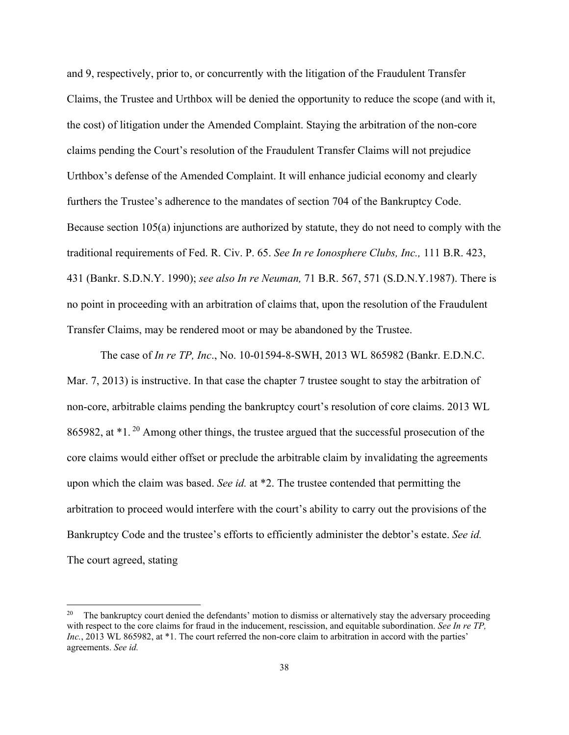and 9, respectively, prior to, or concurrently with the litigation of the Fraudulent Transfer Claims, the Trustee and Urthbox will be denied the opportunity to reduce the scope (and with it, the cost) of litigation under the Amended Complaint. Staying the arbitration of the non-core claims pending the Court's resolution of the Fraudulent Transfer Claims will not prejudice Urthbox's defense of the Amended Complaint. It will enhance judicial economy and clearly furthers the Trustee's adherence to the mandates of section 704 of the Bankruptcy Code. Because section 105(a) injunctions are authorized by statute, they do not need to comply with the traditional requirements of Fed. R. Civ. P. 65. *See In re Ionosphere Clubs, Inc.,* 111 B.R. 423, 431 (Bankr. S.D.N.Y. 1990); *see also In re Neuman,* 71 B.R. 567, 571 (S.D.N.Y.1987). There is no point in proceeding with an arbitration of claims that, upon the resolution of the Fraudulent Transfer Claims, may be rendered moot or may be abandoned by the Trustee.

The case of *In re TP, Inc*., No. 10-01594-8-SWH, 2013 WL 865982 (Bankr. E.D.N.C. Mar. 7, 2013) is instructive. In that case the chapter 7 trustee sought to stay the arbitration of non-core, arbitrable claims pending the bankruptcy court's resolution of core claims. 2013 WL 865982, at *1.[20] Among other things, the trustee argued that the successful prosecution of the core claims would either offset or preclude the arbitrable claim by invalidating the agreements upon which the claim was based. *See id.* at *2. The trustee contended that permitting the arbitration to proceed would interfere with the court's ability to carry out the provisions of the Bankruptcy Code and the trustee's efforts to efficiently administer the debtor's estate. *See id.* The court agreed, stating

---

[20] The bankruptcy court denied the defendants' motion to dismiss or alternatively stay the adversary proceeding with respect to the core claims for fraud in the inducement, rescission, and equitable subordination. *See In re TP, Inc.*, 2013 WL 865982, at *1. The court referred the non-core claim to arbitration in accord with the parties' agreements. *See id.*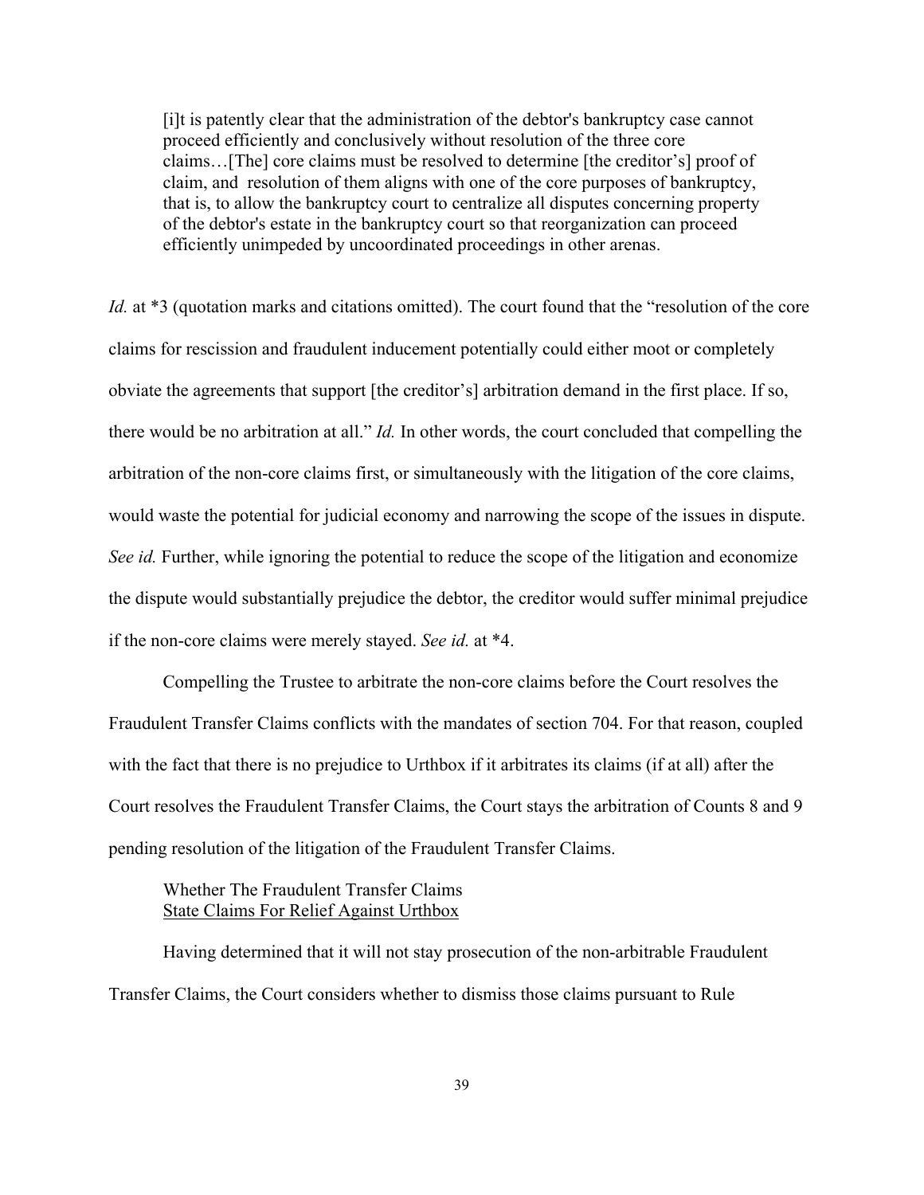> [i]t is patently clear that the administration of the debtor's bankruptcy case cannot proceed efficiently and conclusively without resolution of the three core claims…[The] core claims must be resolved to determine [the creditor's] proof of claim, and resolution of them aligns with one of the core purposes of bankruptcy, that is, to allow the bankruptcy court to centralize all disputes concerning property of the debtor's estate in the bankruptcy court so that reorganization can proceed efficiently unimpeded by uncoordinated proceedings in other arenas.

*Id.* at *3 (quotation marks and citations omitted). The court found that the "resolution of the core claims for rescission and fraudulent inducement potentially could either moot or completely obviate the agreements that support [the creditor's] arbitration demand in the first place. If so, there would be no arbitration at all." *Id.* In other words, the court concluded that compelling the arbitration of the non-core claims first, or simultaneously with the litigation of the core claims, would waste the potential for judicial economy and narrowing the scope of the issues in dispute. *See id.* Further, while ignoring the potential to reduce the scope of the litigation and economize the dispute would substantially prejudice the debtor, the creditor would suffer minimal prejudice if the non-core claims were merely stayed. *See id.* at *4.

Compelling the Trustee to arbitrate the non-core claims before the Court resolves the Fraudulent Transfer Claims conflicts with the mandates of section 704. For that reason, coupled with the fact that there is no prejudice to Urthbox if it arbitrates its claims (if at all) after the Court resolves the Fraudulent Transfer Claims, the Court stays the arbitration of Counts 8 and 9 pending resolution of the litigation of the Fraudulent Transfer Claims.

Whether The Fraudulent Transfer Claims
<u>State Claims For Relief Against Urthbox</u>

Having determined that it will not stay prosecution of the non-arbitrable Fraudulent Transfer Claims, the Court considers whether to dismiss those claims pursuant to Rule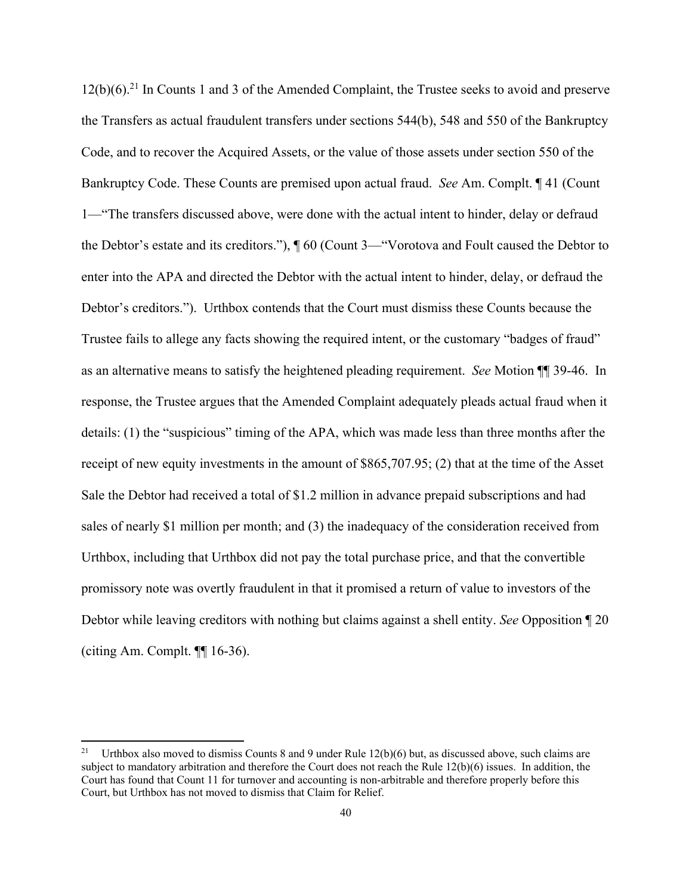12(b)(6).[21] In Counts 1 and 3 of the Amended Complaint, the Trustee seeks to avoid and preserve the Transfers as actual fraudulent transfers under sections 544(b), 548 and 550 of the Bankruptcy Code, and to recover the Acquired Assets, or the value of those assets under section 550 of the Bankruptcy Code. These Counts are premised upon actual fraud. *See* Am. Compl. ¶ 41 (Count 1—"The transfers discussed above, were done with the actual intent to hinder, delay or defraud the Debtor's estate and its creditors."), ¶ 60 (Count 3—"Vorotova and Foult caused the Debtor to enter into the APA and directed the Debtor with the actual intent to hinder, delay, or defraud the Debtor's creditors."). Urthbox contends that the Court must dismiss these Counts because the Trustee fails to allege any facts showing the required intent, or the customary "badges of fraud" as an alternative means to satisfy the heightened pleading requirement. *See* Motion ¶¶ 39-46. In response, the Trustee argues that the Amended Complaint adequately pleads actual fraud when it details: (1) the "suspicious" timing of the APA, which was made less than three months after the receipt of new equity investments in the amount of $865,707.95; (2) that at the time of the Asset Sale the Debtor had received a total of $1.2 million in advance prepaid subscriptions and had sales of nearly $1 million per month; and (3) the inadequacy of the consideration received from Urthbox, including that Urthbox did not pay the total purchase price, and that the convertible promissory note was overtly fraudulent in that it promised a return of value to investors of the Debtor while leaving creditors with nothing but claims against a shell entity. *See* Opposition ¶ 20 (citing Am. Compl. ¶¶ 16-36).

---

[21] Urthbox also moved to dismiss Counts 8 and 9 under Rule 12(b)(6) but, as discussed above, such claims are subject to mandatory arbitration and therefore the Court does not reach the Rule 12(b)(6) issues. In addition, the Court has found that Count 11 for turnover and accounting is non-arbitrable and therefore properly before this Court, but Urthbox has not moved to dismiss that Claim for Relief.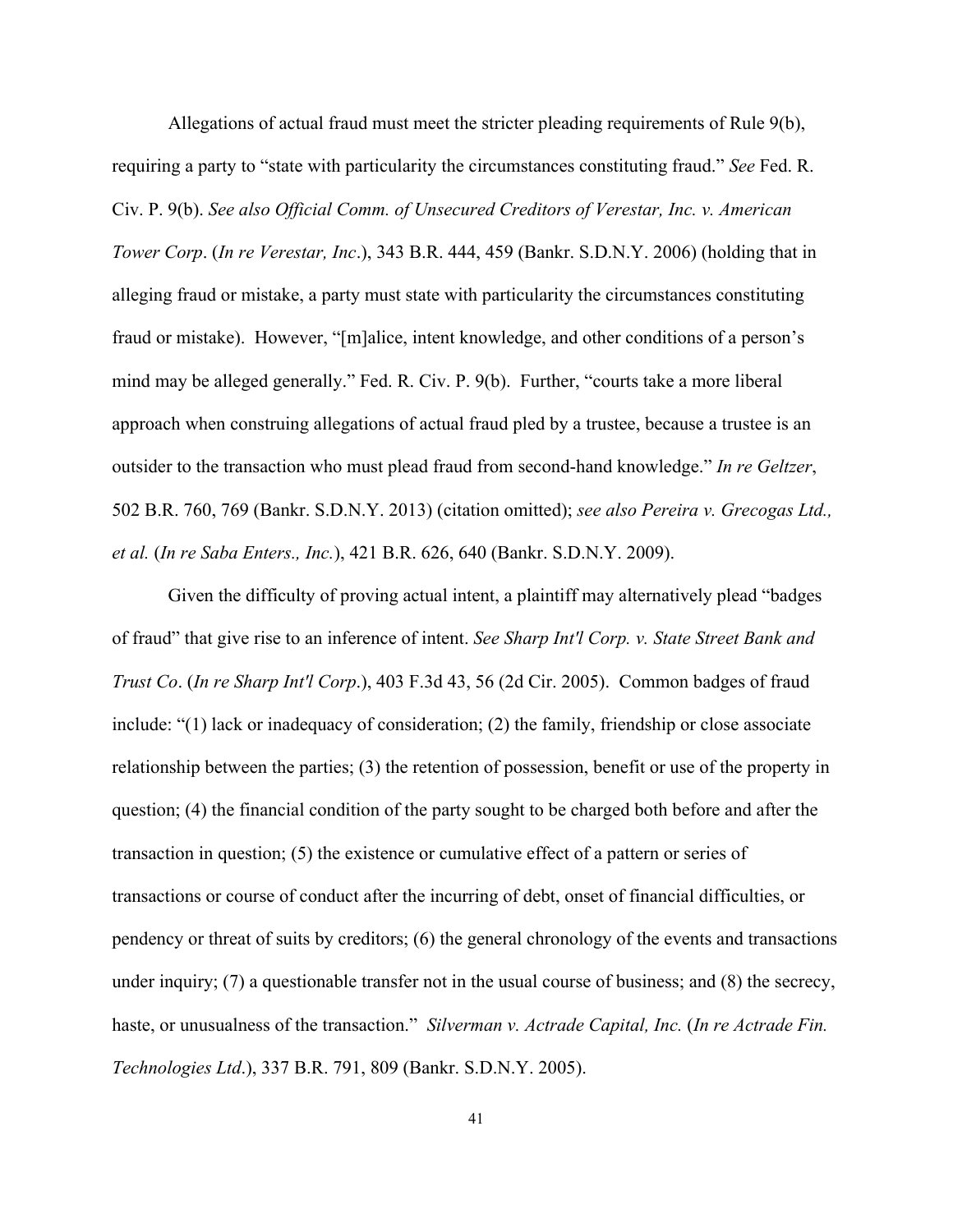Allegations of actual fraud must meet the stricter pleading requirements of Rule 9(b), requiring a party to "state with particularity the circumstances constituting fraud." *See* Fed. R. Civ. P. 9(b). *See also Official Comm. of Unsecured Creditors of Verestar, Inc. v. American Tower Corp*. (*In re Verestar, Inc*.), 343 B.R. 444, 459 (Bankr. S.D.N.Y. 2006) (holding that in alleging fraud or mistake, a party must state with particularity the circumstances constituting fraud or mistake). However, "[m]alice, intent knowledge, and other conditions of a person's mind may be alleged generally." Fed. R. Civ. P. 9(b). Further, "courts take a more liberal approach when construing allegations of actual fraud pled by a trustee, because a trustee is an outsider to the transaction who must plead fraud from second-hand knowledge." *In re Geltzer*, 502 B.R. 760, 769 (Bankr. S.D.N.Y. 2013) (citation omitted); *see also Pereira v. Grecogas Ltd., et al.* (*In re Saba Enters., Inc.*), 421 B.R. 626, 640 (Bankr. S.D.N.Y. 2009).

Given the difficulty of proving actual intent, a plaintiff may alternatively plead "badges of fraud" that give rise to an inference of intent. *See Sharp Int'l Corp. v. State Street Bank and Trust Co*. (*In re Sharp Int'l Corp*.), 403 F.3d 43, 56 (2d Cir. 2005). Common badges of fraud include: "(1) lack or inadequacy of consideration; (2) the family, friendship or close associate relationship between the parties; (3) the retention of possession, benefit or use of the property in question; (4) the financial condition of the party sought to be charged both before and after the transaction in question; (5) the existence or cumulative effect of a pattern or series of transactions or course of conduct after the incurring of debt, onset of financial difficulties, or pendency or threat of suits by creditors; (6) the general chronology of the events and transactions under inquiry; (7) a questionable transfer not in the usual course of business; and (8) the secrecy, haste, or unusualness of the transaction." *Silverman v. Actrade Capital, Inc.* (*In re Actrade Fin. Technologies Ltd*.), 337 B.R. 791, 809 (Bankr. S.D.N.Y. 2005).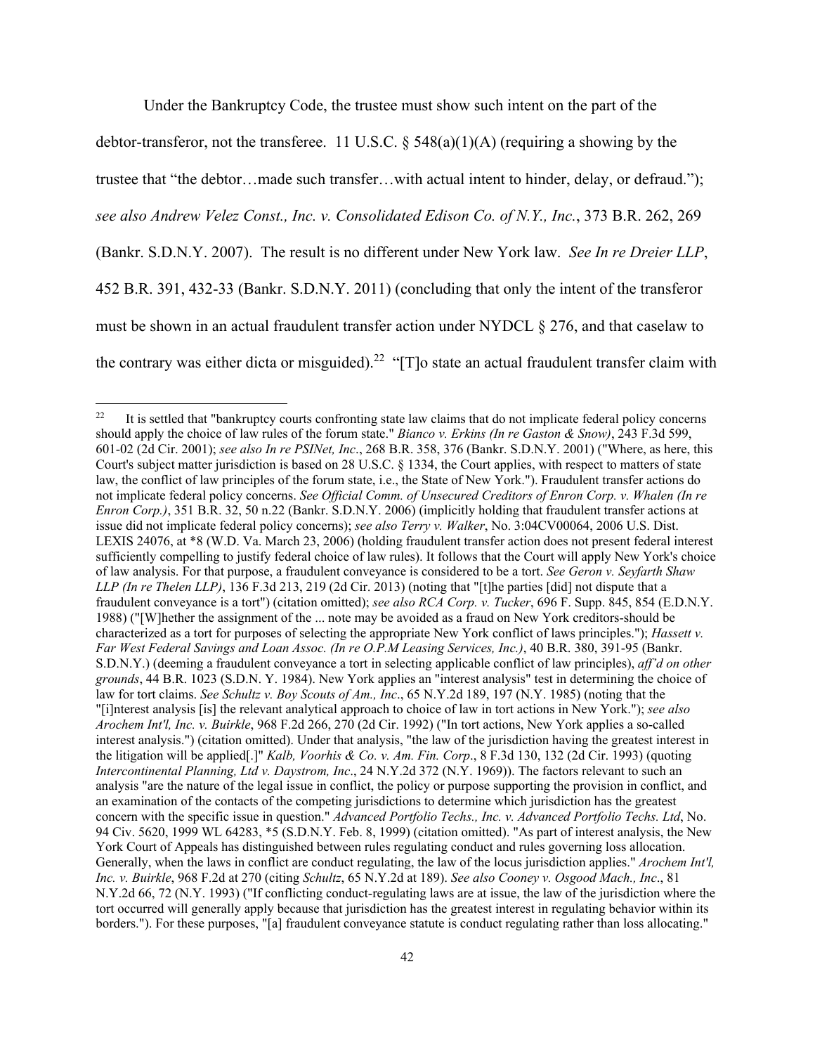Under the Bankruptcy Code, the trustee must show such intent on the part of the debtor-transferor, not the transferee. 11 U.S.C. § 548(a)(1)(A) (requiring a showing by the trustee that "the debtor…made such transfer…with actual intent to hinder, delay, or defraud."); *see also Andrew Velez Const., Inc. v. Consolidated Edison Co. of N.Y., Inc.*, 373 B.R. 262, 269 (Bankr. S.D.N.Y. 2007). The result is no different under New York law. *See In re Dreier LLP*, 452 B.R. 391, 432-33 (Bankr. S.D.N.Y. 2011) (concluding that only the intent of the transferor must be shown in an actual fraudulent transfer action under NYDCL § 276, and that caselaw to the contrary was either dicta or misguided).[22] "[T]o state an actual fraudulent transfer claim with

---

[22] It is settled that "bankruptcy courts confronting state law claims that do not implicate federal policy concerns should apply the choice of law rules of the forum state." *Bianco v. Erkins (In re Gaston & Snow)*, 243 F.3d 599, 601-02 (2d Cir. 2001); *see also In re PSINet, Inc*., 268 B.R. 358, 376 (Bankr. S.D.N.Y. 2001) ("Where, as here, this Court's subject matter jurisdiction is based on 28 U.S.C. § 1334, the Court applies, with respect to matters of state law, the conflict of law principles of the forum state, i.e., the State of New York."). Fraudulent transfer actions do not implicate federal policy concerns. *See Official Comm. of Unsecured Creditors of Enron Corp. v. Whalen (In re Enron Corp.)*, 351 B.R. 32, 50 n.22 (Bankr. S.D.N.Y. 2006) (implicitly holding that fraudulent transfer actions at issue did not implicate federal policy concerns); *see also Terry v. Walker*, No. 3:04CV00064, 2006 U.S. Dist. LEXIS 24076, at *8 (W.D. Va. March 23, 2006) (holding fraudulent transfer action does not present federal interest sufficiently compelling to justify federal choice of law rules). It follows that the Court will apply New York's choice of law analysis. For that purpose, a fraudulent conveyance is considered to be a tort. *See Geron v. Seyfarth Shaw LLP (In re Thelen LLP)*, 136 F.3d 213, 219 (2d Cir. 2013) (noting that "[t]he parties [did] not dispute that a fraudulent conveyance is a tort") (citation omitted); *see also RCA Corp. v. Tucker*, 696 F. Supp. 845, 854 (E.D.N.Y. 1988) ("[W]hether the assignment of the ... note may be avoided as a fraud on New York creditors-should be characterized as a tort for purposes of selecting the appropriate New York conflict of laws principles."); *Hassett v. Far West Federal Savings and Loan Assoc. (In re O.P.M Leasing Services, Inc.)*, 40 B.R. 380, 391-95 (Bankr. S.D.N.Y.) (deeming a fraudulent conveyance a tort in selecting applicable conflict of law principles), *aff'd on other grounds*, 44 B.R. 1023 (S.D.N. Y. 1984). New York applies an "interest analysis" test in determining the choice of law for tort claims. *See Schultz v. Boy Scouts of Am., Inc*., 65 N.Y.2d 189, 197 (N.Y. 1985) (noting that the "[i]nterest analysis [is] the relevant analytical approach to choice of law in tort actions in New York."); *see also Arochem Int'l, Inc. v. Buirkle*, 968 F.2d 266, 270 (2d Cir. 1992) ("In tort actions, New York applies a so-called interest analysis.") (citation omitted). Under that analysis, "the law of the jurisdiction having the greatest interest in the litigation will be applied[.]" *Kalb, Voorhis & Co. v. Am. Fin. Corp*., 8 F.3d 130, 132 (2d Cir. 1993) (quoting *Intercontinental Planning, Ltd v. Daystrom, Inc*., 24 N.Y.2d 372 (N.Y. 1969)). The factors relevant to such an analysis "are the nature of the legal issue in conflict, the policy or purpose supporting the provision in conflict, and an examination of the contacts of the competing jurisdictions to determine which jurisdiction has the greatest concern with the specific issue in question." *Advanced Portfolio Techs., Inc. v. Advanced Portfolio Techs. Ltd*, No. 94 Civ. 5620, 1999 WL 64283, *5 (S.D.N.Y. Feb. 8, 1999) (citation omitted). "As part of interest analysis, the New York Court of Appeals has distinguished between rules regulating conduct and rules governing loss allocation. Generally, when the laws in conflict are conduct regulating, the law of the locus jurisdiction applies." *Arochem Int'l, Inc. v. Buirkle*, 968 F.2d at 270 (citing *Schultz*, 65 N.Y.2d at 189). *See also Cooney v. Osgood Mach., Inc*., 81 N.Y.2d 66, 72 (N.Y. 1993) ("If conflicting conduct-regulating laws are at issue, the law of the jurisdiction where the tort occurred will generally apply because that jurisdiction has the greatest interest in regulating behavior within its borders."). For these purposes, "[a] fraudulent conveyance statute is conduct regulating rather than loss allocating."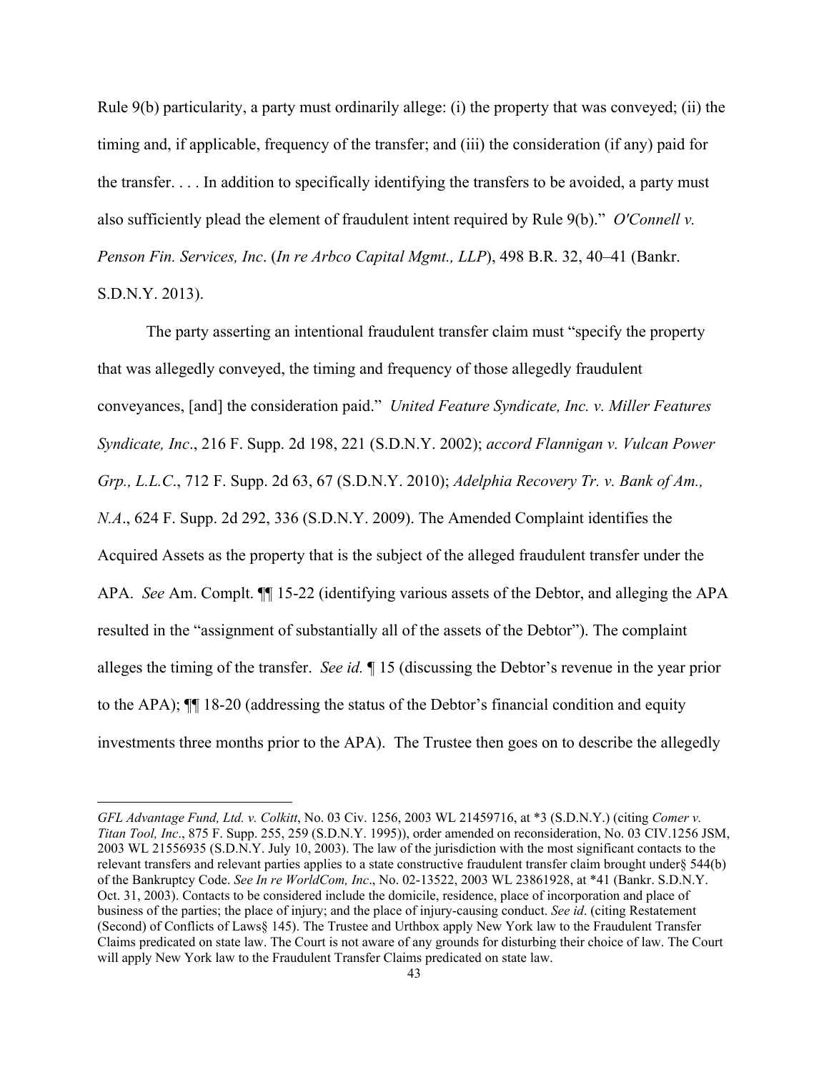Rule 9(b) particularity, a party must ordinarily allege: (i) the property that was conveyed; (ii) the timing and, if applicable, frequency of the transfer; and (iii) the consideration (if any) paid for the transfer. . . . In addition to specifically identifying the transfers to be avoided, a party must also sufficiently plead the element of fraudulent intent required by Rule 9(b)." *O'Connell v. Penson Fin. Services, Inc*. (*In re Arbco Capital Mgmt., LLP*), 498 B.R. 32, 40–41 (Bankr. S.D.N.Y. 2013).

The party asserting an intentional fraudulent transfer claim must "specify the property that was allegedly conveyed, the timing and frequency of those allegedly fraudulent conveyances, [and] the consideration paid." *United Feature Syndicate, Inc. v. Miller Features Syndicate, Inc*., 216 F. Supp. 2d 198, 221 (S.D.N.Y. 2002); *accord Flannigan v. Vulcan Power Grp., L.L.C*., 712 F. Supp. 2d 63, 67 (S.D.N.Y. 2010); *Adelphia Recovery Tr. v. Bank of Am., N.A*., 624 F. Supp. 2d 292, 336 (S.D.N.Y. 2009). The Amended Complaint identifies the Acquired Assets as the property that is the subject of the alleged fraudulent transfer under the APA. *See* Am. Compl. ¶¶ 15-22 (identifying various assets of the Debtor, and alleging the APA resulted in the "assignment of substantially all of the assets of the Debtor"). The complaint alleges the timing of the transfer. *See id.* ¶ 15 (discussing the Debtor's revenue in the year prior to the APA); ¶¶ 18-20 (addressing the status of the Debtor's financial condition and equity investments three months prior to the APA). The Trustee then goes on to describe the allegedly

---

*GFL Advantage Fund, Ltd. v. Colkitt*, No. 03 Civ. 1256, 2003 WL 21459716, at *3 (S.D.N.Y.) (citing *Comer v. Titan Tool, Inc*., 875 F. Supp. 255, 259 (S.D.N.Y. 1995)), order amended on reconsideration, No. 03 CIV.1256 JSM, 2003 WL 21556935 (S.D.N.Y. July 10, 2003). The law of the jurisdiction with the most significant contacts to the relevant transfers and relevant parties applies to a state constructive fraudulent transfer claim brought under§ 544(b) of the Bankruptcy Code. *See In re WorldCom, Inc*., No. 02-13522, 2003 WL 23861928, at *41 (Bankr. S.D.N.Y. Oct. 31, 2003). Contacts to be considered include the domicile, residence, place of incorporation and place of business of the parties; the place of injury; and the place of injury-causing conduct. *See id*. (citing Restatement (Second) of Conflicts of Laws§ 145). The Trustee and Urthbox apply New York law to the Fraudulent Transfer Claims predicated on state law. The Court is not aware of any grounds for disturbing their choice of law. The Court will apply New York law to the Fraudulent Transfer Claims predicated on state law.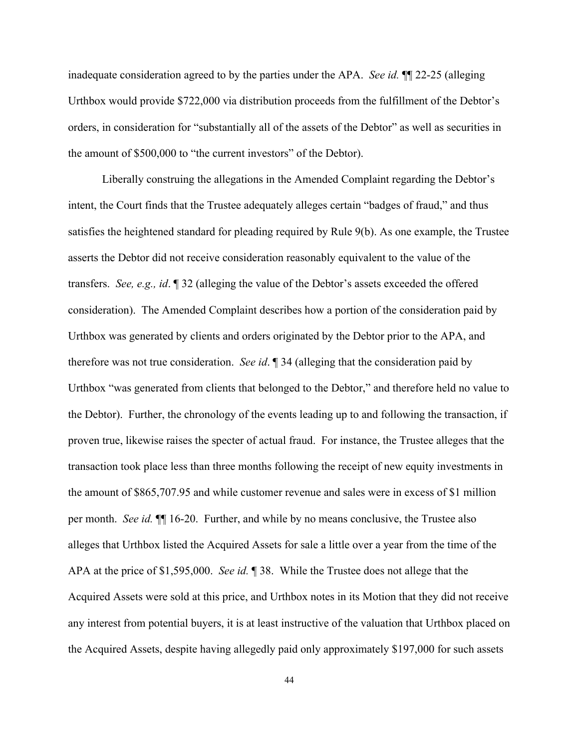inadequate consideration agreed to by the parties under the APA. *See id.* ¶¶ 22-25 (alleging Urthbox would provide $722,000 via distribution proceeds from the fulfillment of the Debtor's orders, in consideration for "substantially all of the assets of the Debtor" as well as securities in the amount of $500,000 to "the current investors" of the Debtor).

Liberally construing the allegations in the Amended Complaint regarding the Debtor's intent, the Court finds that the Trustee adequately alleges certain "badges of fraud," and thus satisfies the heightened standard for pleading required by Rule 9(b). As one example, the Trustee asserts the Debtor did not receive consideration reasonably equivalent to the value of the transfers. *See, e.g., id*. ¶ 32 (alleging the value of the Debtor's assets exceeded the offered consideration). The Amended Complaint describes how a portion of the consideration paid by Urthbox was generated by clients and orders originated by the Debtor prior to the APA, and therefore was not true consideration. *See id*. ¶ 34 (alleging that the consideration paid by Urthbox "was generated from clients that belonged to the Debtor," and therefore held no value to the Debtor). Further, the chronology of the events leading up to and following the transaction, if proven true, likewise raises the specter of actual fraud. For instance, the Trustee alleges that the transaction took place less than three months following the receipt of new equity investments in the amount of $865,707.95 and while customer revenue and sales were in excess of $1 million per month. *See id.* ¶¶ 16-20. Further, and while by no means conclusive, the Trustee also alleges that Urthbox listed the Acquired Assets for sale a little over a year from the time of the APA at the price of $1,595,000. *See id.* ¶ 38. While the Trustee does not allege that the Acquired Assets were sold at this price, and Urthbox notes in its Motion that they did not receive any interest from potential buyers, it is at least instructive of the valuation that Urthbox placed on the Acquired Assets, despite having allegedly paid only approximately $197,000 for such assets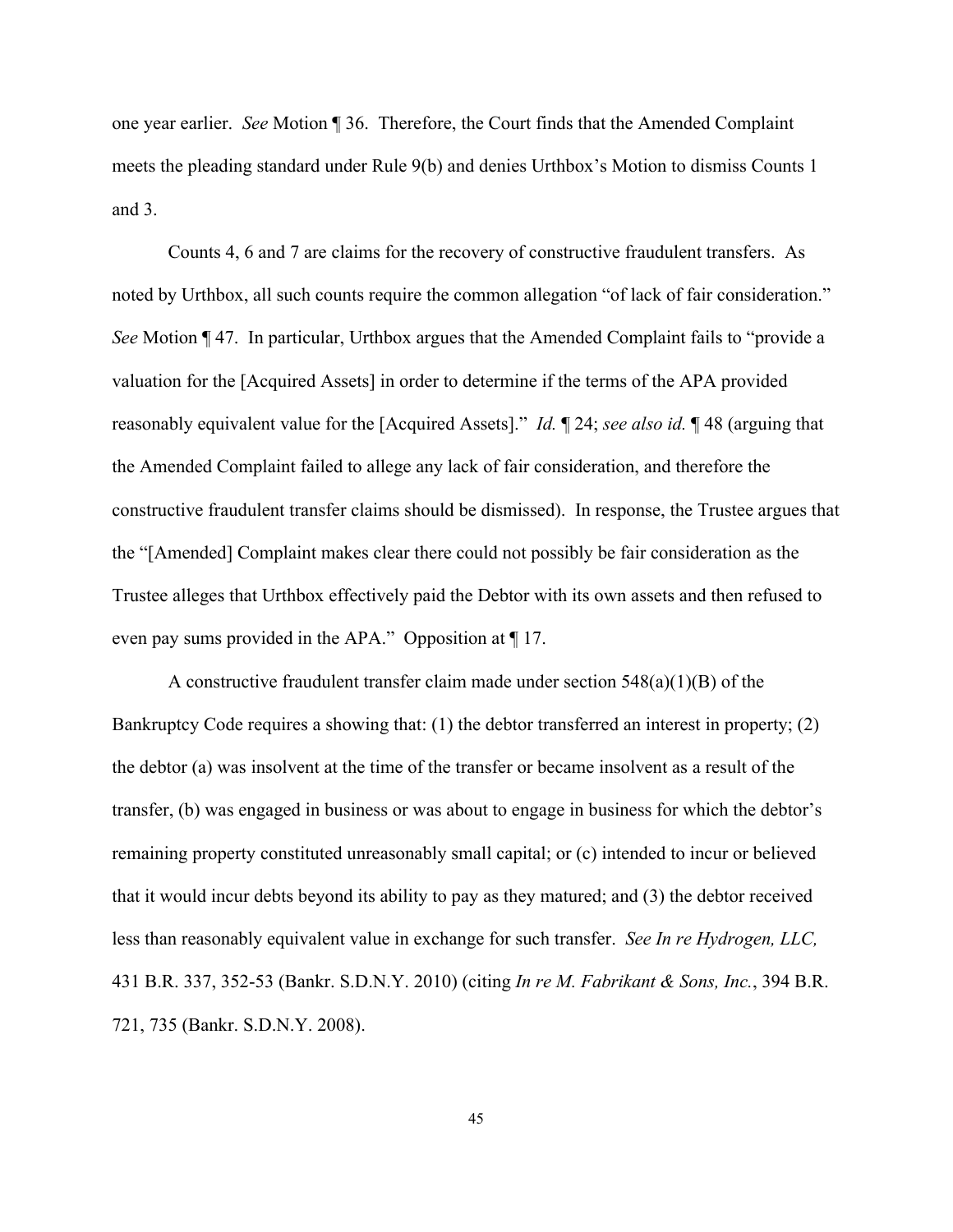one year earlier. *See* Motion ¶ 36. Therefore, the Court finds that the Amended Complaint meets the pleading standard under Rule 9(b) and denies Urthbox's Motion to dismiss Counts 1 and 3.

Counts 4, 6 and 7 are claims for the recovery of constructive fraudulent transfers. As noted by Urthbox, all such counts require the common allegation "of lack of fair consideration." *See* Motion ¶ 47. In particular, Urthbox argues that the Amended Complaint fails to "provide a valuation for the [Acquired Assets] in order to determine if the terms of the APA provided reasonably equivalent value for the [Acquired Assets]." *Id.* ¶ 24; *see also id.* ¶ 48 (arguing that the Amended Complaint failed to allege any lack of fair consideration, and therefore the constructive fraudulent transfer claims should be dismissed). In response, the Trustee argues that the "[Amended] Complaint makes clear there could not possibly be fair consideration as the Trustee alleges that Urthbox effectively paid the Debtor with its own assets and then refused to even pay sums provided in the APA." Opposition at ¶ 17.

A constructive fraudulent transfer claim made under section 548(a)(1)(B) of the Bankruptcy Code requires a showing that: (1) the debtor transferred an interest in property; (2) the debtor (a) was insolvent at the time of the transfer or became insolvent as a result of the transfer, (b) was engaged in business or was about to engage in business for which the debtor's remaining property constituted unreasonably small capital; or (c) intended to incur or believed that it would incur debts beyond its ability to pay as they matured; and (3) the debtor received less than reasonably equivalent value in exchange for such transfer. *See In re Hydrogen, LLC,* 431 B.R. 337, 352-53 (Bankr. S.D.N.Y. 2010) (citing *In re M. Fabrikant & Sons, Inc.*, 394 B.R. 721, 735 (Bankr. S.D.N.Y. 2008).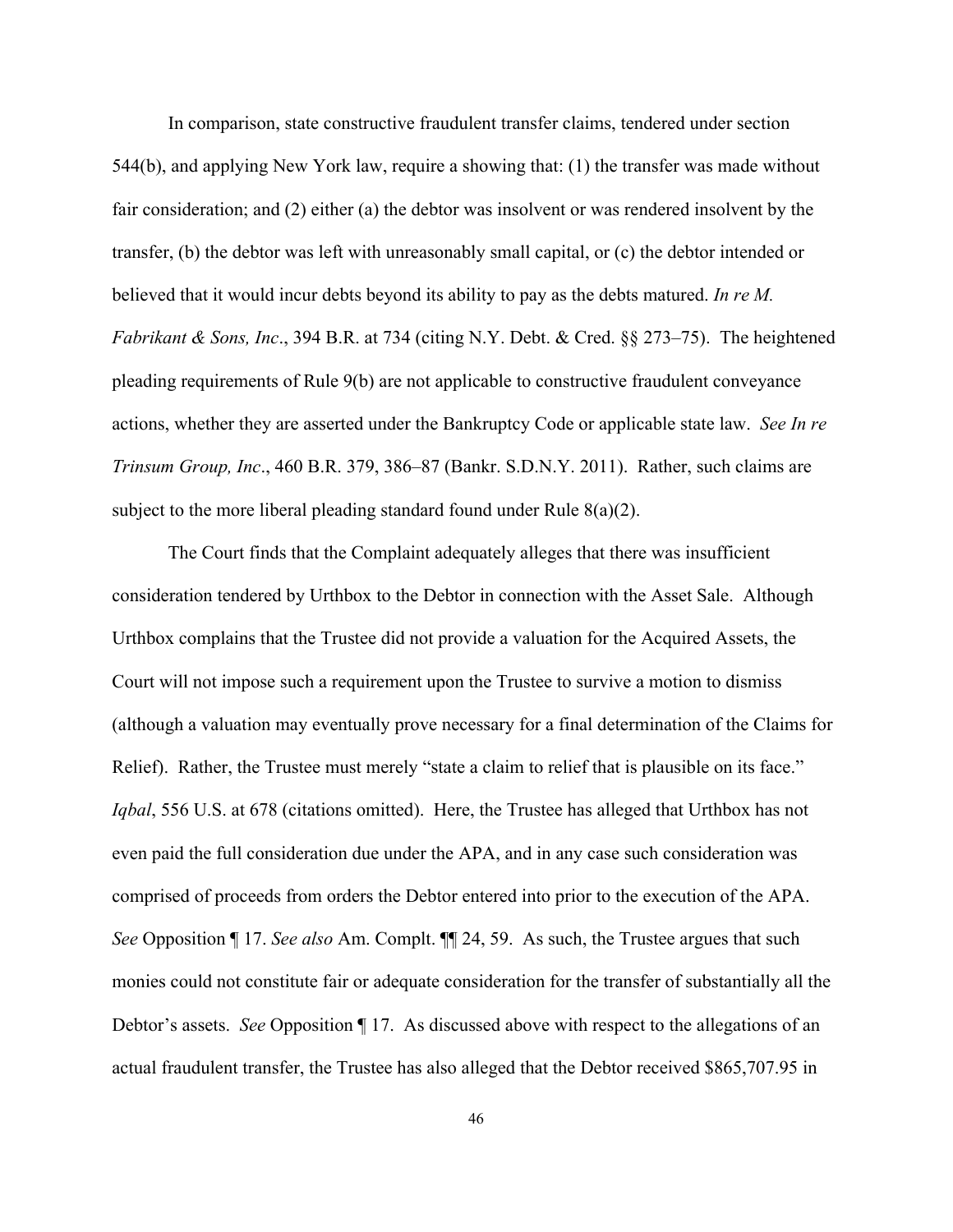In comparison, state constructive fraudulent transfer claims, tendered under section 544(b), and applying New York law, require a showing that: (1) the transfer was made without fair consideration; and (2) either (a) the debtor was insolvent or was rendered insolvent by the transfer, (b) the debtor was left with unreasonably small capital, or (c) the debtor intended or believed that it would incur debts beyond its ability to pay as the debts matured. *In re M. Fabrikant & Sons, Inc*., 394 B.R. at 734 (citing N.Y. Debt. & Cred. §§ 273–75). The heightened pleading requirements of Rule 9(b) are not applicable to constructive fraudulent conveyance actions, whether they are asserted under the Bankruptcy Code or applicable state law. *See In re Trinsum Group, Inc*., 460 B.R. 379, 386–87 (Bankr. S.D.N.Y. 2011). Rather, such claims are subject to the more liberal pleading standard found under Rule 8(a)(2).

The Court finds that the Complaint adequately alleges that there was insufficient consideration tendered by Urthbox to the Debtor in connection with the Asset Sale. Although Urthbox complains that the Trustee did not provide a valuation for the Acquired Assets, the Court will not impose such a requirement upon the Trustee to survive a motion to dismiss (although a valuation may eventually prove necessary for a final determination of the Claims for Relief). Rather, the Trustee must merely "state a claim to relief that is plausible on its face." *Iqbal*, 556 U.S. at 678 (citations omitted). Here, the Trustee has alleged that Urthbox has not even paid the full consideration due under the APA, and in any case such consideration was comprised of proceeds from orders the Debtor entered into prior to the execution of the APA. *See* Opposition ¶ 17. *See also* Am. Compl. ¶¶ 24, 59. As such, the Trustee argues that such monies could not constitute fair or adequate consideration for the transfer of substantially all the Debtor's assets. *See* Opposition ¶ 17. As discussed above with respect to the allegations of an actual fraudulent transfer, the Trustee has also alleged that the Debtor received $865,707.95 in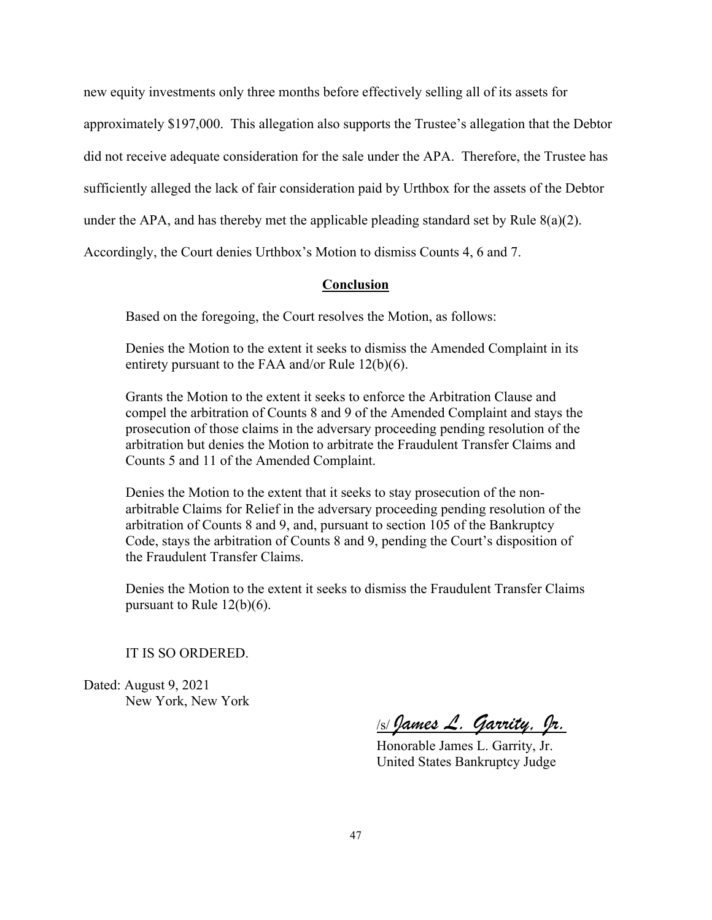new equity investments only three months before effectively selling all of its assets for approximately $197,000. This allegation also supports the Trustee's allegation that the Debtor did not receive adequate consideration for the sale under the APA. Therefore, the Trustee has sufficiently alleged the lack of fair consideration paid by Urthbox for the assets of the Debtor under the APA, and has thereby met the applicable pleading standard set by Rule 8(a)(2). Accordingly, the Court denies Urthbox's Motion to dismiss Counts 4, 6 and 7.

## Conclusion

Based on the foregoing, the Court resolves the Motion, as follows:

Denies the Motion to the extent it seeks to dismiss the Amended Complaint in its entirety pursuant to the FAA and/or Rule 12(b)(6).

Grants the Motion to the extent it seeks to enforce the Arbitration Clause and compel the arbitration of Counts 8 and 9 of the Amended Complaint and stays the prosecution of those claims in the adversary proceeding pending resolution of the arbitration but denies the Motion to arbitrate the Fraudulent Transfer Claims and Counts 5 and 11 of the Amended Complaint.

Denies the Motion to the extent that it seeks to stay prosecution of the non-arbitrable Claims for Relief in the adversary proceeding pending resolution of the arbitration of Counts 8 and 9, and, pursuant to section 105 of the Bankruptcy Code, stays the arbitration of Counts 8 and 9, pending the Court's disposition of the Fraudulent Transfer Claims.

Denies the Motion to the extent it seeks to dismiss the Fraudulent Transfer Claims pursuant to Rule 12(b)(6).

IT IS SO ORDERED.

Dated: August 9, 2021
New York, New York

/s/ *James L. Garrity, Jr.*

Honorable James L. Garrity, Jr.
United States Bankruptcy Judge